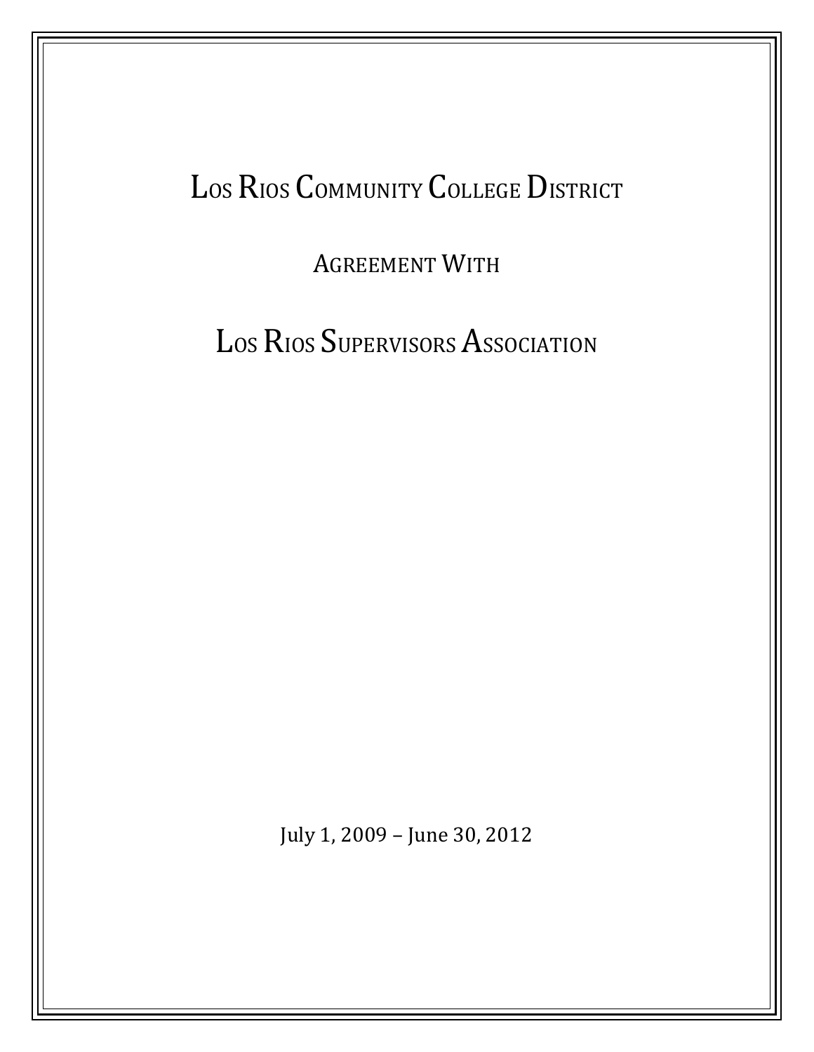# Los Rios Community College District

## Agreement With

# Los Rios Supervisors Association

July 1, 2009 – June 30, 2012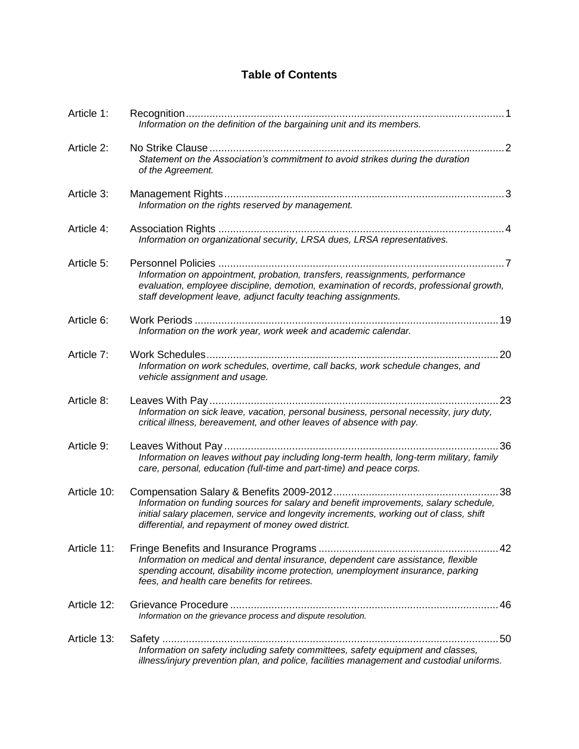# Table of Contents

**Article 1:** Recognition ........................................................................................................ 1
*Information on the definition of the bargaining unit and its members.*

**Article 2:** No Strike Clause ................................................................................................ 2
*Statement on the Association's commitment to avoid strikes during the duration of the Agreement.*

**Article 3:** Management Rights ............................................................................................ 3
*Information on the rights reserved by management.*

**Article 4:** Association Rights .............................................................................................. 4
*Information on organizational security, LRSA dues, LRSA representatives.*

**Article 5:** Personnel Policies .............................................................................................. 7
*Information on appointment, probation, transfers, reassignments, performance evaluation, employee discipline, demotion, examination of records, professional growth, staff development leave, adjunct faculty teaching assignments.*

**Article 6:** Work Periods ..................................................................................................... 19
*Information on the work year, work week and academic calendar.*

**Article 7:** Work Schedules .................................................................................................. 20
*Information on work schedules, overtime, call backs, work schedule changes, and vehicle assignment and usage.*

**Article 8:** Leaves With Pay ................................................................................................. 23
*Information on sick leave, vacation, personal business, personal necessity, jury duty, critical illness, bereavement, and other leaves of absence with pay.*

**Article 9:** Leaves Without Pay ............................................................................................ 36
*Information on leaves without pay including long-term health, long-term military, family care, personal, education (full-time and part-time) and peace corps.*

**Article 10:** Compensation Salary & Benefits 2009-2012 ....................................................... 38
*Information on funding sources for salary and benefit improvements, salary schedule, initial salary placemen, service and longevity increments, working out of class, shift differential, and repayment of money owed district.*

**Article 11:** Fringe Benefits and Insurance Programs ............................................................ 42
*Information on medical and dental insurance, dependent care assistance, flexible spending account, disability income protection, unemployment insurance, parking fees, and health care benefits for retirees.*

**Article 12:** Grievance Procedure .......................................................................................... 46
*Information on the grievance process and dispute resolution.*

**Article 13:** Safety ................................................................................................................ 50
*Information on safety including safety committees, safety equipment and classes, illness/injury prevention plan, and police, facilities management and custodial uniforms.*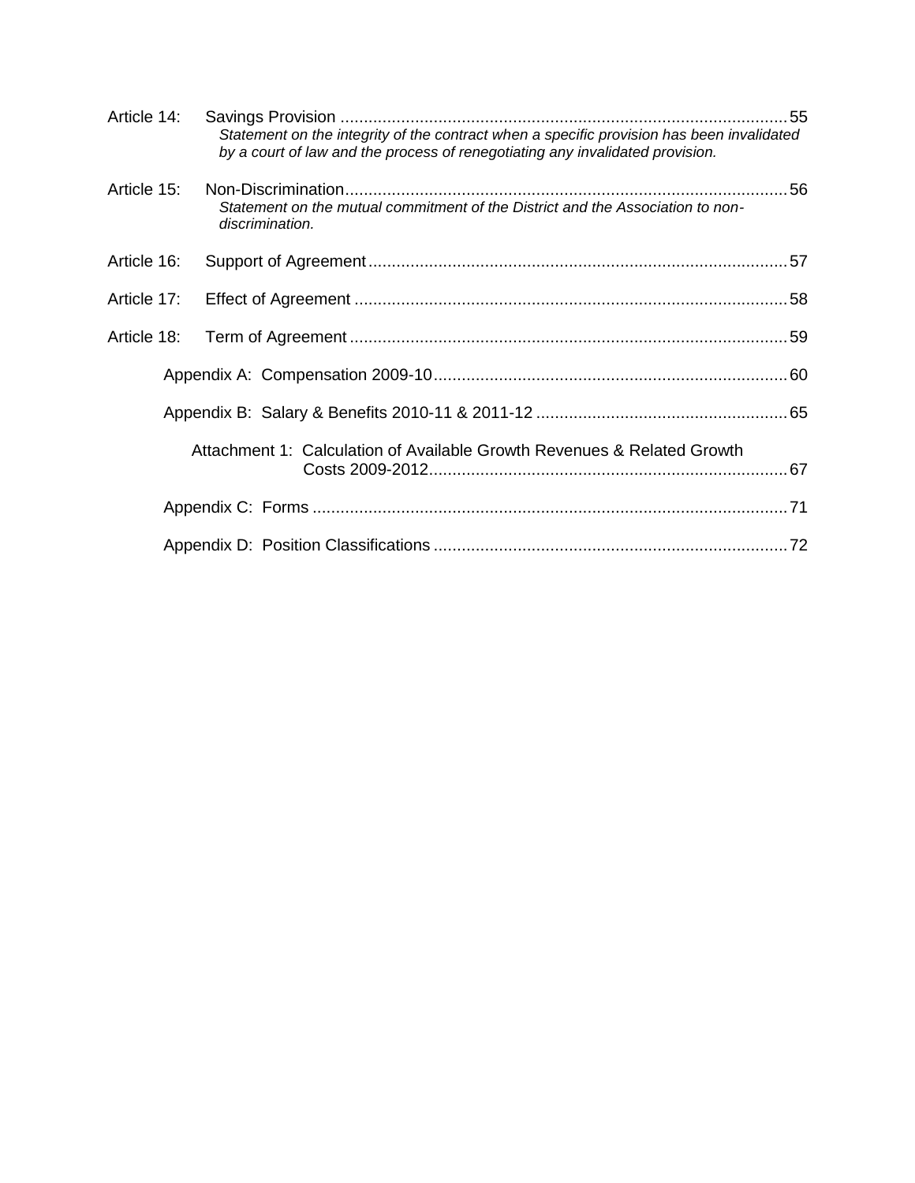Article 14: Savings Provision ........................................................................................... 55

*Statement on the integrity of the contract when a specific provision has been invalidated by a court of law and the process of renegotiating any invalidated provision.*

Article 15: Non-Discrimination ........................................................................................... 56

*Statement on the mutual commitment of the District and the Association to non-discrimination.*

Article 16: Support of Agreement ........................................................................................... 57

Article 17: Effect of Agreement ........................................................................................... 58

Article 18: Term of Agreement ........................................................................................... 59

Appendix A: Compensation 2009-10 ........................................................................................... 60

Appendix B: Salary & Benefits 2010-11 & 2011-12 ........................................................................................... 65

Attachment 1: Calculation of Available Growth Revenues & Related Growth Costs 2009-2012 ........................................................................................... 67

Appendix C: Forms ........................................................................................... 71

Appendix D: Position Classifications ........................................................................................... 72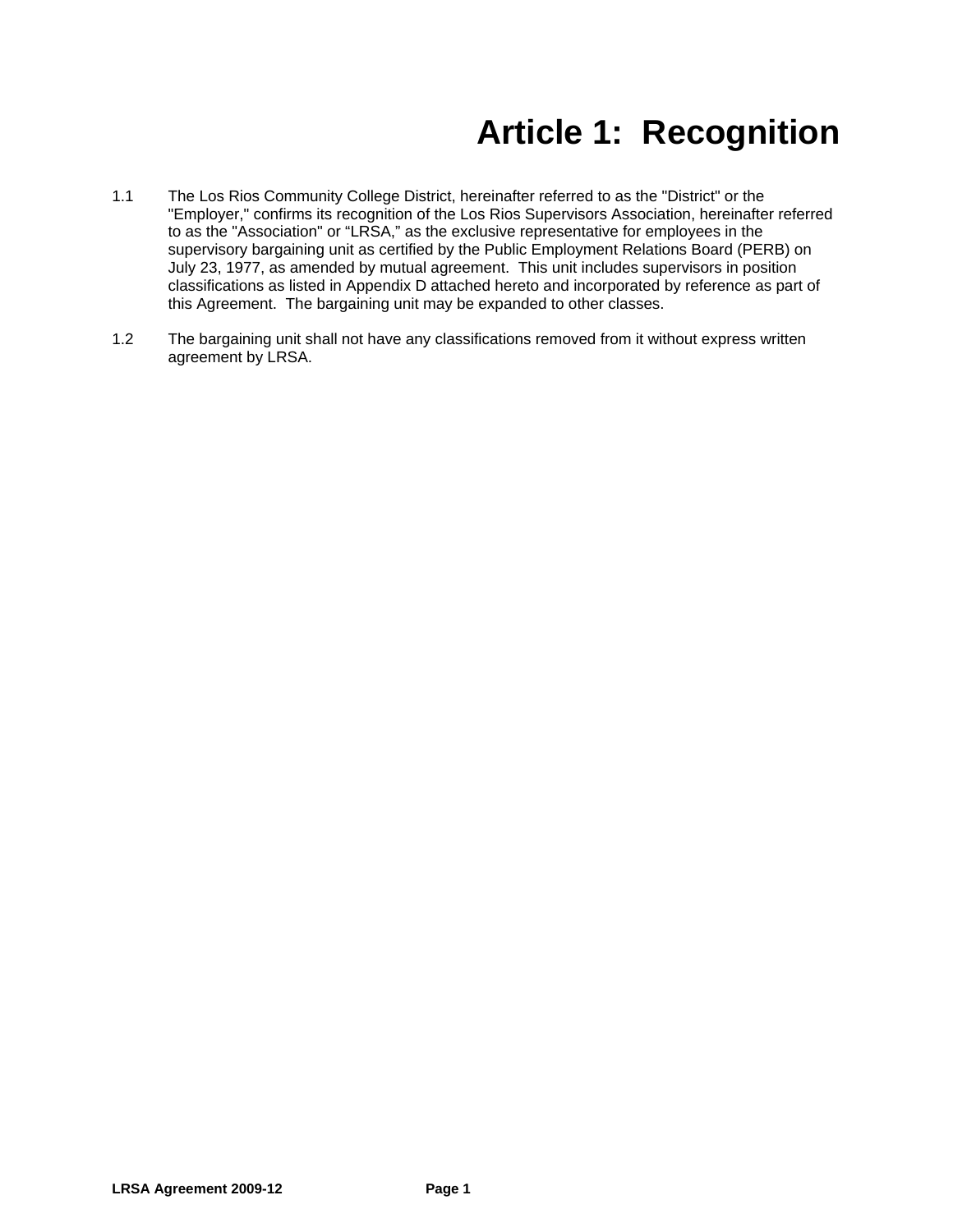# Article 1: Recognition

1.1 The Los Rios Community College District, hereinafter referred to as the "District" or the "Employer," confirms its recognition of the Los Rios Supervisors Association, hereinafter referred to as the "Association" or “LRSA,” as the exclusive representative for employees in the supervisory bargaining unit as certified by the Public Employment Relations Board (PERB) on July 23, 1977, as amended by mutual agreement. This unit includes supervisors in position classifications as listed in Appendix D attached hereto and incorporated by reference as part of this Agreement. The bargaining unit may be expanded to other classes.

1.2 The bargaining unit shall not have any classifications removed from it without express written agreement by LRSA.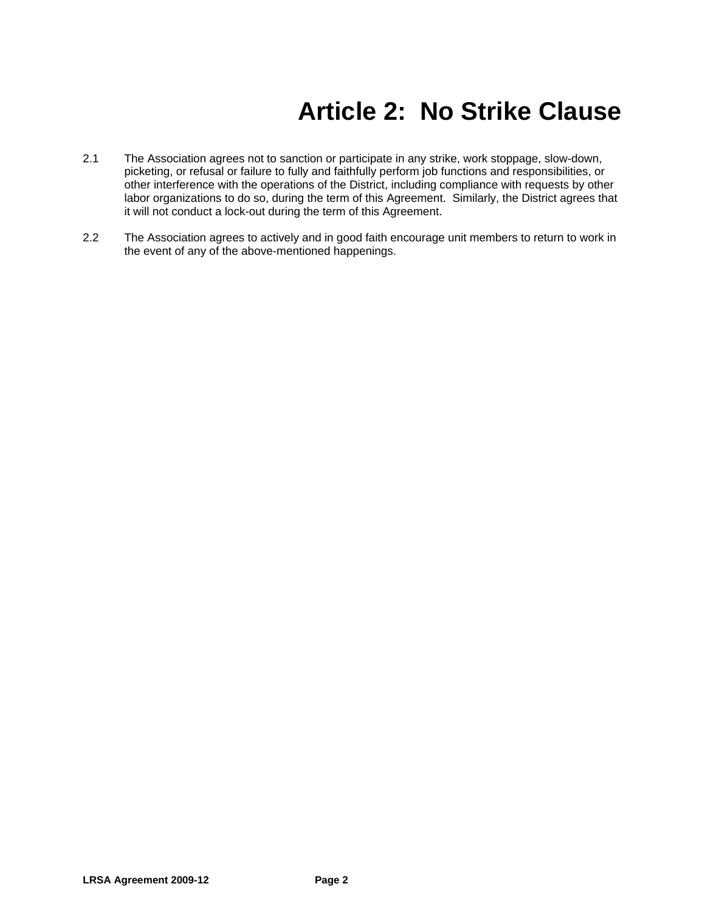# Article 2: No Strike Clause

2.1 The Association agrees not to sanction or participate in any strike, work stoppage, slow-down, picketing, or refusal or failure to fully and faithfully perform job functions and responsibilities, or other interference with the operations of the District, including compliance with requests by other labor organizations to do so, during the term of this Agreement. Similarly, the District agrees that it will not conduct a lock-out during the term of this Agreement.

2.2 The Association agrees to actively and in good faith encourage unit members to return to work in the event of any of the above-mentioned happenings.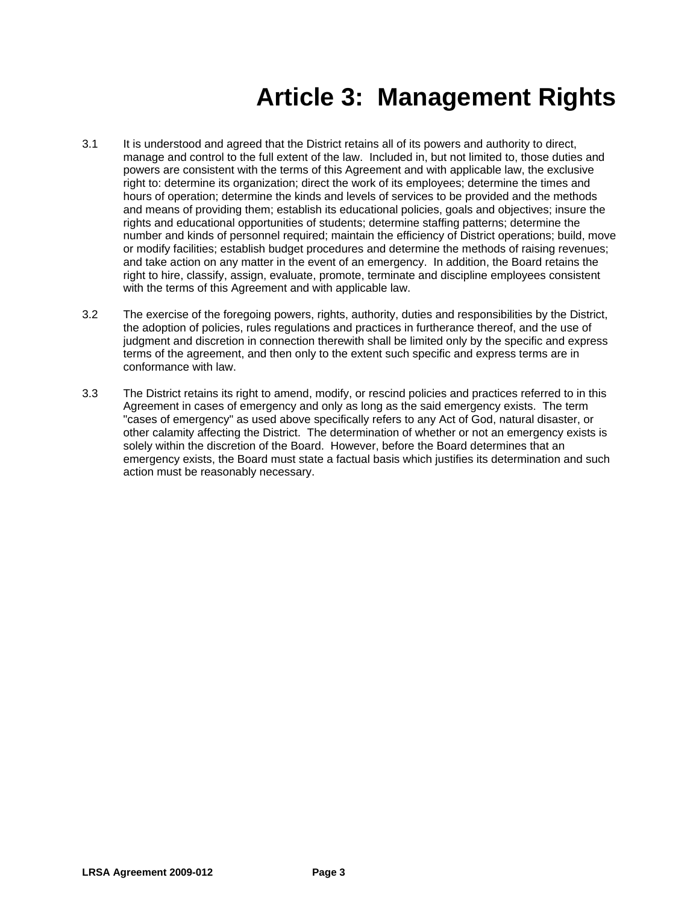# Article 3: Management Rights

3.1 It is understood and agreed that the District retains all of its powers and authority to direct, manage and control to the full extent of the law. Included in, but not limited to, those duties and powers are consistent with the terms of this Agreement and with applicable law, the exclusive right to: determine its organization; direct the work of its employees; determine the times and hours of operation; determine the kinds and levels of services to be provided and the methods and means of providing them; establish its educational policies, goals and objectives; insure the rights and educational opportunities of students; determine staffing patterns; determine the number and kinds of personnel required; maintain the efficiency of District operations; build, move or modify facilities; establish budget procedures and determine the methods of raising revenues; and take action on any matter in the event of an emergency. In addition, the Board retains the right to hire, classify, assign, evaluate, promote, terminate and discipline employees consistent with the terms of this Agreement and with applicable law.

3.2 The exercise of the foregoing powers, rights, authority, duties and responsibilities by the District, the adoption of policies, rules regulations and practices in furtherance thereof, and the use of judgment and discretion in connection therewith shall be limited only by the specific and express terms of the agreement, and then only to the extent such specific and express terms are in conformance with law.

3.3 The District retains its right to amend, modify, or rescind policies and practices referred to in this Agreement in cases of emergency and only as long as the said emergency exists. The term "cases of emergency" as used above specifically refers to any Act of God, natural disaster, or other calamity affecting the District. The determination of whether or not an emergency exists is solely within the discretion of the Board. However, before the Board determines that an emergency exists, the Board must state a factual basis which justifies its determination and such action must be reasonably necessary.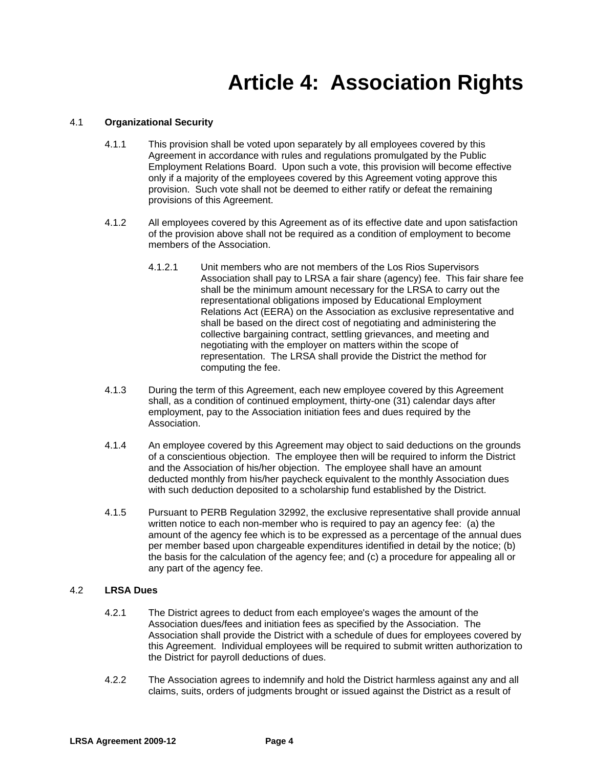# Article 4: Association Rights

4.1 **Organizational Security**

4.1.1 This provision shall be voted upon separately by all employees covered by this Agreement in accordance with rules and regulations promulgated by the Public Employment Relations Board. Upon such a vote, this provision will become effective only if a majority of the employees covered by this Agreement voting approve this provision. Such vote shall not be deemed to either ratify or defeat the remaining provisions of this Agreement.

4.1.2 All employees covered by this Agreement as of its effective date and upon satisfaction of the provision above shall not be required as a condition of employment to become members of the Association.

4.1.2.1 Unit members who are not members of the Los Rios Supervisors Association shall pay to LRSA a fair share (agency) fee. This fair share fee shall be the minimum amount necessary for the LRSA to carry out the representational obligations imposed by Educational Employment Relations Act (EERA) on the Association as exclusive representative and shall be based on the direct cost of negotiating and administering the collective bargaining contract, settling grievances, and meeting and negotiating with the employer on matters within the scope of representation. The LRSA shall provide the District the method for computing the fee.

4.1.3 During the term of this Agreement, each new employee covered by this Agreement shall, as a condition of continued employment, thirty-one (31) calendar days after employment, pay to the Association initiation fees and dues required by the Association.

4.1.4 An employee covered by this Agreement may object to said deductions on the grounds of a conscientious objection. The employee then will be required to inform the District and the Association of his/her objection. The employee shall have an amount deducted monthly from his/her paycheck equivalent to the monthly Association dues with such deduction deposited to a scholarship fund established by the District.

4.1.5 Pursuant to PERB Regulation 32992, the exclusive representative shall provide annual written notice to each non-member who is required to pay an agency fee: (a) the amount of the agency fee which is to be expressed as a percentage of the annual dues per member based upon chargeable expenditures identified in detail by the notice; (b) the basis for the calculation of the agency fee; and (c) a procedure for appealing all or any part of the agency fee.

4.2 **LRSA Dues**

4.2.1 The District agrees to deduct from each employee's wages the amount of the Association dues/fees and initiation fees as specified by the Association. The Association shall provide the District with a schedule of dues for employees covered by this Agreement. Individual employees will be required to submit written authorization to the District for payroll deductions of dues.

4.2.2 The Association agrees to indemnify and hold the District harmless against any and all claims, suits, orders of judgments brought or issued against the District as a result of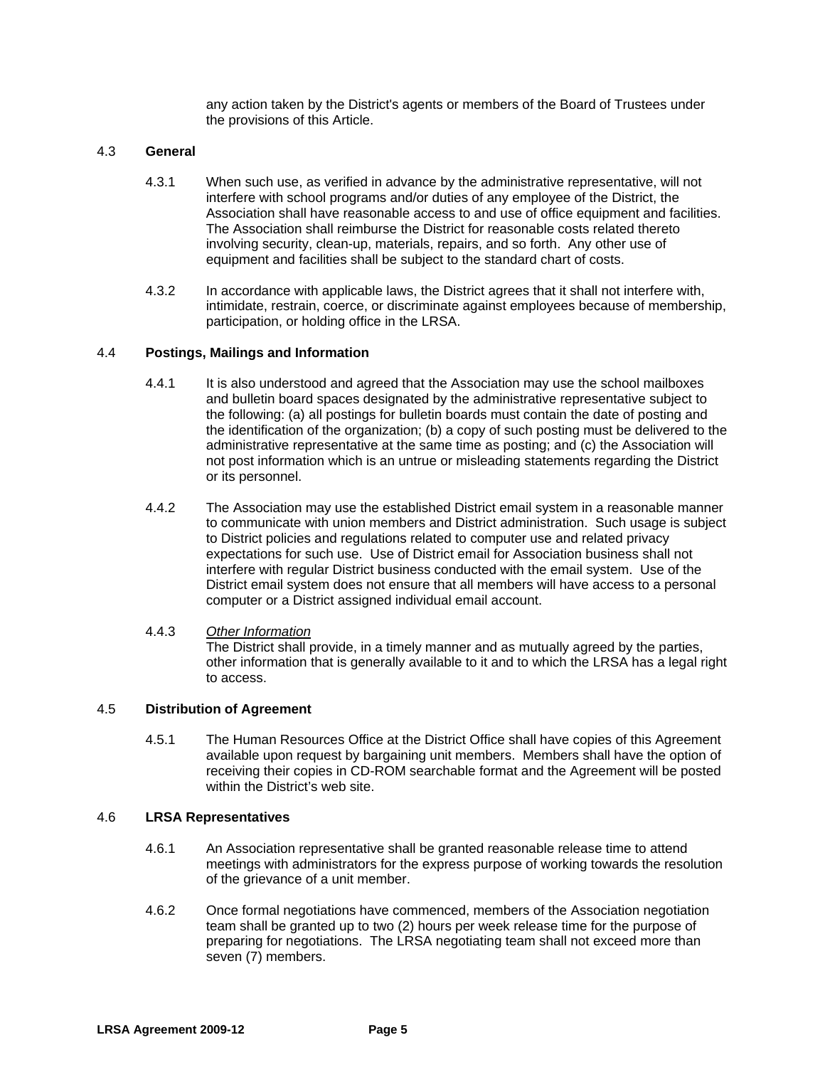any action taken by the District's agents or members of the Board of Trustees under the provisions of this Article.

4.3 **General**

4.3.1 When such use, as verified in advance by the administrative representative, will not interfere with school programs and/or duties of any employee of the District, the Association shall have reasonable access to and use of office equipment and facilities. The Association shall reimburse the District for reasonable costs related thereto involving security, clean-up, materials, repairs, and so forth. Any other use of equipment and facilities shall be subject to the standard chart of costs.

4.3.2 In accordance with applicable laws, the District agrees that it shall not interfere with, intimidate, restrain, coerce, or discriminate against employees because of membership, participation, or holding office in the LRSA.

4.4 **Postings, Mailings and Information**

4.4.1 It is also understood and agreed that the Association may use the school mailboxes and bulletin board spaces designated by the administrative representative subject to the following: (a) all postings for bulletin boards must contain the date of posting and the identification of the organization; (b) a copy of such posting must be delivered to the administrative representative at the same time as posting; and (c) the Association will not post information which is an untrue or misleading statements regarding the District or its personnel.

4.4.2 The Association may use the established District email system in a reasonable manner to communicate with union members and District administration. Such usage is subject to District policies and regulations related to computer use and related privacy expectations for such use. Use of District email for Association business shall not interfere with regular District business conducted with the email system. Use of the District email system does not ensure that all members will have access to a personal computer or a District assigned individual email account.

4.4.3 *Other Information*
The District shall provide, in a timely manner and as mutually agreed by the parties, other information that is generally available to it and to which the LRSA has a legal right to access.

4.5 **Distribution of Agreement**

4.5.1 The Human Resources Office at the District Office shall have copies of this Agreement available upon request by bargaining unit members. Members shall have the option of receiving their copies in CD-ROM searchable format and the Agreement will be posted within the District's web site.

4.6 **LRSA Representatives**

4.6.1 An Association representative shall be granted reasonable release time to attend meetings with administrators for the express purpose of working towards the resolution of the grievance of a unit member.

4.6.2 Once formal negotiations have commenced, members of the Association negotiation team shall be granted up to two (2) hours per week release time for the purpose of preparing for negotiations. The LRSA negotiating team shall not exceed more than seven (7) members.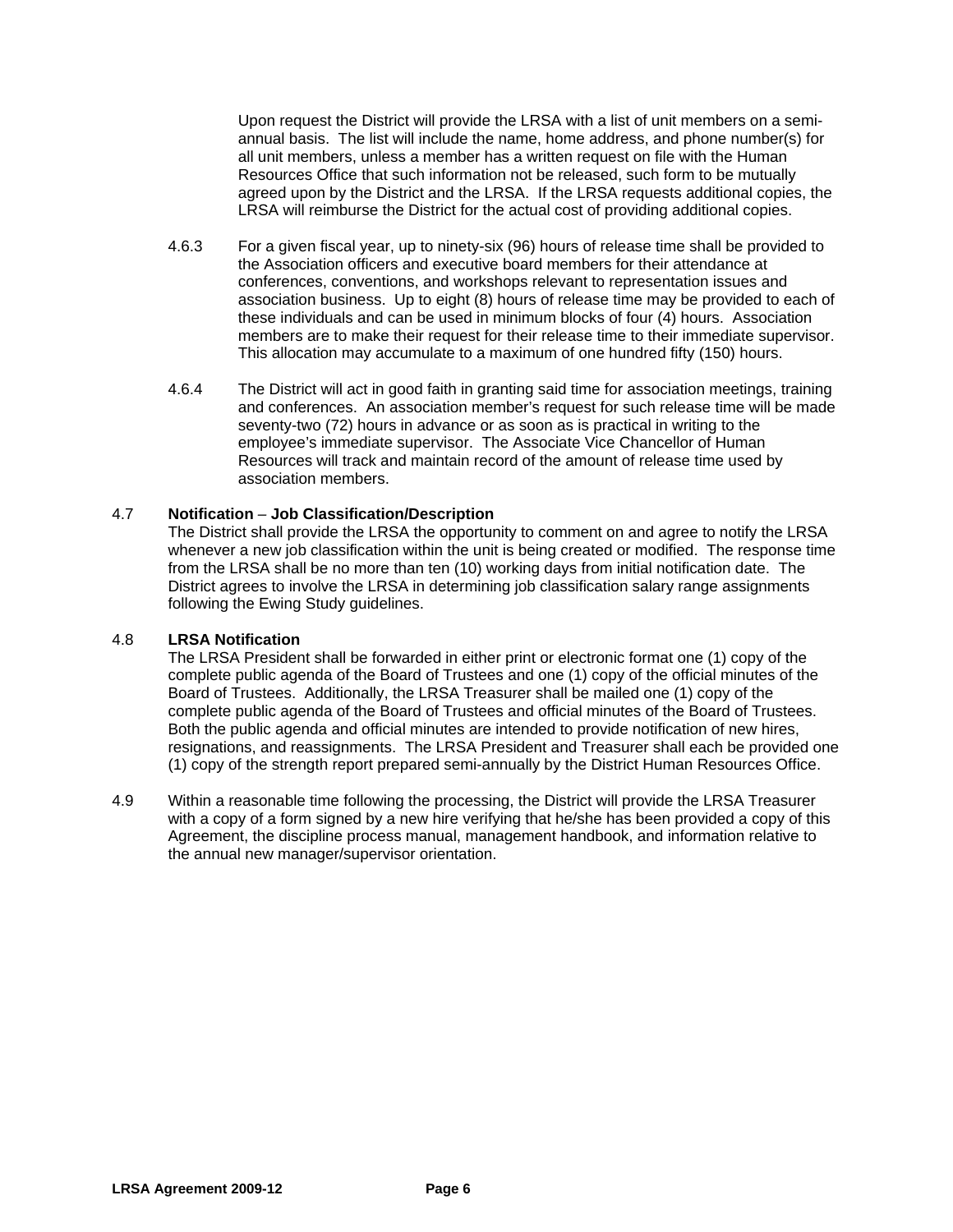Upon request the District will provide the LRSA with a list of unit members on a semi-annual basis. The list will include the name, home address, and phone number(s) for all unit members, unless a member has a written request on file with the Human Resources Office that such information not be released, such form to be mutually agreed upon by the District and the LRSA. If the LRSA requests additional copies, the LRSA will reimburse the District for the actual cost of providing additional copies.

4.6.3 For a given fiscal year, up to ninety-six (96) hours of release time shall be provided to the Association officers and executive board members for their attendance at conferences, conventions, and workshops relevant to representation issues and association business. Up to eight (8) hours of release time may be provided to each of these individuals and can be used in minimum blocks of four (4) hours. Association members are to make their request for their release time to their immediate supervisor. This allocation may accumulate to a maximum of one hundred fifty (150) hours.

4.6.4 The District will act in good faith in granting said time for association meetings, training and conferences. An association member's request for such release time will be made seventy-two (72) hours in advance or as soon as is practical in writing to the employee's immediate supervisor. The Associate Vice Chancellor of Human Resources will track and maintain record of the amount of release time used by association members.

4.7 **Notification** – **Job Classification/Description**

The District shall provide the LRSA the opportunity to comment on and agree to notify the LRSA whenever a new job classification within the unit is being created or modified. The response time from the LRSA shall be no more than ten (10) working days from initial notification date. The District agrees to involve the LRSA in determining job classification salary range assignments following the Ewing Study guidelines.

4.8 **LRSA Notification**

The LRSA President shall be forwarded in either print or electronic format one (1) copy of the complete public agenda of the Board of Trustees and one (1) copy of the official minutes of the Board of Trustees. Additionally, the LRSA Treasurer shall be mailed one (1) copy of the complete public agenda of the Board of Trustees and official minutes of the Board of Trustees. Both the public agenda and official minutes are intended to provide notification of new hires, resignations, and reassignments. The LRSA President and Treasurer shall each be provided one (1) copy of the strength report prepared semi-annually by the District Human Resources Office.

4.9 Within a reasonable time following the processing, the District will provide the LRSA Treasurer with a copy of a form signed by a new hire verifying that he/she has been provided a copy of this Agreement, the discipline process manual, management handbook, and information relative to the annual new manager/supervisor orientation.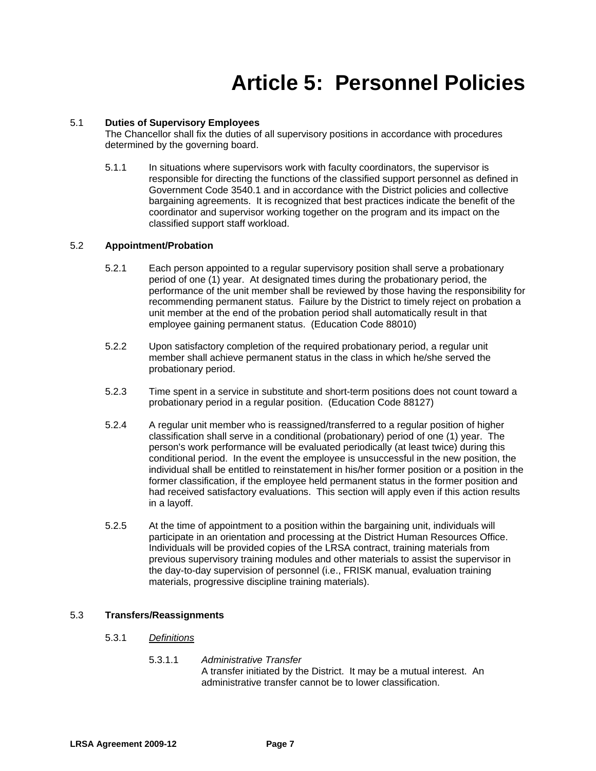# Article 5: Personnel Policies

5.1 **Duties of Supervisory Employees**

The Chancellor shall fix the duties of all supervisory positions in accordance with procedures determined by the governing board.

5.1.1 In situations where supervisors work with faculty coordinators, the supervisor is responsible for directing the functions of the classified support personnel as defined in Government Code 3540.1 and in accordance with the District policies and collective bargaining agreements. It is recognized that best practices indicate the benefit of the coordinator and supervisor working together on the program and its impact on the classified support staff workload.

5.2 **Appointment/Probation**

5.2.1 Each person appointed to a regular supervisory position shall serve a probationary period of one (1) year. At designated times during the probationary period, the performance of the unit member shall be reviewed by those having the responsibility for recommending permanent status. Failure by the District to timely reject on probation a unit member at the end of the probation period shall automatically result in that employee gaining permanent status. (Education Code 88010)

5.2.2 Upon satisfactory completion of the required probationary period, a regular unit member shall achieve permanent status in the class in which he/she served the probationary period.

5.2.3 Time spent in a service in substitute and short-term positions does not count toward a probationary period in a regular position. (Education Code 88127)

5.2.4 A regular unit member who is reassigned/transferred to a regular position of higher classification shall serve in a conditional (probationary) period of one (1) year. The person's work performance will be evaluated periodically (at least twice) during this conditional period. In the event the employee is unsuccessful in the new position, the individual shall be entitled to reinstatement in his/her former position or a position in the former classification, if the employee held permanent status in the former position and had received satisfactory evaluations. This section will apply even if this action results in a layoff.

5.2.5 At the time of appointment to a position within the bargaining unit, individuals will participate in an orientation and processing at the District Human Resources Office. Individuals will be provided copies of the LRSA contract, training materials from previous supervisory training modules and other materials to assist the supervisor in the day-to-day supervision of personnel (i.e., FRISK manual, evaluation training materials, progressive discipline training materials).

5.3 **Transfers/Reassignments**

5.3.1 <u>*Definitions*</u>

5.3.1.1 *Administrative Transfer*

A transfer initiated by the District. It may be a mutual interest. An administrative transfer cannot be to lower classification.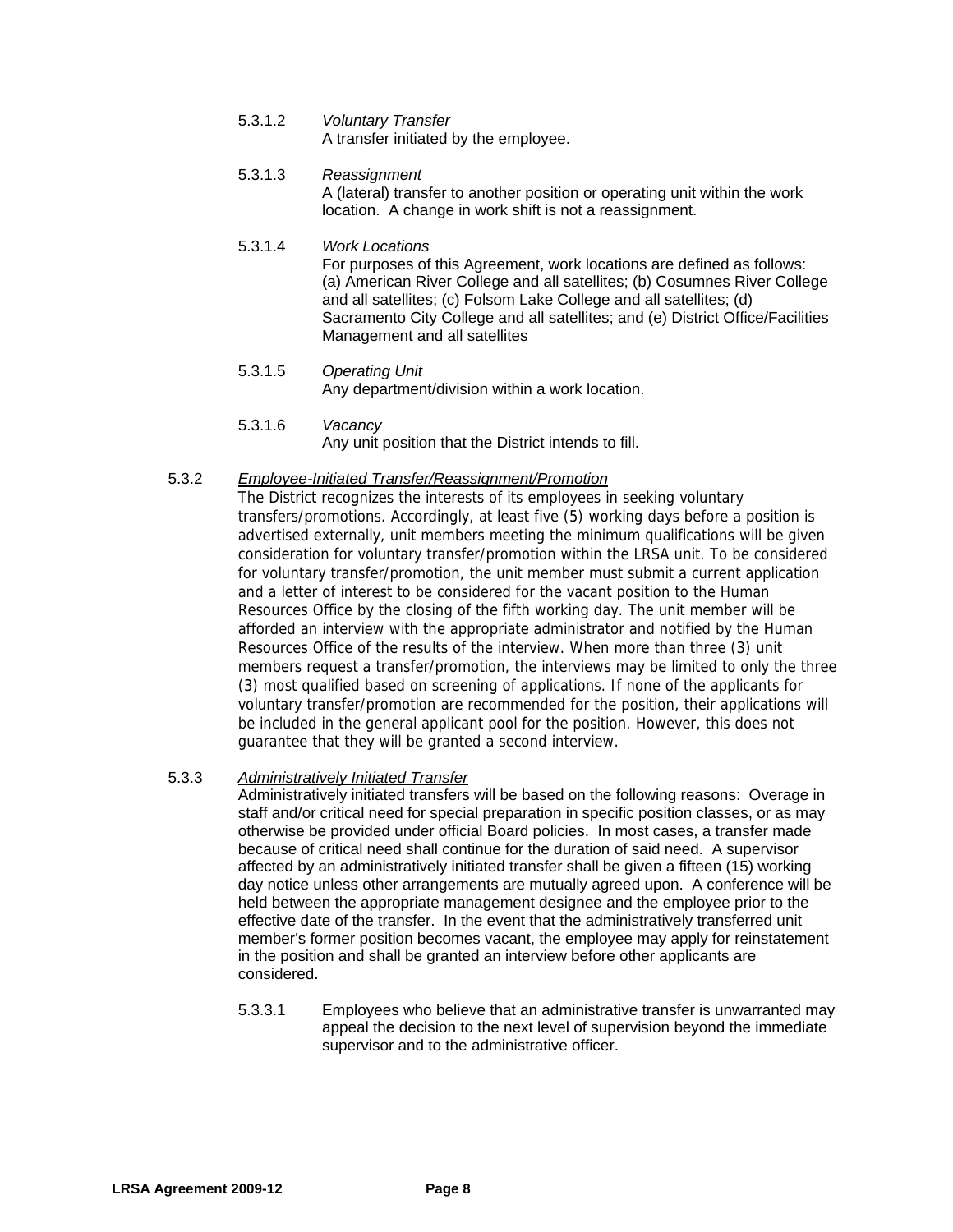5.3.1.2 *Voluntary Transfer*
A transfer initiated by the employee.

5.3.1.3 *Reassignment*
A (lateral) transfer to another position or operating unit within the work location. A change in work shift is not a reassignment.

5.3.1.4 *Work Locations*
For purposes of this Agreement, work locations are defined as follows: (a) American River College and all satellites; (b) Cosumnes River College and all satellites; (c) Folsom Lake College and all satellites; (d) Sacramento City College and all satellites; and (e) District Office/Facilities Management and all satellites

5.3.1.5 *Operating Unit*
Any department/division within a work location.

5.3.1.6 *Vacancy*
Any unit position that the District intends to fill.

5.3.2 *Employee-Initiated Transfer/Reassignment/Promotion*
The District recognizes the interests of its employees in seeking voluntary transfers/promotions. Accordingly, at least five (5) working days before a position is advertised externally, unit members meeting the minimum qualifications will be given consideration for voluntary transfer/promotion within the LRSA unit. To be considered for voluntary transfer/promotion, the unit member must submit a current application and a letter of interest to be considered for the vacant position to the Human Resources Office by the closing of the fifth working day. The unit member will be afforded an interview with the appropriate administrator and notified by the Human Resources Office of the results of the interview. When more than three (3) unit members request a transfer/promotion, the interviews may be limited to only the three (3) most qualified based on screening of applications. If none of the applicants for voluntary transfer/promotion are recommended for the position, their applications will be included in the general applicant pool for the position. However, this does not guarantee that they will be granted a second interview.

5.3.3 *Administratively Initiated Transfer*
Administratively initiated transfers will be based on the following reasons: Overage in staff and/or critical need for special preparation in specific position classes, or as may otherwise be provided under official Board policies. In most cases, a transfer made because of critical need shall continue for the duration of said need. A supervisor affected by an administratively initiated transfer shall be given a fifteen (15) working day notice unless other arrangements are mutually agreed upon. A conference will be held between the appropriate management designee and the employee prior to the effective date of the transfer. In the event that the administratively transferred unit member's former position becomes vacant, the employee may apply for reinstatement in the position and shall be granted an interview before other applicants are considered.

5.3.3.1 Employees who believe that an administrative transfer is unwarranted may appeal the decision to the next level of supervision beyond the immediate supervisor and to the administrative officer.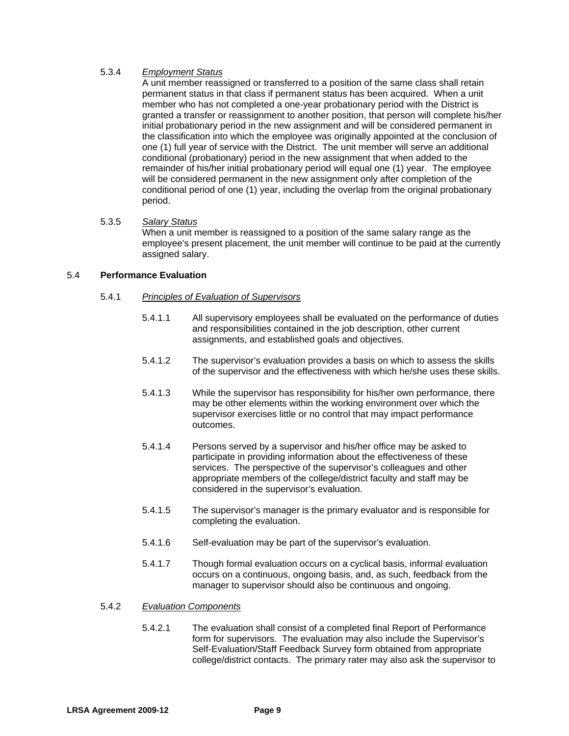5.3.4 *Employment Status*

A unit member reassigned or transferred to a position of the same class shall retain permanent status in that class if permanent status has been acquired. When a unit member who has not completed a one-year probationary period with the District is granted a transfer or reassignment to another position, that person will complete his/her initial probationary period in the new assignment and will be considered permanent in the classification into which the employee was originally appointed at the conclusion of one (1) full year of service with the District. The unit member will serve an additional conditional (probationary) period in the new assignment that when added to the remainder of his/her initial probationary period will equal one (1) year. The employee will be considered permanent in the new assignment only after completion of the conditional period of one (1) year, including the overlap from the original probationary period.

5.3.5 *Salary Status*

When a unit member is reassigned to a position of the same salary range as the employee's present placement, the unit member will continue to be paid at the currently assigned salary.

## 5.4 **Performance Evaluation**

5.4.1 *Principles of Evaluation of Supervisors*

5.4.1.1 All supervisory employees shall be evaluated on the performance of duties and responsibilities contained in the job description, other current assignments, and established goals and objectives.

5.4.1.2 The supervisor's evaluation provides a basis on which to assess the skills of the supervisor and the effectiveness with which he/she uses these skills.

5.4.1.3 While the supervisor has responsibility for his/her own performance, there may be other elements within the working environment over which the supervisor exercises little or no control that may impact performance outcomes.

5.4.1.4 Persons served by a supervisor and his/her office may be asked to participate in providing information about the effectiveness of these services. The perspective of the supervisor's colleagues and other appropriate members of the college/district faculty and staff may be considered in the supervisor's evaluation.

5.4.1.5 The supervisor's manager is the primary evaluator and is responsible for completing the evaluation.

5.4.1.6 Self-evaluation may be part of the supervisor's evaluation.

5.4.1.7 Though formal evaluation occurs on a cyclical basis, informal evaluation occurs on a continuous, ongoing basis, and, as such, feedback from the manager to supervisor should also be continuous and ongoing.

5.4.2 *Evaluation Components*

5.4.2.1 The evaluation shall consist of a completed final Report of Performance form for supervisors. The evaluation may also include the Supervisor's Self-Evaluation/Staff Feedback Survey form obtained from appropriate college/district contacts. The primary rater may also ask the supervisor to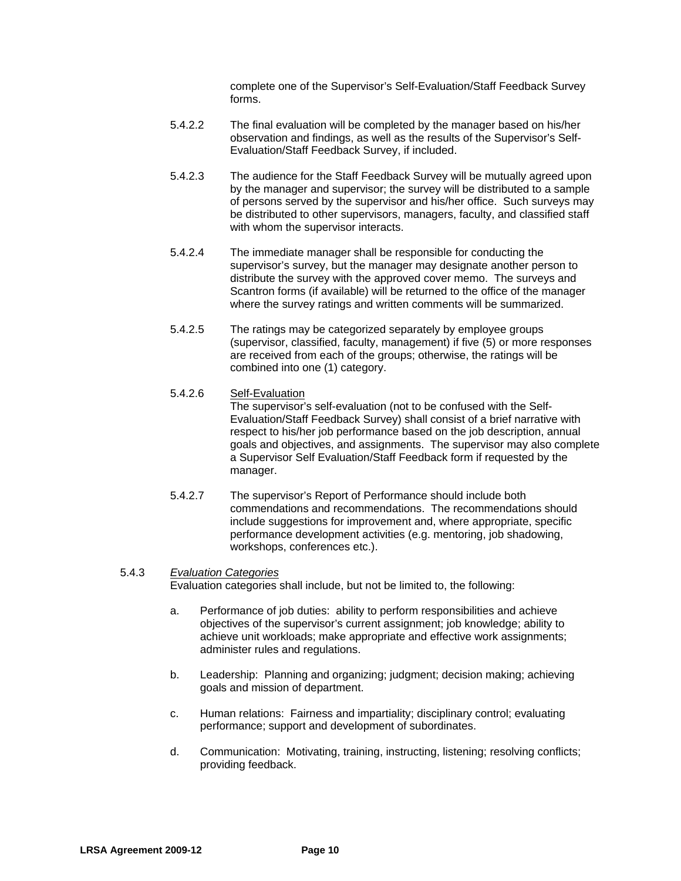complete one of the Supervisor's Self-Evaluation/Staff Feedback Survey forms.

5.4.2.2 The final evaluation will be completed by the manager based on his/her observation and findings, as well as the results of the Supervisor's Self-Evaluation/Staff Feedback Survey, if included.

5.4.2.3 The audience for the Staff Feedback Survey will be mutually agreed upon by the manager and supervisor; the survey will be distributed to a sample of persons served by the supervisor and his/her office. Such surveys may be distributed to other supervisors, managers, faculty, and classified staff with whom the supervisor interacts.

5.4.2.4 The immediate manager shall be responsible for conducting the supervisor's survey, but the manager may designate another person to distribute the survey with the approved cover memo. The surveys and Scantron forms (if available) will be returned to the office of the manager where the survey ratings and written comments will be summarized.

5.4.2.5 The ratings may be categorized separately by employee groups (supervisor, classified, faculty, management) if five (5) or more responses are received from each of the groups; otherwise, the ratings will be combined into one (1) category.

5.4.2.6 <u>Self-Evaluation</u>
The supervisor's self-evaluation (not to be confused with the Self-Evaluation/Staff Feedback Survey) shall consist of a brief narrative with respect to his/her job performance based on the job description, annual goals and objectives, and assignments. The supervisor may also complete a Supervisor Self Evaluation/Staff Feedback form if requested by the manager.

5.4.2.7 The supervisor's Report of Performance should include both commendations and recommendations. The recommendations should include suggestions for improvement and, where appropriate, specific performance development activities (e.g. mentoring, job shadowing, workshops, conferences etc.).

5.4.3 *<u>Evaluation Categories</u>*
Evaluation categories shall include, but not be limited to, the following:

a. Performance of job duties: ability to perform responsibilities and achieve objectives of the supervisor's current assignment; job knowledge; ability to achieve unit workloads; make appropriate and effective work assignments; administer rules and regulations.

b. Leadership: Planning and organizing; judgment; decision making; achieving goals and mission of department.

c. Human relations: Fairness and impartiality; disciplinary control; evaluating performance; support and development of subordinates.

d. Communication: Motivating, training, instructing, listening; resolving conflicts; providing feedback.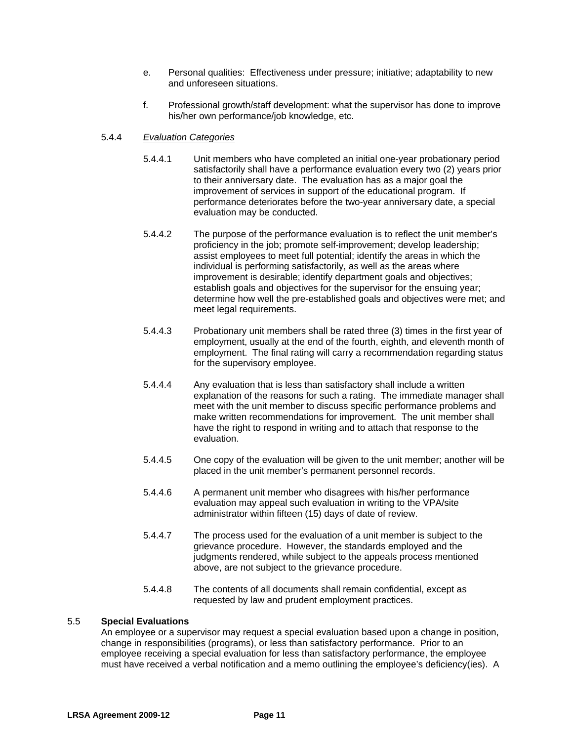e. Personal qualities: Effectiveness under pressure; initiative; adaptability to new and unforeseen situations.

f. Professional growth/staff development: what the supervisor has done to improve his/her own performance/job knowledge, etc.

5.4.4 *Evaluation Categories*

5.4.4.1 Unit members who have completed an initial one-year probationary period satisfactorily shall have a performance evaluation every two (2) years prior to their anniversary date. The evaluation has as a major goal the improvement of services in support of the educational program. If performance deteriorates before the two-year anniversary date, a special evaluation may be conducted.

5.4.4.2 The purpose of the performance evaluation is to reflect the unit member's proficiency in the job; promote self-improvement; develop leadership; assist employees to meet full potential; identify the areas in which the individual is performing satisfactorily, as well as the areas where improvement is desirable; identify department goals and objectives; establish goals and objectives for the supervisor for the ensuing year; determine how well the pre-established goals and objectives were met; and meet legal requirements.

5.4.4.3 Probationary unit members shall be rated three (3) times in the first year of employment, usually at the end of the fourth, eighth, and eleventh month of employment. The final rating will carry a recommendation regarding status for the supervisory employee.

5.4.4.4 Any evaluation that is less than satisfactory shall include a written explanation of the reasons for such a rating. The immediate manager shall meet with the unit member to discuss specific performance problems and make written recommendations for improvement. The unit member shall have the right to respond in writing and to attach that response to the evaluation.

5.4.4.5 One copy of the evaluation will be given to the unit member; another will be placed in the unit member's permanent personnel records.

5.4.4.6 A permanent unit member who disagrees with his/her performance evaluation may appeal such evaluation in writing to the VPA/site administrator within fifteen (15) days of date of review.

5.4.4.7 The process used for the evaluation of a unit member is subject to the grievance procedure. However, the standards employed and the judgments rendered, while subject to the appeals process mentioned above, are not subject to the grievance procedure.

5.4.4.8 The contents of all documents shall remain confidential, except as requested by law and prudent employment practices.

5.5 **Special Evaluations**

An employee or a supervisor may request a special evaluation based upon a change in position, change in responsibilities (programs), or less than satisfactory performance. Prior to an employee receiving a special evaluation for less than satisfactory performance, the employee must have received a verbal notification and a memo outlining the employee's deficiency(ies). A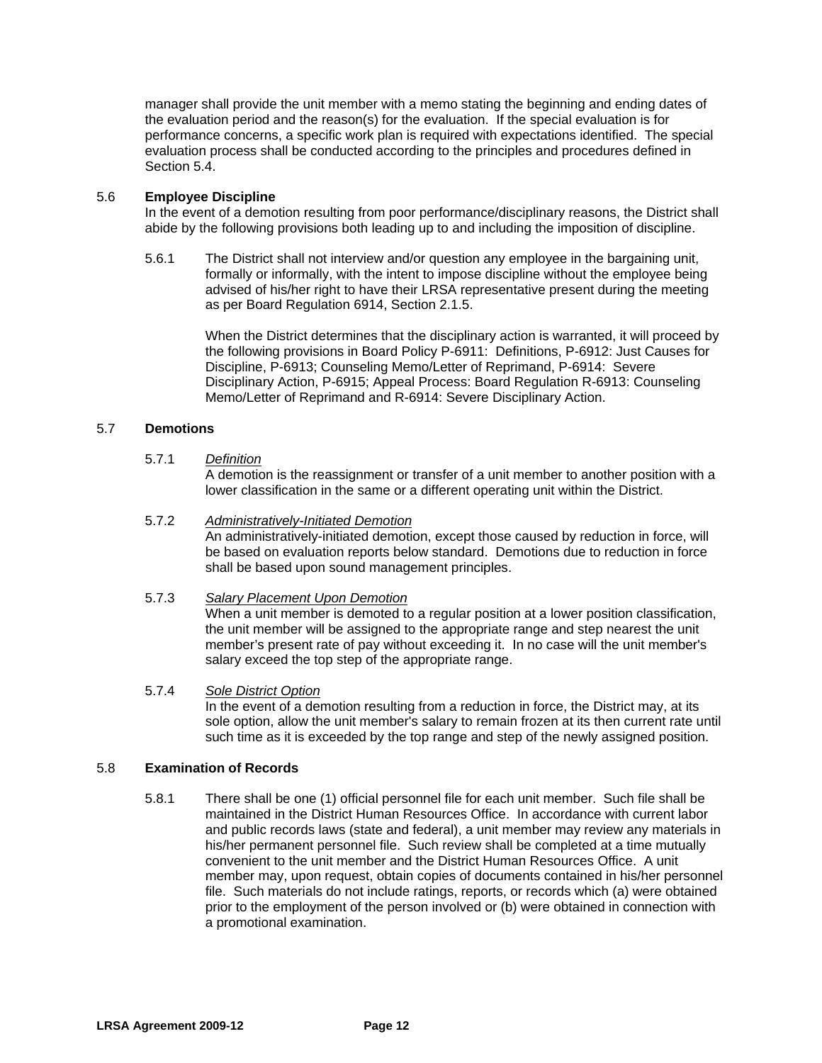manager shall provide the unit member with a memo stating the beginning and ending dates of the evaluation period and the reason(s) for the evaluation. If the special evaluation is for performance concerns, a specific work plan is required with expectations identified. The special evaluation process shall be conducted according to the principles and procedures defined in Section 5.4.

5.6 **Employee Discipline**

In the event of a demotion resulting from poor performance/disciplinary reasons, the District shall abide by the following provisions both leading up to and including the imposition of discipline.

5.6.1 The District shall not interview and/or question any employee in the bargaining unit, formally or informally, with the intent to impose discipline without the employee being advised of his/her right to have their LRSA representative present during the meeting as per Board Regulation 6914, Section 2.1.5.

When the District determines that the disciplinary action is warranted, it will proceed by the following provisions in Board Policy P-6911: Definitions, P-6912: Just Causes for Discipline, P-6913; Counseling Memo/Letter of Reprimand, P-6914: Severe Disciplinary Action, P-6915; Appeal Process: Board Regulation R-6913: Counseling Memo/Letter of Reprimand and R-6914: Severe Disciplinary Action.

5.7 **Demotions**

5.7.1 _Definition_

A demotion is the reassignment or transfer of a unit member to another position with a lower classification in the same or a different operating unit within the District.

5.7.2 _Administratively-Initiated Demotion_

An administratively-initiated demotion, except those caused by reduction in force, will be based on evaluation reports below standard. Demotions due to reduction in force shall be based upon sound management principles.

5.7.3 _Salary Placement Upon Demotion_

When a unit member is demoted to a regular position at a lower position classification, the unit member will be assigned to the appropriate range and step nearest the unit member's present rate of pay without exceeding it. In no case will the unit member's salary exceed the top step of the appropriate range.

5.7.4 _Sole District Option_

In the event of a demotion resulting from a reduction in force, the District may, at its sole option, allow the unit member's salary to remain frozen at its then current rate until such time as it is exceeded by the top range and step of the newly assigned position.

5.8 **Examination of Records**

5.8.1 There shall be one (1) official personnel file for each unit member. Such file shall be maintained in the District Human Resources Office. In accordance with current labor and public records laws (state and federal), a unit member may review any materials in his/her permanent personnel file. Such review shall be completed at a time mutually convenient to the unit member and the District Human Resources Office. A unit member may, upon request, obtain copies of documents contained in his/her personnel file. Such materials do not include ratings, reports, or records which (a) were obtained prior to the employment of the person involved or (b) were obtained in connection with a promotional examination.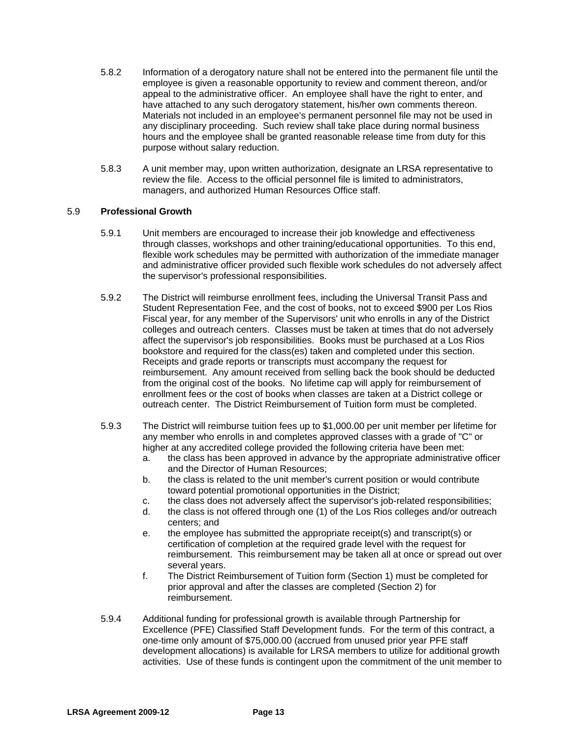5.8.2 Information of a derogatory nature shall not be entered into the permanent file until the employee is given a reasonable opportunity to review and comment thereon, and/or appeal to the administrative officer. An employee shall have the right to enter, and have attached to any such derogatory statement, his/her own comments thereon. Materials not included in an employee's permanent personnel file may not be used in any disciplinary proceeding. Such review shall take place during normal business hours and the employee shall be granted reasonable release time from duty for this purpose without salary reduction.

5.8.3 A unit member may, upon written authorization, designate an LRSA representative to review the file. Access to the official personnel file is limited to administrators, managers, and authorized Human Resources Office staff.

5.9 **Professional Growth**

5.9.1 Unit members are encouraged to increase their job knowledge and effectiveness through classes, workshops and other training/educational opportunities. To this end, flexible work schedules may be permitted with authorization of the immediate manager and administrative officer provided such flexible work schedules do not adversely affect the supervisor's professional responsibilities.

5.9.2 The District will reimburse enrollment fees, including the Universal Transit Pass and Student Representation Fee, and the cost of books, not to exceed $900 per Los Rios Fiscal year, for any member of the Supervisors' unit who enrolls in any of the District colleges and outreach centers. Classes must be taken at times that do not adversely affect the supervisor's job responsibilities. Books must be purchased at a Los Rios bookstore and required for the class(es) taken and completed under this section. Receipts and grade reports or transcripts must accompany the request for reimbursement. Any amount received from selling back the book should be deducted from the original cost of the books. No lifetime cap will apply for reimbursement of enrollment fees or the cost of books when classes are taken at a District college or outreach center. The District Reimbursement of Tuition form must be completed.

5.9.3 The District will reimburse tuition fees up to $1,000.00 per unit member per lifetime for any member who enrolls in and completes approved classes with a grade of "C" or higher at any accredited college provided the following criteria have been met:

a. the class has been approved in advance by the appropriate administrative officer and the Director of Human Resources;
b. the class is related to the unit member's current position or would contribute toward potential promotional opportunities in the District;
c. the class does not adversely affect the supervisor's job-related responsibilities;
d. the class is not offered through one (1) of the Los Rios colleges and/or outreach centers; and
e. the employee has submitted the appropriate receipt(s) and transcript(s) or certification of completion at the required grade level with the request for reimbursement. This reimbursement may be taken all at once or spread out over several years.
f. The District Reimbursement of Tuition form (Section 1) must be completed for prior approval and after the classes are completed (Section 2) for reimbursement.

5.9.4 Additional funding for professional growth is available through Partnership for Excellence (PFE) Classified Staff Development funds. For the term of this contract, a one-time only amount of $75,000.00 (accrued from unused prior year PFE staff development allocations) is available for LRSA members to utilize for additional growth activities. Use of these funds is contingent upon the commitment of the unit member to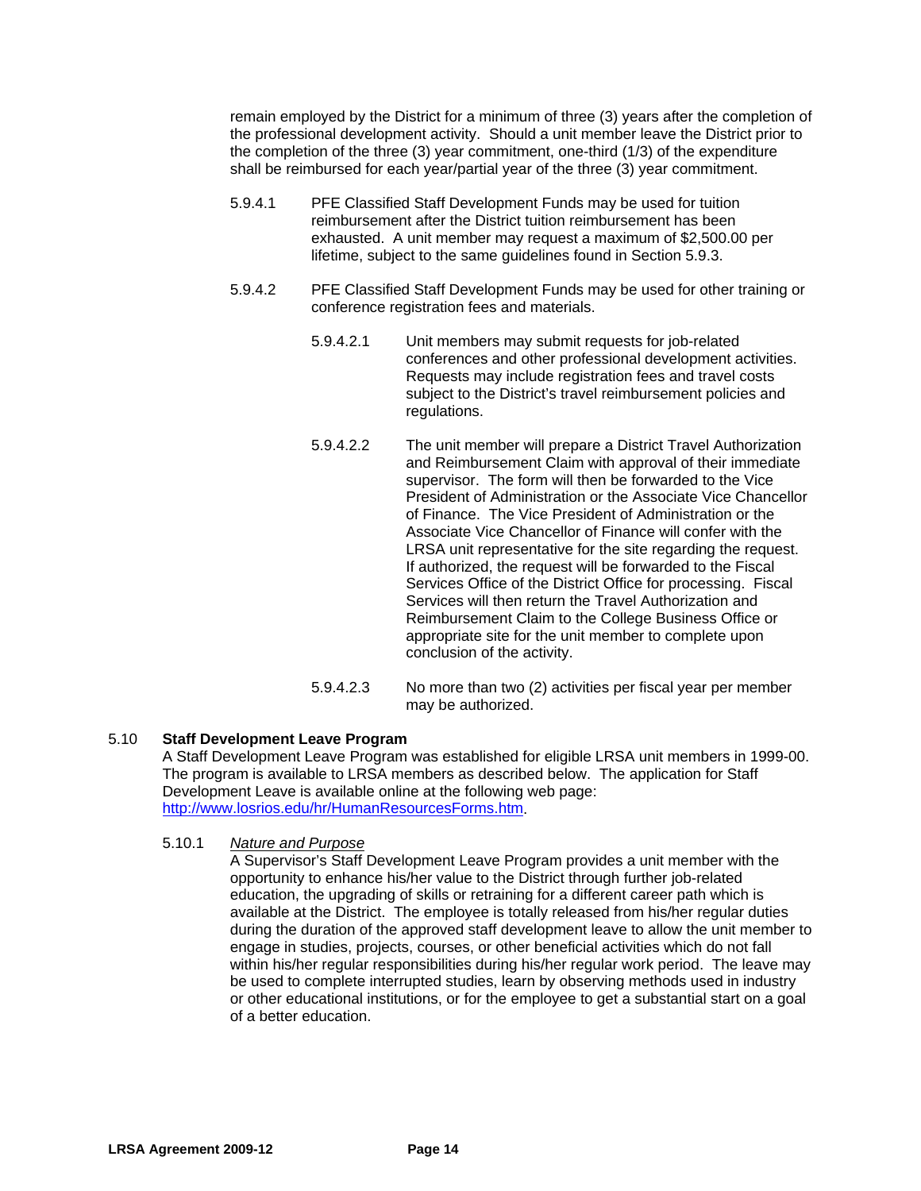remain employed by the District for a minimum of three (3) years after the completion of the professional development activity. Should a unit member leave the District prior to the completion of the three (3) year commitment, one-third (1/3) of the expenditure shall be reimbursed for each year/partial year of the three (3) year commitment.

5.9.4.1 PFE Classified Staff Development Funds may be used for tuition reimbursement after the District tuition reimbursement has been exhausted. A unit member may request a maximum of $2,500.00 per lifetime, subject to the same guidelines found in Section 5.9.3.

5.9.4.2 PFE Classified Staff Development Funds may be used for other training or conference registration fees and materials.

5.9.4.2.1 Unit members may submit requests for job-related conferences and other professional development activities. Requests may include registration fees and travel costs subject to the District's travel reimbursement policies and regulations.

5.9.4.2.2 The unit member will prepare a District Travel Authorization and Reimbursement Claim with approval of their immediate supervisor. The form will then be forwarded to the Vice President of Administration or the Associate Vice Chancellor of Finance. The Vice President of Administration or the Associate Vice Chancellor of Finance will confer with the LRSA unit representative for the site regarding the request. If authorized, the request will be forwarded to the Fiscal Services Office of the District Office for processing. Fiscal Services will then return the Travel Authorization and Reimbursement Claim to the College Business Office or appropriate site for the unit member to complete upon conclusion of the activity.

5.9.4.2.3 No more than two (2) activities per fiscal year per member may be authorized.

## 5.10 Staff Development Leave Program

A Staff Development Leave Program was established for eligible LRSA unit members in 1999-00. The program is available to LRSA members as described below. The application for Staff Development Leave is available online at the following web page: [http://www.losrios.edu/hr/HumanResourcesForms.htm](http://www.losrios.edu/hr/HumanResourcesForms.htm).

5.10.1 *Nature and Purpose*

A Supervisor's Staff Development Leave Program provides a unit member with the opportunity to enhance his/her value to the District through further job-related education, the upgrading of skills or retraining for a different career path which is available at the District. The employee is totally released from his/her regular duties during the duration of the approved staff development leave to allow the unit member to engage in studies, projects, courses, or other beneficial activities which do not fall within his/her regular responsibilities during his/her regular work period. The leave may be used to complete interrupted studies, learn by observing methods used in industry or other educational institutions, or for the employee to get a substantial start on a goal of a better education.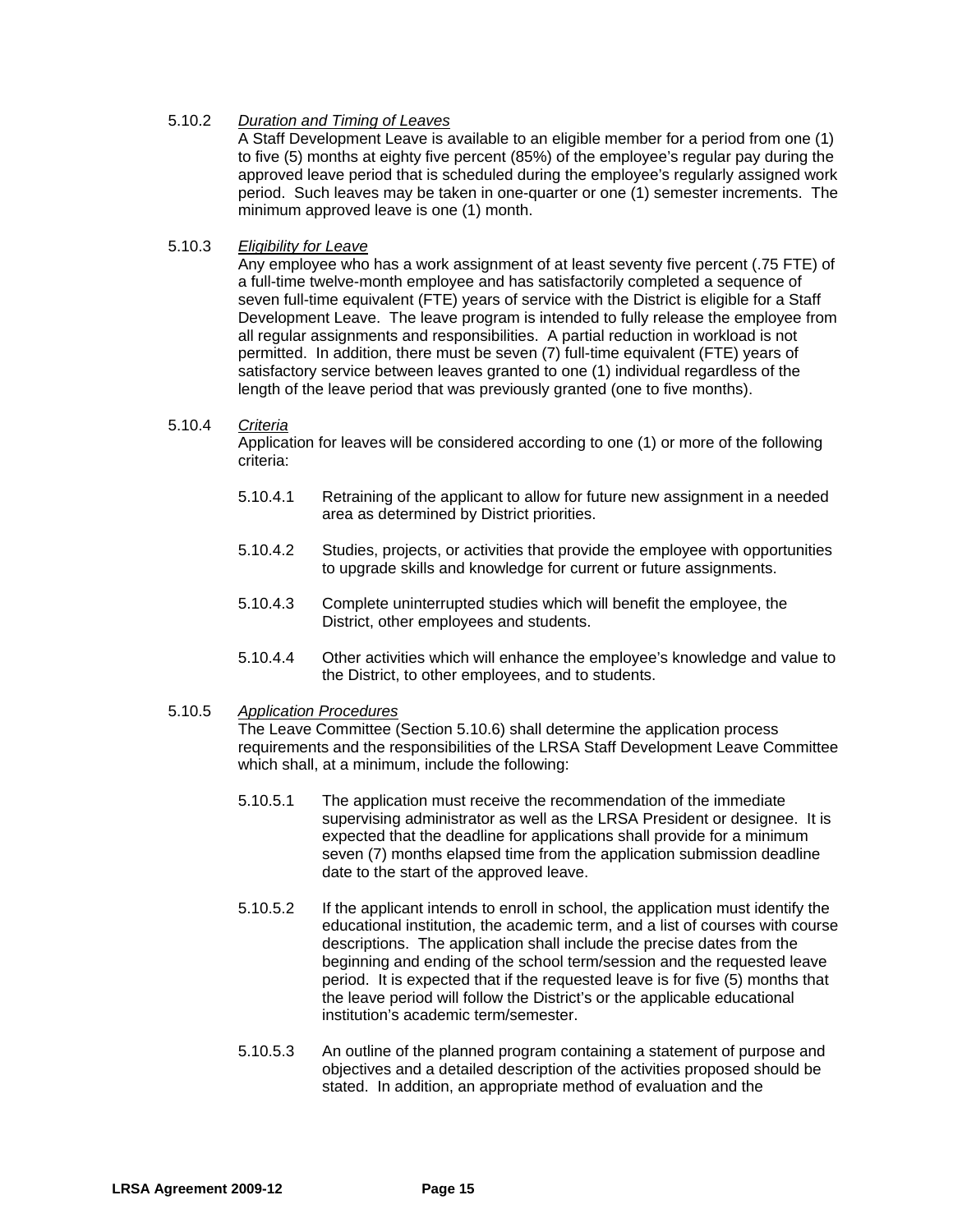5.10.2 *Duration and Timing of Leaves*

A Staff Development Leave is available to an eligible member for a period from one (1) to five (5) months at eighty five percent (85%) of the employee's regular pay during the approved leave period that is scheduled during the employee's regularly assigned work period. Such leaves may be taken in one-quarter or one (1) semester increments. The minimum approved leave is one (1) month.

5.10.3 *Eligibility for Leave*

Any employee who has a work assignment of at least seventy five percent (.75 FTE) of a full-time twelve-month employee and has satisfactorily completed a sequence of seven full-time equivalent (FTE) years of service with the District is eligible for a Staff Development Leave. The leave program is intended to fully release the employee from all regular assignments and responsibilities. A partial reduction in workload is not permitted. In addition, there must be seven (7) full-time equivalent (FTE) years of satisfactory service between leaves granted to one (1) individual regardless of the length of the leave period that was previously granted (one to five months).

5.10.4 *Criteria*

Application for leaves will be considered according to one (1) or more of the following criteria:

5.10.4.1 Retraining of the applicant to allow for future new assignment in a needed area as determined by District priorities.

5.10.4.2 Studies, projects, or activities that provide the employee with opportunities to upgrade skills and knowledge for current or future assignments.

5.10.4.3 Complete uninterrupted studies which will benefit the employee, the District, other employees and students.

5.10.4.4 Other activities which will enhance the employee's knowledge and value to the District, to other employees, and to students.

5.10.5 *Application Procedures*

The Leave Committee (Section 5.10.6) shall determine the application process requirements and the responsibilities of the LRSA Staff Development Leave Committee which shall, at a minimum, include the following:

5.10.5.1 The application must receive the recommendation of the immediate supervising administrator as well as the LRSA President or designee. It is expected that the deadline for applications shall provide for a minimum seven (7) months elapsed time from the application submission deadline date to the start of the approved leave.

5.10.5.2 If the applicant intends to enroll in school, the application must identify the educational institution, the academic term, and a list of courses with course descriptions. The application shall include the precise dates from the beginning and ending of the school term/session and the requested leave period. It is expected that if the requested leave is for five (5) months that the leave period will follow the District's or the applicable educational institution's academic term/semester.

5.10.5.3 An outline of the planned program containing a statement of purpose and objectives and a detailed description of the activities proposed should be stated. In addition, an appropriate method of evaluation and the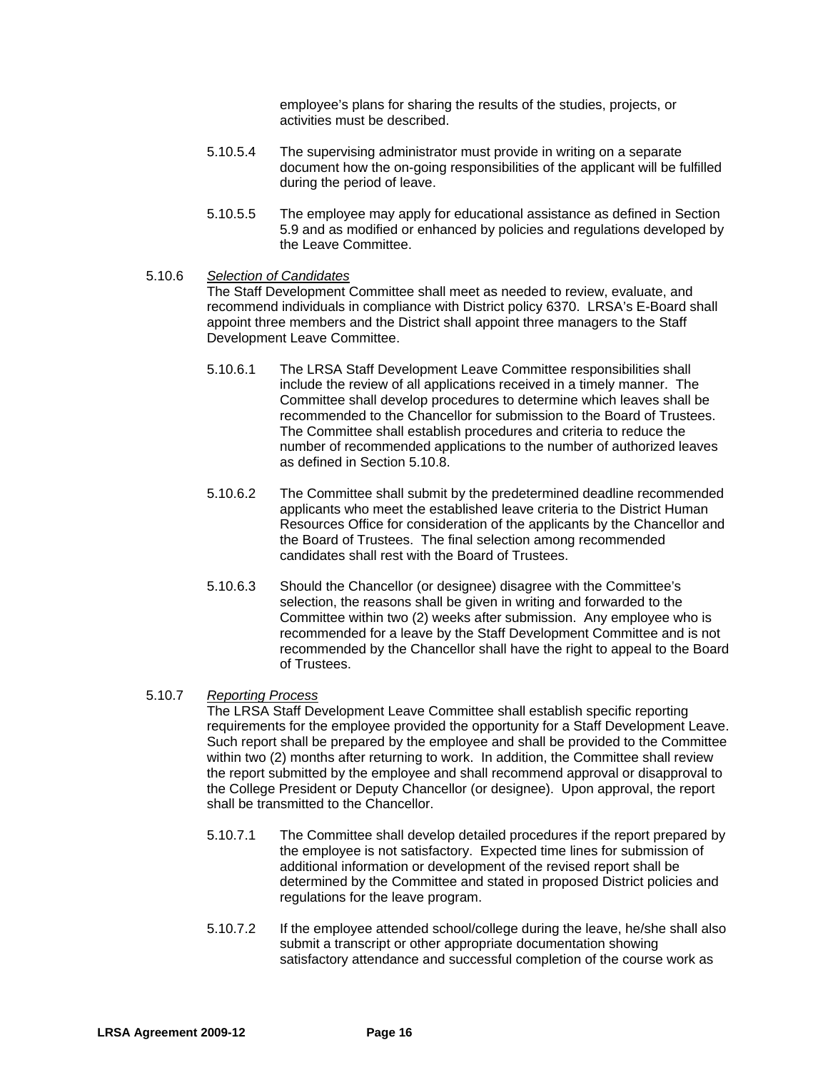employee's plans for sharing the results of the studies, projects, or activities must be described.

5.10.5.4 The supervising administrator must provide in writing on a separate document how the on-going responsibilities of the applicant will be fulfilled during the period of leave.

5.10.5.5 The employee may apply for educational assistance as defined in Section 5.9 and as modified or enhanced by policies and regulations developed by the Leave Committee.

5.10.6 *Selection of Candidates*

The Staff Development Committee shall meet as needed to review, evaluate, and recommend individuals in compliance with District policy 6370. LRSA's E-Board shall appoint three members and the District shall appoint three managers to the Staff Development Leave Committee.

5.10.6.1 The LRSA Staff Development Leave Committee responsibilities shall include the review of all applications received in a timely manner. The Committee shall develop procedures to determine which leaves shall be recommended to the Chancellor for submission to the Board of Trustees. The Committee shall establish procedures and criteria to reduce the number of recommended applications to the number of authorized leaves as defined in Section 5.10.8.

5.10.6.2 The Committee shall submit by the predetermined deadline recommended applicants who meet the established leave criteria to the District Human Resources Office for consideration of the applicants by the Chancellor and the Board of Trustees. The final selection among recommended candidates shall rest with the Board of Trustees.

5.10.6.3 Should the Chancellor (or designee) disagree with the Committee's selection, the reasons shall be given in writing and forwarded to the Committee within two (2) weeks after submission. Any employee who is recommended for a leave by the Staff Development Committee and is not recommended by the Chancellor shall have the right to appeal to the Board of Trustees.

5.10.7 *Reporting Process*

The LRSA Staff Development Leave Committee shall establish specific reporting requirements for the employee provided the opportunity for a Staff Development Leave. Such report shall be prepared by the employee and shall be provided to the Committee within two (2) months after returning to work. In addition, the Committee shall review the report submitted by the employee and shall recommend approval or disapproval to the College President or Deputy Chancellor (or designee). Upon approval, the report shall be transmitted to the Chancellor.

5.10.7.1 The Committee shall develop detailed procedures if the report prepared by the employee is not satisfactory. Expected time lines for submission of additional information or development of the revised report shall be determined by the Committee and stated in proposed District policies and regulations for the leave program.

5.10.7.2 If the employee attended school/college during the leave, he/she shall also submit a transcript or other appropriate documentation showing satisfactory attendance and successful completion of the course work as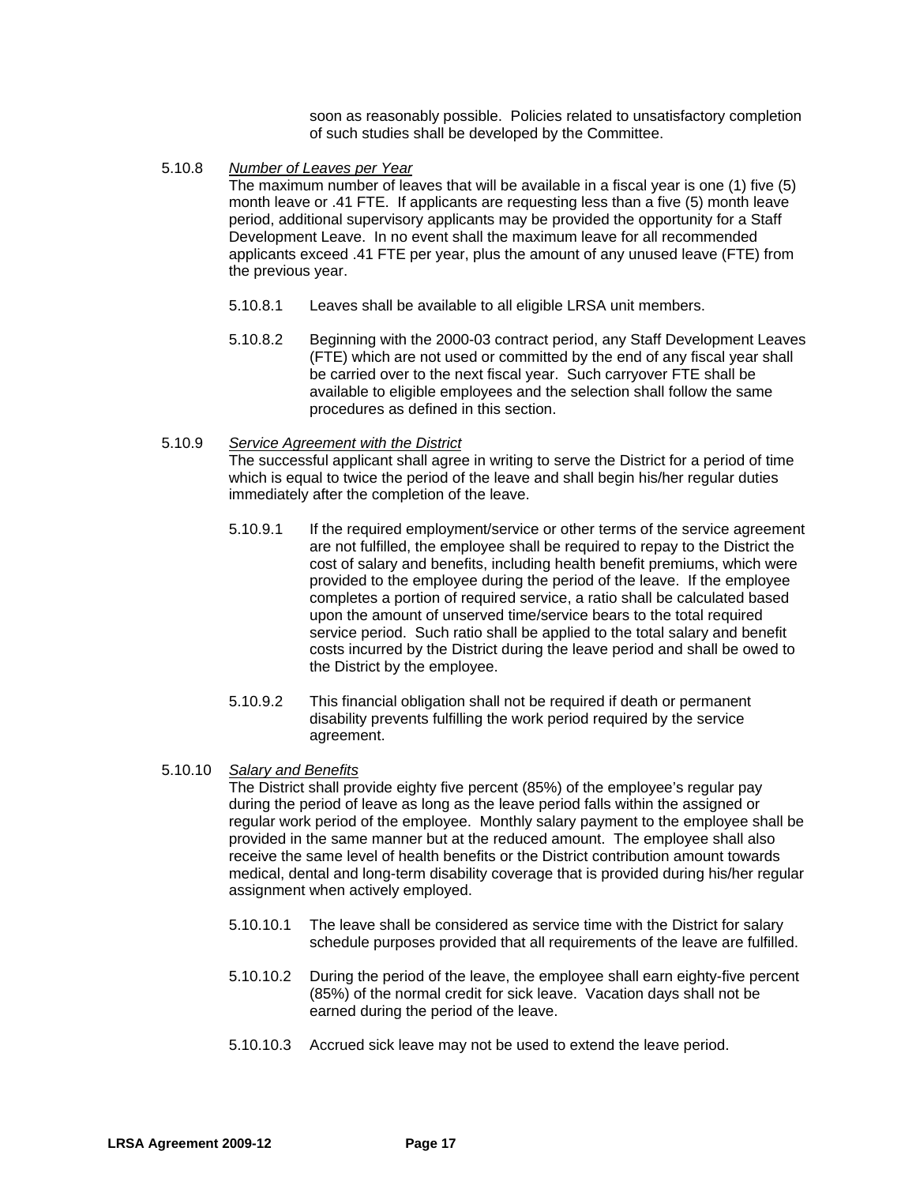soon as reasonably possible. Policies related to unsatisfactory completion of such studies shall be developed by the Committee.

5.10.8 *Number of Leaves per Year*

The maximum number of leaves that will be available in a fiscal year is one (1) five (5) month leave or .41 FTE. If applicants are requesting less than a five (5) month leave period, additional supervisory applicants may be provided the opportunity for a Staff Development Leave. In no event shall the maximum leave for all recommended applicants exceed .41 FTE per year, plus the amount of any unused leave (FTE) from the previous year.

5.10.8.1 Leaves shall be available to all eligible LRSA unit members.

5.10.8.2 Beginning with the 2000-03 contract period, any Staff Development Leaves (FTE) which are not used or committed by the end of any fiscal year shall be carried over to the next fiscal year. Such carryover FTE shall be available to eligible employees and the selection shall follow the same procedures as defined in this section.

5.10.9 *Service Agreement with the District*

The successful applicant shall agree in writing to serve the District for a period of time which is equal to twice the period of the leave and shall begin his/her regular duties immediately after the completion of the leave.

5.10.9.1 If the required employment/service or other terms of the service agreement are not fulfilled, the employee shall be required to repay to the District the cost of salary and benefits, including health benefit premiums, which were provided to the employee during the period of the leave. If the employee completes a portion of required service, a ratio shall be calculated based upon the amount of unserved time/service bears to the total required service period. Such ratio shall be applied to the total salary and benefit costs incurred by the District during the leave period and shall be owed to the District by the employee.

5.10.9.2 This financial obligation shall not be required if death or permanent disability prevents fulfilling the work period required by the service agreement.

5.10.10 *Salary and Benefits*

The District shall provide eighty five percent (85%) of the employee's regular pay during the period of leave as long as the leave period falls within the assigned or regular work period of the employee. Monthly salary payment to the employee shall be provided in the same manner but at the reduced amount. The employee shall also receive the same level of health benefits or the District contribution amount towards medical, dental and long-term disability coverage that is provided during his/her regular assignment when actively employed.

5.10.10.1 The leave shall be considered as service time with the District for salary schedule purposes provided that all requirements of the leave are fulfilled.

5.10.10.2 During the period of the leave, the employee shall earn eighty-five percent (85%) of the normal credit for sick leave. Vacation days shall not be earned during the period of the leave.

5.10.10.3 Accrued sick leave may not be used to extend the leave period.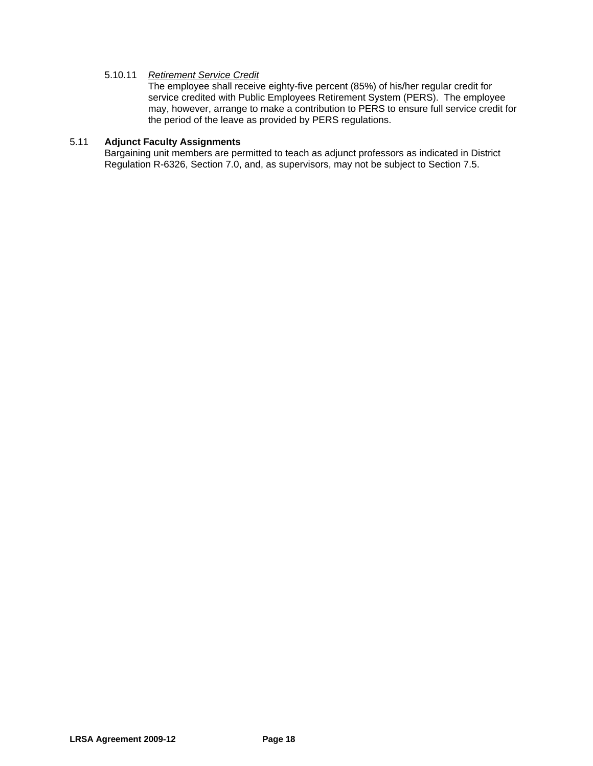5.10.11 *Retirement Service Credit*

The employee shall receive eighty-five percent (85%) of his/her regular credit for service credited with Public Employees Retirement System (PERS). The employee may, however, arrange to make a contribution to PERS to ensure full service credit for the period of the leave as provided by PERS regulations.

5.11 **Adjunct Faculty Assignments**

Bargaining unit members are permitted to teach as adjunct professors as indicated in District Regulation R-6326, Section 7.0, and, as supervisors, may not be subject to Section 7.5.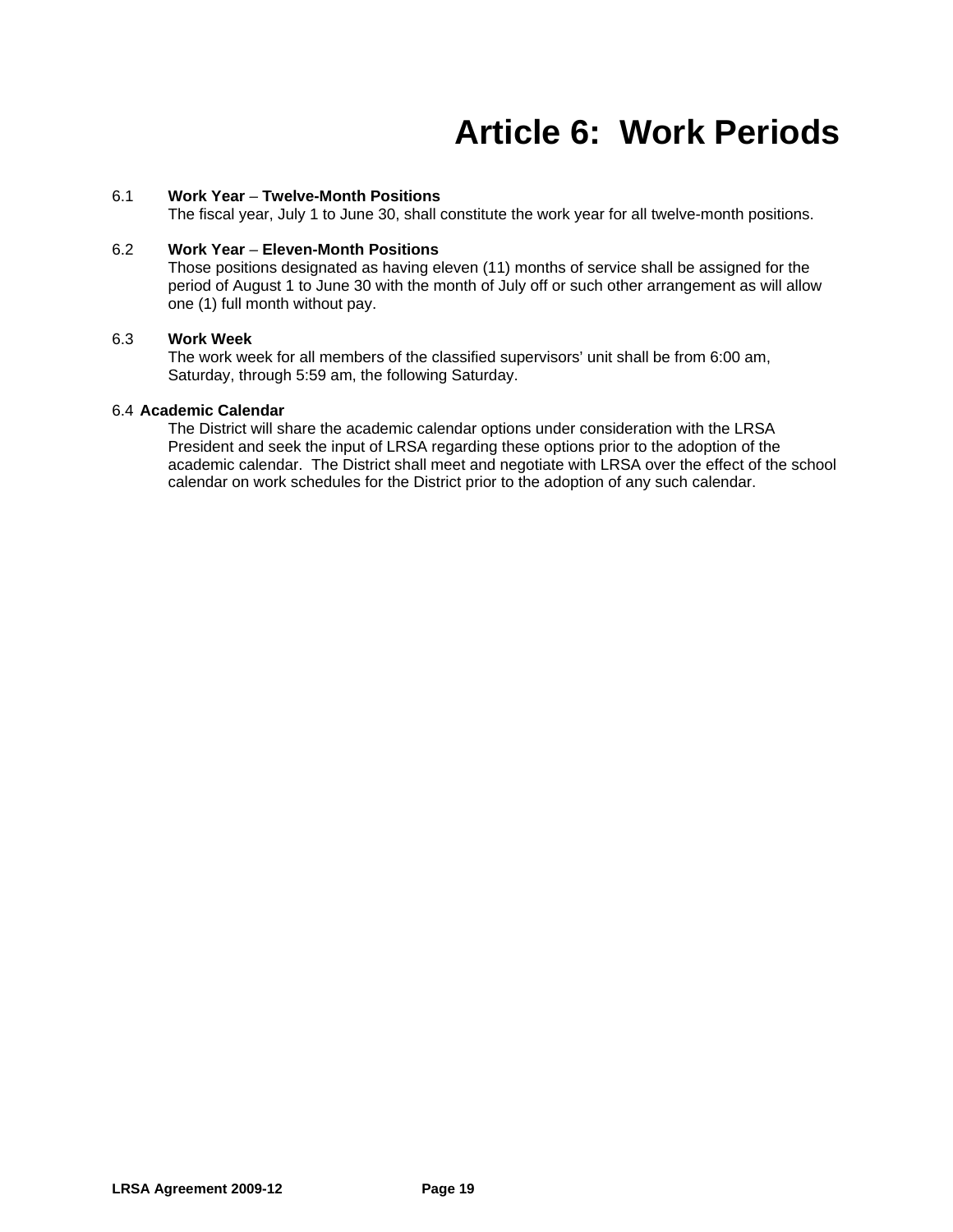# Article 6: Work Periods

6.1 **Work Year – Twelve-Month Positions**

The fiscal year, July 1 to June 30, shall constitute the work year for all twelve-month positions.

6.2 **Work Year – Eleven-Month Positions**

Those positions designated as having eleven (11) months of service shall be assigned for the period of August 1 to June 30 with the month of July off or such other arrangement as will allow one (1) full month without pay.

6.3 **Work Week**

The work week for all members of the classified supervisors' unit shall be from 6:00 am, Saturday, through 5:59 am, the following Saturday.

6.4 **Academic Calendar**

The District will share the academic calendar options under consideration with the LRSA President and seek the input of LRSA regarding these options prior to the adoption of the academic calendar. The District shall meet and negotiate with LRSA over the effect of the school calendar on work schedules for the District prior to the adoption of any such calendar.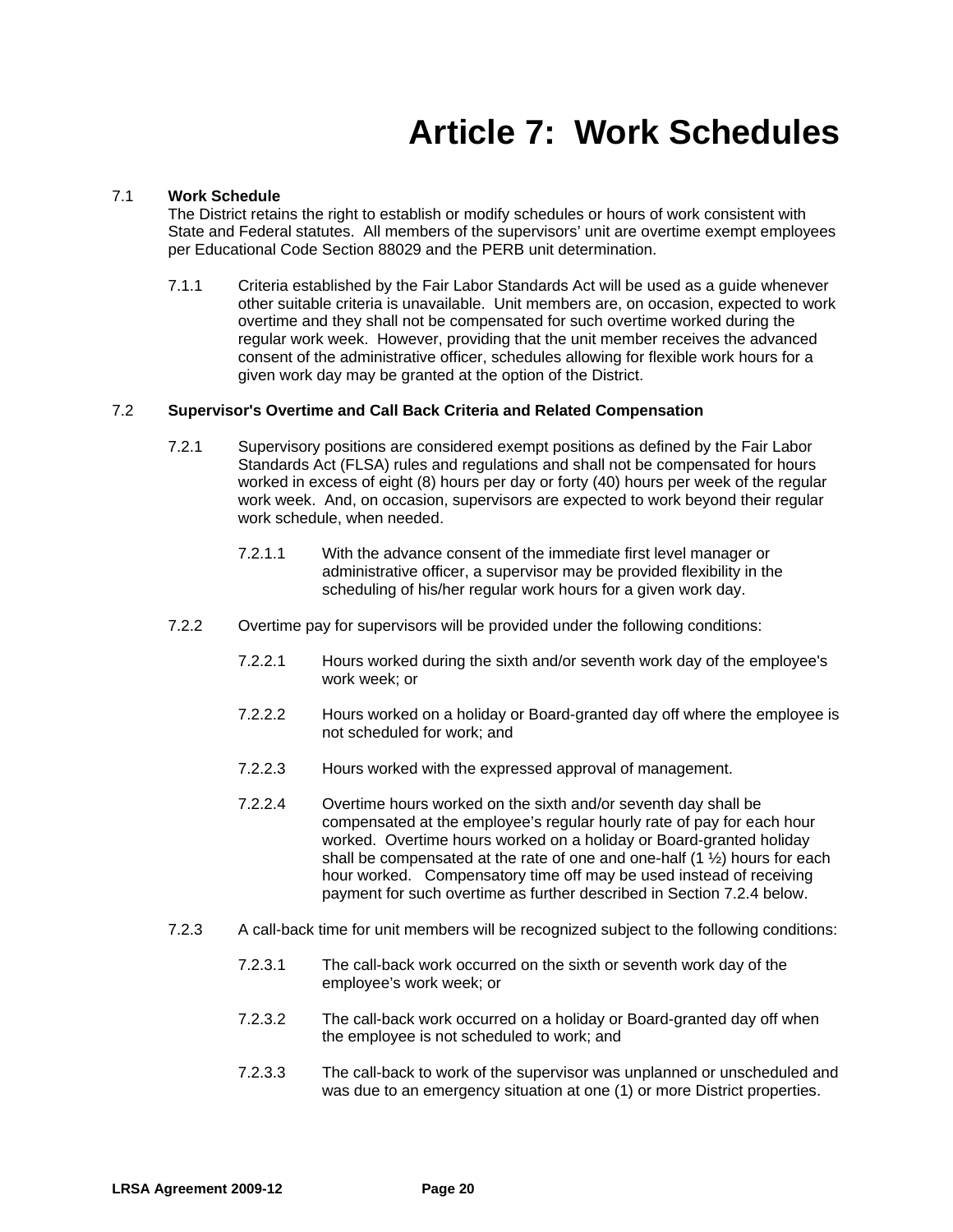# Article 7: Work Schedules

7.1 **Work Schedule**
The District retains the right to establish or modify schedules or hours of work consistent with State and Federal statutes. All members of the supervisors' unit are overtime exempt employees per Educational Code Section 88029 and the PERB unit determination.

7.1.1 Criteria established by the Fair Labor Standards Act will be used as a guide whenever other suitable criteria is unavailable. Unit members are, on occasion, expected to work overtime and they shall not be compensated for such overtime worked during the regular work week. However, providing that the unit member receives the advanced consent of the administrative officer, schedules allowing for flexible work hours for a given work day may be granted at the option of the District.

7.2 **Supervisor's Overtime and Call Back Criteria and Related Compensation**

7.2.1 Supervisory positions are considered exempt positions as defined by the Fair Labor Standards Act (FLSA) rules and regulations and shall not be compensated for hours worked in excess of eight (8) hours per day or forty (40) hours per week of the regular work week. And, on occasion, supervisors are expected to work beyond their regular work schedule, when needed.

7.2.1.1 With the advance consent of the immediate first level manager or administrative officer, a supervisor may be provided flexibility in the scheduling of his/her regular work hours for a given work day.

7.2.2 Overtime pay for supervisors will be provided under the following conditions:

7.2.2.1 Hours worked during the sixth and/or seventh work day of the employee's work week; or

7.2.2.2 Hours worked on a holiday or Board-granted day off where the employee is not scheduled for work; and

7.2.2.3 Hours worked with the expressed approval of management.

7.2.2.4 Overtime hours worked on the sixth and/or seventh day shall be compensated at the employee's regular hourly rate of pay for each hour worked. Overtime hours worked on a holiday or Board-granted holiday shall be compensated at the rate of one and one-half (1 ½) hours for each hour worked. Compensatory time off may be used instead of receiving payment for such overtime as further described in Section 7.2.4 below.

7.2.3 A call-back time for unit members will be recognized subject to the following conditions:

7.2.3.1 The call-back work occurred on the sixth or seventh work day of the employee's work week; or

7.2.3.2 The call-back work occurred on a holiday or Board-granted day off when the employee is not scheduled to work; and

7.2.3.3 The call-back to work of the supervisor was unplanned or unscheduled and was due to an emergency situation at one (1) or more District properties.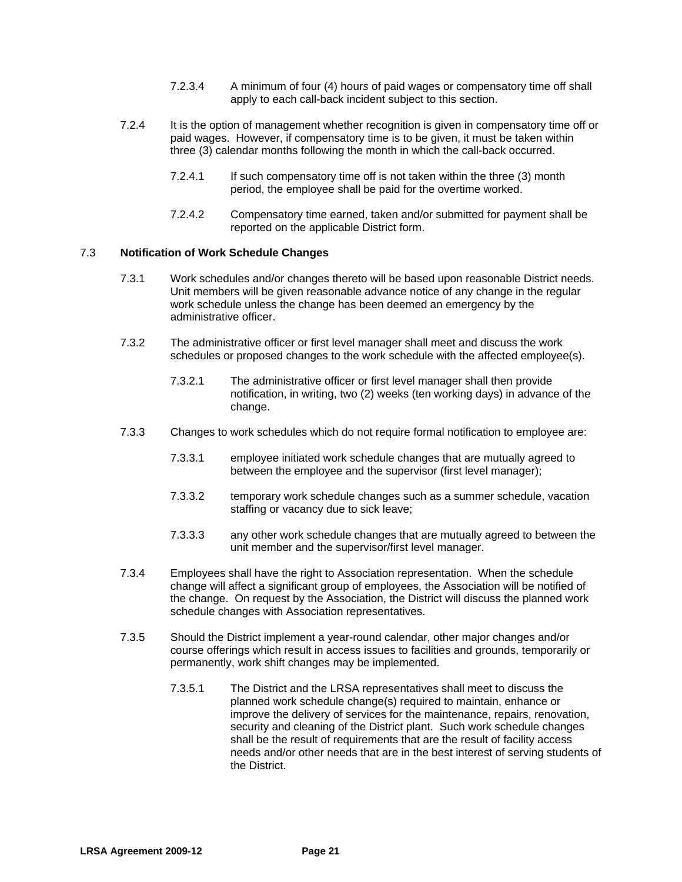7.2.3.4 A minimum of four (4) hours of paid wages or compensatory time off shall apply to each call-back incident subject to this section.

7.2.4 It is the option of management whether recognition is given in compensatory time off or paid wages. However, if compensatory time is to be given, it must be taken within three (3) calendar months following the month in which the call-back occurred.

7.2.4.1 If such compensatory time off is not taken within the three (3) month period, the employee shall be paid for the overtime worked.

7.2.4.2 Compensatory time earned, taken and/or submitted for payment shall be reported on the applicable District form.

7.3 **Notification of Work Schedule Changes**

7.3.1 Work schedules and/or changes thereto will be based upon reasonable District needs. Unit members will be given reasonable advance notice of any change in the regular work schedule unless the change has been deemed an emergency by the administrative officer.

7.3.2 The administrative officer or first level manager shall meet and discuss the work schedules or proposed changes to the work schedule with the affected employee(s).

7.3.2.1 The administrative officer or first level manager shall then provide notification, in writing, two (2) weeks (ten working days) in advance of the change.

7.3.3 Changes to work schedules which do not require formal notification to employee are:

7.3.3.1 employee initiated work schedule changes that are mutually agreed to between the employee and the supervisor (first level manager);

7.3.3.2 temporary work schedule changes such as a summer schedule, vacation staffing or vacancy due to sick leave;

7.3.3.3 any other work schedule changes that are mutually agreed to between the unit member and the supervisor/first level manager.

7.3.4 Employees shall have the right to Association representation. When the schedule change will affect a significant group of employees, the Association will be notified of the change. On request by the Association, the District will discuss the planned work schedule changes with Association representatives.

7.3.5 Should the District implement a year-round calendar, other major changes and/or course offerings which result in access issues to facilities and grounds, temporarily or permanently, work shift changes may be implemented.

7.3.5.1 The District and the LRSA representatives shall meet to discuss the planned work schedule change(s) required to maintain, enhance or improve the delivery of services for the maintenance, repairs, renovation, security and cleaning of the District plant. Such work schedule changes shall be the result of requirements that are the result of facility access needs and/or other needs that are in the best interest of serving students of the District.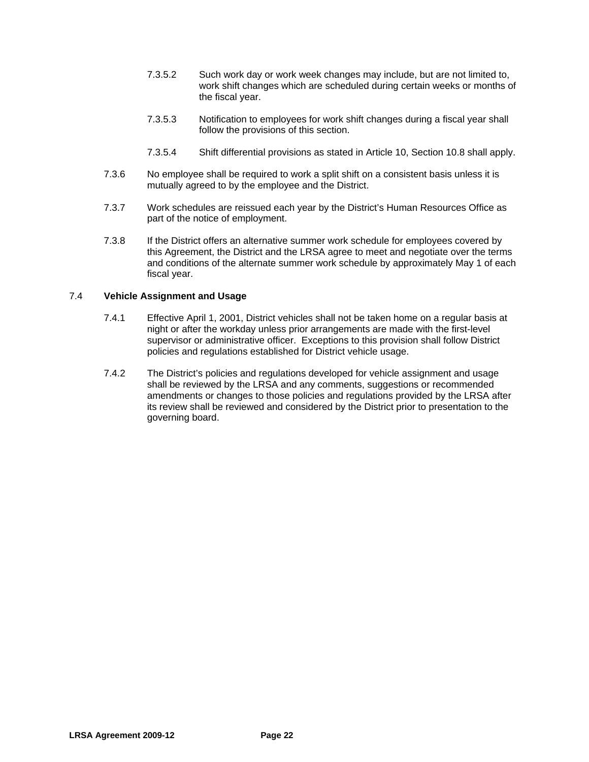7.3.5.2 Such work day or work week changes may include, but are not limited to, work shift changes which are scheduled during certain weeks or months of the fiscal year.

7.3.5.3 Notification to employees for work shift changes during a fiscal year shall follow the provisions of this section.

7.3.5.4 Shift differential provisions as stated in Article 10, Section 10.8 shall apply.

7.3.6 No employee shall be required to work a split shift on a consistent basis unless it is mutually agreed to by the employee and the District.

7.3.7 Work schedules are reissued each year by the District's Human Resources Office as part of the notice of employment.

7.3.8 If the District offers an alternative summer work schedule for employees covered by this Agreement, the District and the LRSA agree to meet and negotiate over the terms and conditions of the alternate summer work schedule by approximately May 1 of each fiscal year.

7.4 **Vehicle Assignment and Usage**

7.4.1 Effective April 1, 2001, District vehicles shall not be taken home on a regular basis at night or after the workday unless prior arrangements are made with the first-level supervisor or administrative officer. Exceptions to this provision shall follow District policies and regulations established for District vehicle usage.

7.4.2 The District's policies and regulations developed for vehicle assignment and usage shall be reviewed by the LRSA and any comments, suggestions or recommended amendments or changes to those policies and regulations provided by the LRSA after its review shall be reviewed and considered by the District prior to presentation to the governing board.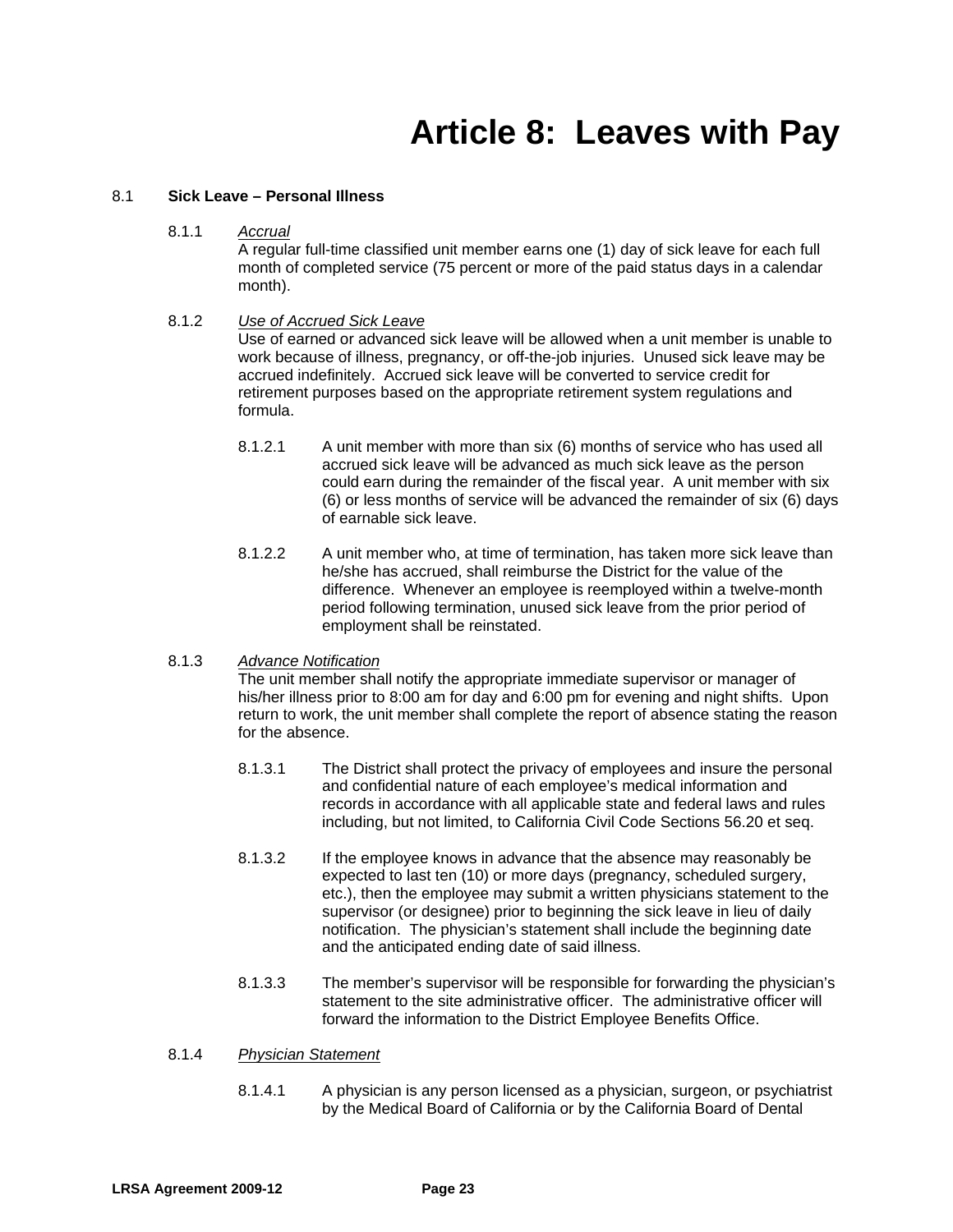# Article 8: Leaves with Pay

8.1 **Sick Leave – Personal Illness**

8.1.1 *Accrual*

A regular full-time classified unit member earns one (1) day of sick leave for each full month of completed service (75 percent or more of the paid status days in a calendar month).

8.1.2 *Use of Accrued Sick Leave*

Use of earned or advanced sick leave will be allowed when a unit member is unable to work because of illness, pregnancy, or off-the-job injuries. Unused sick leave may be accrued indefinitely. Accrued sick leave will be converted to service credit for retirement purposes based on the appropriate retirement system regulations and formula.

8.1.2.1 A unit member with more than six (6) months of service who has used all accrued sick leave will be advanced as much sick leave as the person could earn during the remainder of the fiscal year. A unit member with six (6) or less months of service will be advanced the remainder of six (6) days of earnable sick leave.

8.1.2.2 A unit member who, at time of termination, has taken more sick leave than he/she has accrued, shall reimburse the District for the value of the difference. Whenever an employee is reemployed within a twelve-month period following termination, unused sick leave from the prior period of employment shall be reinstated.

8.1.3 *Advance Notification*

The unit member shall notify the appropriate immediate supervisor or manager of his/her illness prior to 8:00 am for day and 6:00 pm for evening and night shifts. Upon return to work, the unit member shall complete the report of absence stating the reason for the absence.

8.1.3.1 The District shall protect the privacy of employees and insure the personal and confidential nature of each employee's medical information and records in accordance with all applicable state and federal laws and rules including, but not limited, to California Civil Code Sections 56.20 et seq.

8.1.3.2 If the employee knows in advance that the absence may reasonably be expected to last ten (10) or more days (pregnancy, scheduled surgery, etc.), then the employee may submit a written physicians statement to the supervisor (or designee) prior to beginning the sick leave in lieu of daily notification. The physician's statement shall include the beginning date and the anticipated ending date of said illness.

8.1.3.3 The member's supervisor will be responsible for forwarding the physician's statement to the site administrative officer. The administrative officer will forward the information to the District Employee Benefits Office.

8.1.4 *Physician Statement*

8.1.4.1 A physician is any person licensed as a physician, surgeon, or psychiatrist by the Medical Board of California or by the California Board of Dental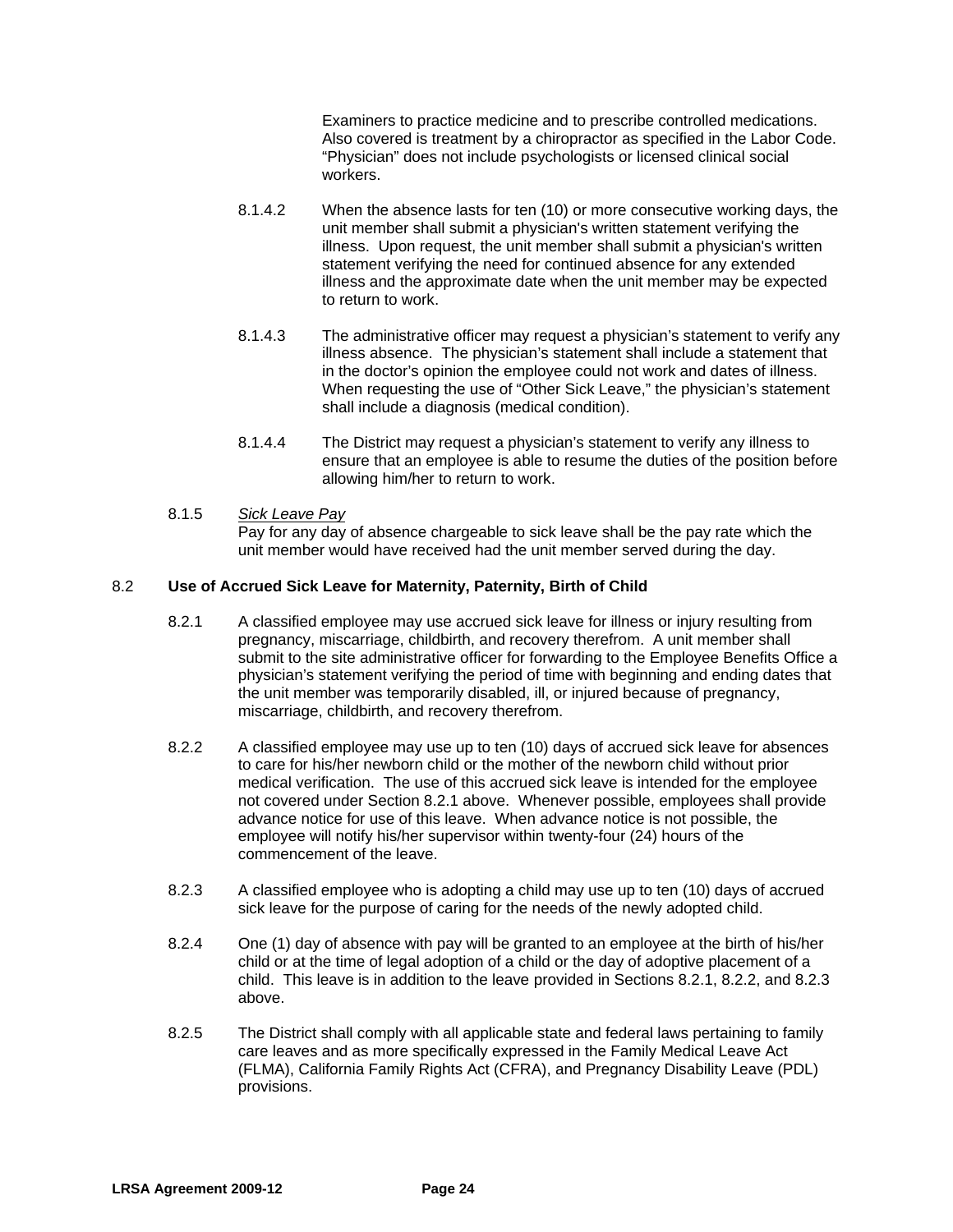Examiners to practice medicine and to prescribe controlled medications. Also covered is treatment by a chiropractor as specified in the Labor Code. "Physician" does not include psychologists or licensed clinical social workers.

8.1.4.2 When the absence lasts for ten (10) or more consecutive working days, the unit member shall submit a physician's written statement verifying the illness. Upon request, the unit member shall submit a physician's written statement verifying the need for continued absence for any extended illness and the approximate date when the unit member may be expected to return to work.

8.1.4.3 The administrative officer may request a physician's statement to verify any illness absence. The physician's statement shall include a statement that in the doctor's opinion the employee could not work and dates of illness. When requesting the use of "Other Sick Leave," the physician's statement shall include a diagnosis (medical condition).

8.1.4.4 The District may request a physician's statement to verify any illness to ensure that an employee is able to resume the duties of the position before allowing him/her to return to work.

8.1.5 *Sick Leave Pay*
Pay for any day of absence chargeable to sick leave shall be the pay rate which the unit member would have received had the unit member served during the day.

### 8.2 Use of Accrued Sick Leave for Maternity, Paternity, Birth of Child

8.2.1 A classified employee may use accrued sick leave for illness or injury resulting from pregnancy, miscarriage, childbirth, and recovery therefrom. A unit member shall submit to the site administrative officer for forwarding to the Employee Benefits Office a physician's statement verifying the period of time with beginning and ending dates that the unit member was temporarily disabled, ill, or injured because of pregnancy, miscarriage, childbirth, and recovery therefrom.

8.2.2 A classified employee may use up to ten (10) days of accrued sick leave for absences to care for his/her newborn child or the mother of the newborn child without prior medical verification. The use of this accrued sick leave is intended for the employee not covered under Section 8.2.1 above. Whenever possible, employees shall provide advance notice for use of this leave. When advance notice is not possible, the employee will notify his/her supervisor within twenty-four (24) hours of the commencement of the leave.

8.2.3 A classified employee who is adopting a child may use up to ten (10) days of accrued sick leave for the purpose of caring for the needs of the newly adopted child.

8.2.4 One (1) day of absence with pay will be granted to an employee at the birth of his/her child or at the time of legal adoption of a child or the day of adoptive placement of a child. This leave is in addition to the leave provided in Sections 8.2.1, 8.2.2, and 8.2.3 above.

8.2.5 The District shall comply with all applicable state and federal laws pertaining to family care leaves and as more specifically expressed in the Family Medical Leave Act (FLMA), California Family Rights Act (CFRA), and Pregnancy Disability Leave (PDL) provisions.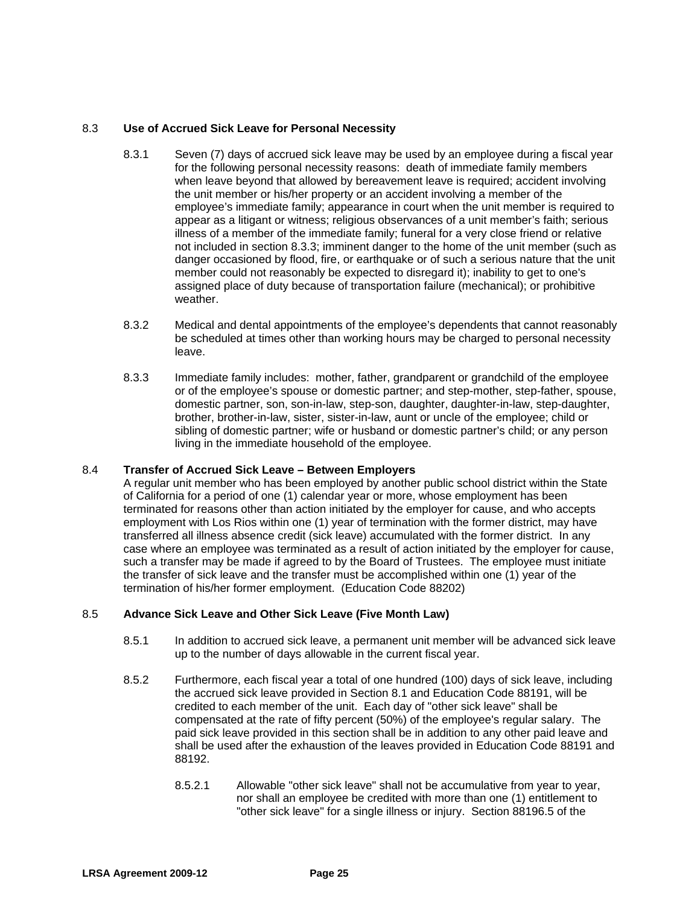8.3 **Use of Accrued Sick Leave for Personal Necessity**

8.3.1 Seven (7) days of accrued sick leave may be used by an employee during a fiscal year for the following personal necessity reasons: death of immediate family members when leave beyond that allowed by bereavement leave is required; accident involving the unit member or his/her property or an accident involving a member of the employee's immediate family; appearance in court when the unit member is required to appear as a litigant or witness; religious observances of a unit member's faith; serious illness of a member of the immediate family; funeral for a very close friend or relative not included in section 8.3.3; imminent danger to the home of the unit member (such as danger occasioned by flood, fire, or earthquake or of such a serious nature that the unit member could not reasonably be expected to disregard it); inability to get to one's assigned place of duty because of transportation failure (mechanical); or prohibitive weather.

8.3.2 Medical and dental appointments of the employee's dependents that cannot reasonably be scheduled at times other than working hours may be charged to personal necessity leave.

8.3.3 Immediate family includes: mother, father, grandparent or grandchild of the employee or of the employee's spouse or domestic partner; and step-mother, step-father, spouse, domestic partner, son, son-in-law, step-son, daughter, daughter-in-law, step-daughter, brother, brother-in-law, sister, sister-in-law, aunt or uncle of the employee; child or sibling of domestic partner; wife or husband or domestic partner's child; or any person living in the immediate household of the employee.

8.4 **Transfer of Accrued Sick Leave – Between Employers**

A regular unit member who has been employed by another public school district within the State of California for a period of one (1) calendar year or more, whose employment has been terminated for reasons other than action initiated by the employer for cause, and who accepts employment with Los Rios within one (1) year of termination with the former district, may have transferred all illness absence credit (sick leave) accumulated with the former district. In any case where an employee was terminated as a result of action initiated by the employer for cause, such a transfer may be made if agreed to by the Board of Trustees. The employee must initiate the transfer of sick leave and the transfer must be accomplished within one (1) year of the termination of his/her former employment. (Education Code 88202)

8.5 **Advance Sick Leave and Other Sick Leave (Five Month Law)**

8.5.1 In addition to accrued sick leave, a permanent unit member will be advanced sick leave up to the number of days allowable in the current fiscal year.

8.5.2 Furthermore, each fiscal year a total of one hundred (100) days of sick leave, including the accrued sick leave provided in Section 8.1 and Education Code 88191, will be credited to each member of the unit. Each day of "other sick leave" shall be compensated at the rate of fifty percent (50%) of the employee's regular salary. The paid sick leave provided in this section shall be in addition to any other paid leave and shall be used after the exhaustion of the leaves provided in Education Code 88191 and 88192.

8.5.2.1 Allowable "other sick leave" shall not be accumulative from year to year, nor shall an employee be credited with more than one (1) entitlement to "other sick leave" for a single illness or injury. Section 88196.5 of the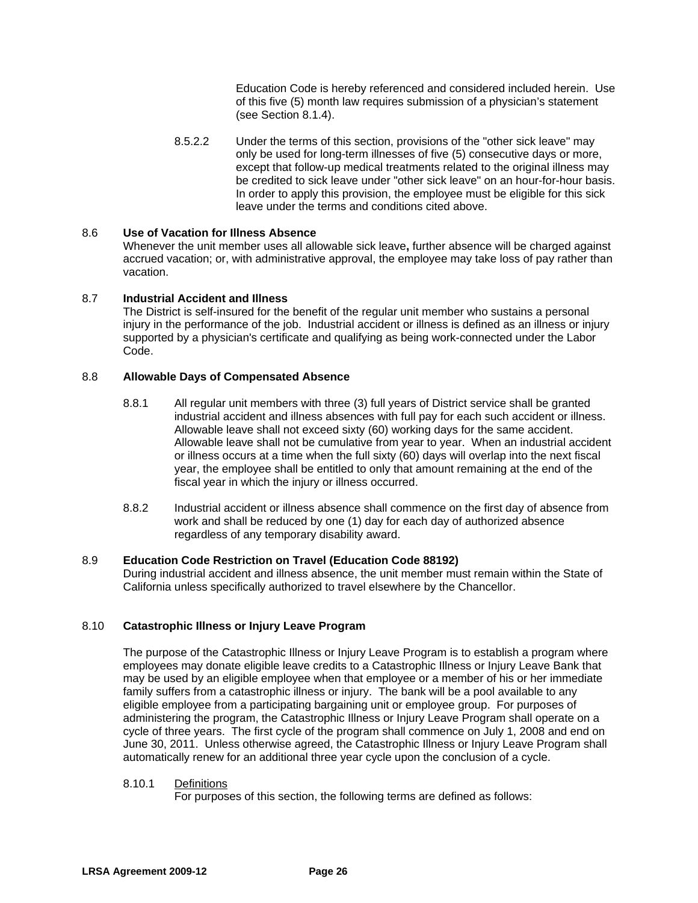Education Code is hereby referenced and considered included herein. Use of this five (5) month law requires submission of a physician's statement (see Section 8.1.4).

8.5.2.2 Under the terms of this section, provisions of the "other sick leave" may only be used for long-term illnesses of five (5) consecutive days or more, except that follow-up medical treatments related to the original illness may be credited to sick leave under "other sick leave" on an hour-for-hour basis. In order to apply this provision, the employee must be eligible for this sick leave under the terms and conditions cited above.

### 8.6 Use of Vacation for Illness Absence

Whenever the unit member uses all allowable sick leave**,** further absence will be charged against accrued vacation; or, with administrative approval, the employee may take loss of pay rather than vacation.

### 8.7 Industrial Accident and Illness

The District is self-insured for the benefit of the regular unit member who sustains a personal injury in the performance of the job. Industrial accident or illness is defined as an illness or injury supported by a physician's certificate and qualifying as being work-connected under the Labor Code.

### 8.8 Allowable Days of Compensated Absence

8.8.1 All regular unit members with three (3) full years of District service shall be granted industrial accident and illness absences with full pay for each such accident or illness. Allowable leave shall not exceed sixty (60) working days for the same accident. Allowable leave shall not be cumulative from year to year. When an industrial accident or illness occurs at a time when the full sixty (60) days will overlap into the next fiscal year, the employee shall be entitled to only that amount remaining at the end of the fiscal year in which the injury or illness occurred.

8.8.2 Industrial accident or illness absence shall commence on the first day of absence from work and shall be reduced by one (1) day for each day of authorized absence regardless of any temporary disability award.

### 8.9 Education Code Restriction on Travel (Education Code 88192)

During industrial accident and illness absence, the unit member must remain within the State of California unless specifically authorized to travel elsewhere by the Chancellor.

### 8.10 Catastrophic Illness or Injury Leave Program

The purpose of the Catastrophic Illness or Injury Leave Program is to establish a program where employees may donate eligible leave credits to a Catastrophic Illness or Injury Leave Bank that may be used by an eligible employee when that employee or a member of his or her immediate family suffers from a catastrophic illness or injury. The bank will be a pool available to any eligible employee from a participating bargaining unit or employee group. For purposes of administering the program, the Catastrophic Illness or Injury Leave Program shall operate on a cycle of three years. The first cycle of the program shall commence on July 1, 2008 and end on June 30, 2011. Unless otherwise agreed, the Catastrophic Illness or Injury Leave Program shall automatically renew for an additional three year cycle upon the conclusion of a cycle.

8.10.1 Definitions

For purposes of this section, the following terms are defined as follows: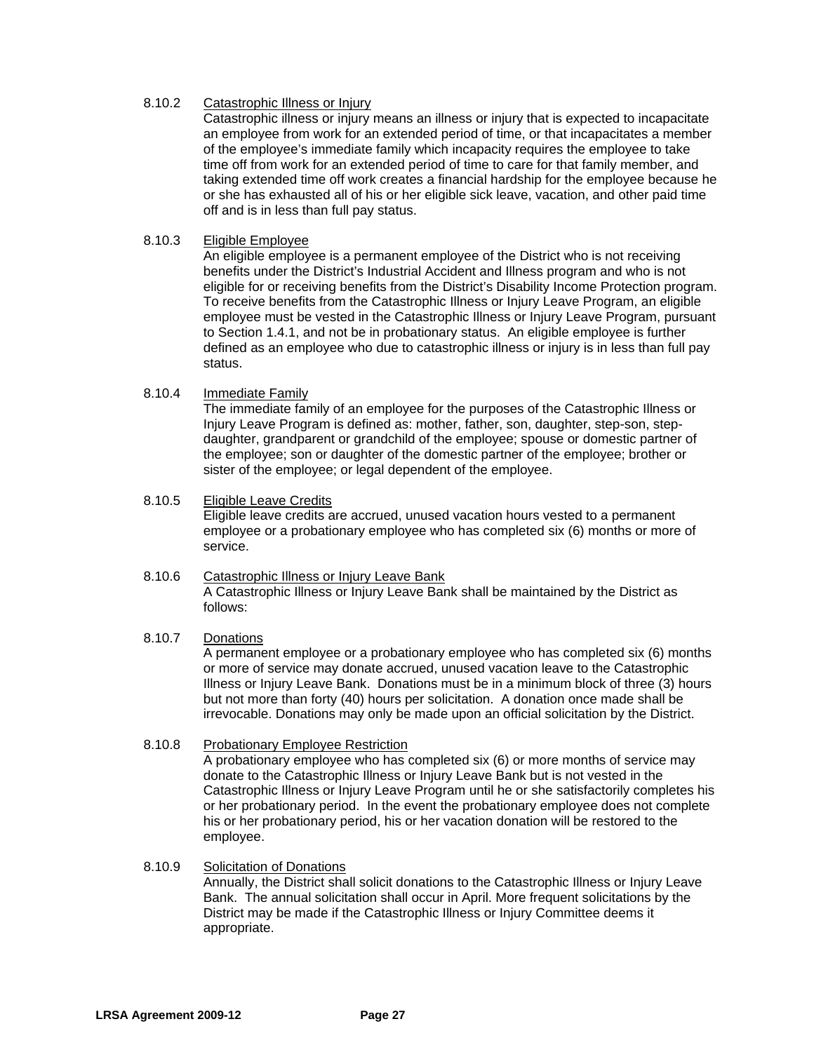8.10.2 Catastrophic Illness or Injury

Catastrophic illness or injury means an illness or injury that is expected to incapacitate an employee from work for an extended period of time, or that incapacitates a member of the employee's immediate family which incapacity requires the employee to take time off from work for an extended period of time to care for that family member, and taking extended time off work creates a financial hardship for the employee because he or she has exhausted all of his or her eligible sick leave, vacation, and other paid time off and is in less than full pay status.

8.10.3 Eligible Employee

An eligible employee is a permanent employee of the District who is not receiving benefits under the District's Industrial Accident and Illness program and who is not eligible for or receiving benefits from the District's Disability Income Protection program. To receive benefits from the Catastrophic Illness or Injury Leave Program, an eligible employee must be vested in the Catastrophic Illness or Injury Leave Program, pursuant to Section 1.4.1, and not be in probationary status. An eligible employee is further defined as an employee who due to catastrophic illness or injury is in less than full pay status.

8.10.4 Immediate Family

The immediate family of an employee for the purposes of the Catastrophic Illness or Injury Leave Program is defined as: mother, father, son, daughter, step-son, step-daughter, grandparent or grandchild of the employee; spouse or domestic partner of the employee; son or daughter of the domestic partner of the employee; brother or sister of the employee; or legal dependent of the employee.

8.10.5 Eligible Leave Credits

Eligible leave credits are accrued, unused vacation hours vested to a permanent employee or a probationary employee who has completed six (6) months or more of service.

8.10.6 Catastrophic Illness or Injury Leave Bank

A Catastrophic Illness or Injury Leave Bank shall be maintained by the District as follows:

8.10.7 Donations

A permanent employee or a probationary employee who has completed six (6) months or more of service may donate accrued, unused vacation leave to the Catastrophic Illness or Injury Leave Bank. Donations must be in a minimum block of three (3) hours but not more than forty (40) hours per solicitation. A donation once made shall be irrevocable. Donations may only be made upon an official solicitation by the District.

8.10.8 Probationary Employee Restriction

A probationary employee who has completed six (6) or more months of service may donate to the Catastrophic Illness or Injury Leave Bank but is not vested in the Catastrophic Illness or Injury Leave Program until he or she satisfactorily completes his or her probationary period. In the event the probationary employee does not complete his or her probationary period, his or her vacation donation will be restored to the employee.

8.10.9 Solicitation of Donations

Annually, the District shall solicit donations to the Catastrophic Illness or Injury Leave Bank. The annual solicitation shall occur in April. More frequent solicitations by the District may be made if the Catastrophic Illness or Injury Committee deems it appropriate.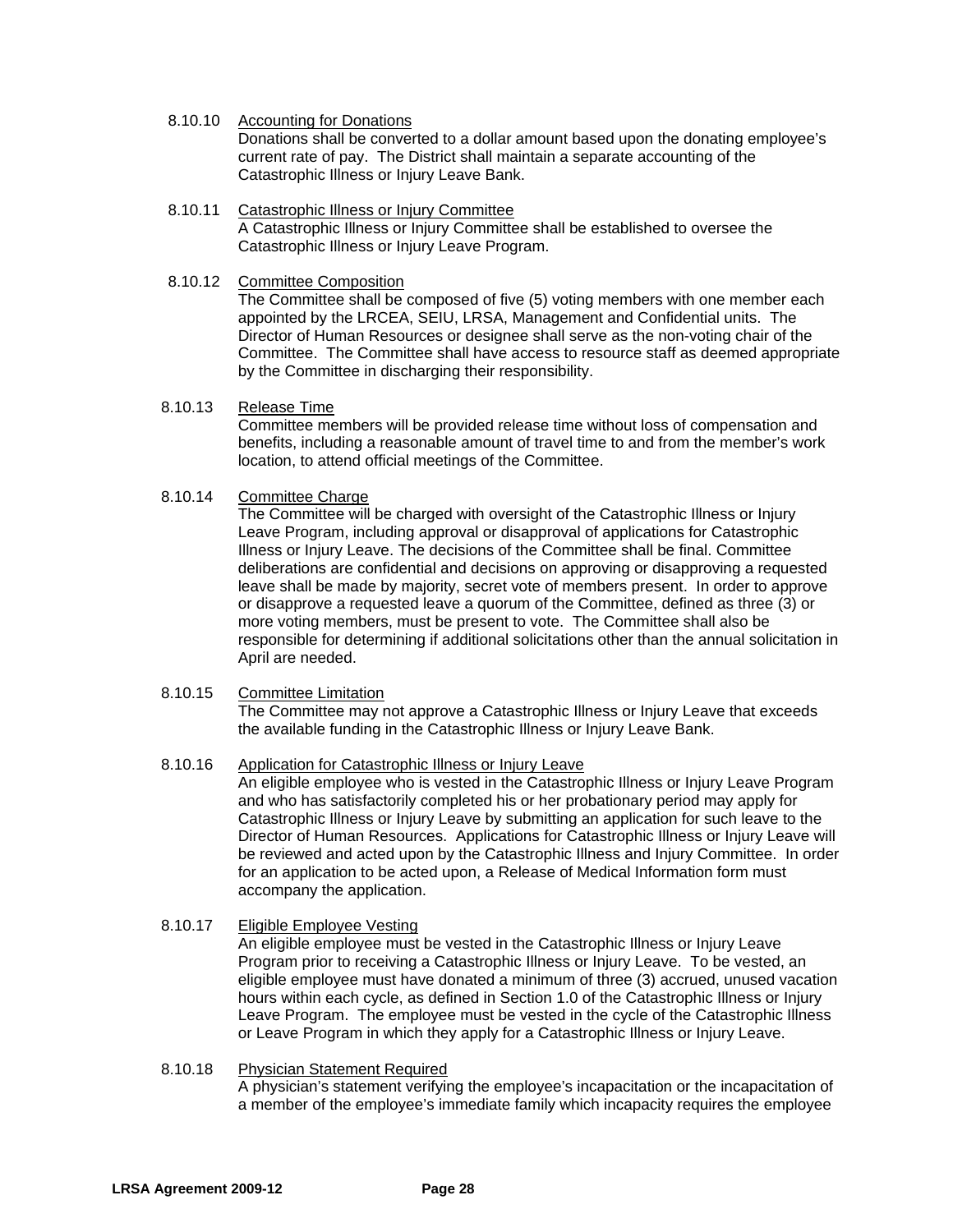8.10.10 Accounting for Donations

Donations shall be converted to a dollar amount based upon the donating employee's current rate of pay. The District shall maintain a separate accounting of the Catastrophic Illness or Injury Leave Bank.

8.10.11 Catastrophic Illness or Injury Committee

A Catastrophic Illness or Injury Committee shall be established to oversee the Catastrophic Illness or Injury Leave Program.

8.10.12 Committee Composition

The Committee shall be composed of five (5) voting members with one member each appointed by the LRCEA, SEIU, LRSA, Management and Confidential units. The Director of Human Resources or designee shall serve as the non-voting chair of the Committee. The Committee shall have access to resource staff as deemed appropriate by the Committee in discharging their responsibility.

8.10.13 Release Time

Committee members will be provided release time without loss of compensation and benefits, including a reasonable amount of travel time to and from the member's work location, to attend official meetings of the Committee.

8.10.14 Committee Charge

The Committee will be charged with oversight of the Catastrophic Illness or Injury Leave Program, including approval or disapproval of applications for Catastrophic Illness or Injury Leave. The decisions of the Committee shall be final. Committee deliberations are confidential and decisions on approving or disapproving a requested leave shall be made by majority, secret vote of members present. In order to approve or disapprove a requested leave a quorum of the Committee, defined as three (3) or more voting members, must be present to vote. The Committee shall also be responsible for determining if additional solicitations other than the annual solicitation in April are needed.

8.10.15 Committee Limitation

The Committee may not approve a Catastrophic Illness or Injury Leave that exceeds the available funding in the Catastrophic Illness or Injury Leave Bank.

8.10.16 Application for Catastrophic Illness or Injury Leave

An eligible employee who is vested in the Catastrophic Illness or Injury Leave Program and who has satisfactorily completed his or her probationary period may apply for Catastrophic Illness or Injury Leave by submitting an application for such leave to the Director of Human Resources. Applications for Catastrophic Illness or Injury Leave will be reviewed and acted upon by the Catastrophic Illness and Injury Committee. In order for an application to be acted upon, a Release of Medical Information form must accompany the application.

8.10.17 Eligible Employee Vesting

An eligible employee must be vested in the Catastrophic Illness or Injury Leave Program prior to receiving a Catastrophic Illness or Injury Leave. To be vested, an eligible employee must have donated a minimum of three (3) accrued, unused vacation hours within each cycle, as defined in Section 1.0 of the Catastrophic Illness or Injury Leave Program. The employee must be vested in the cycle of the Catastrophic Illness or Leave Program in which they apply for a Catastrophic Illness or Injury Leave.

8.10.18 Physician Statement Required

A physician's statement verifying the employee's incapacitation or the incapacitation of a member of the employee's immediate family which incapacity requires the employee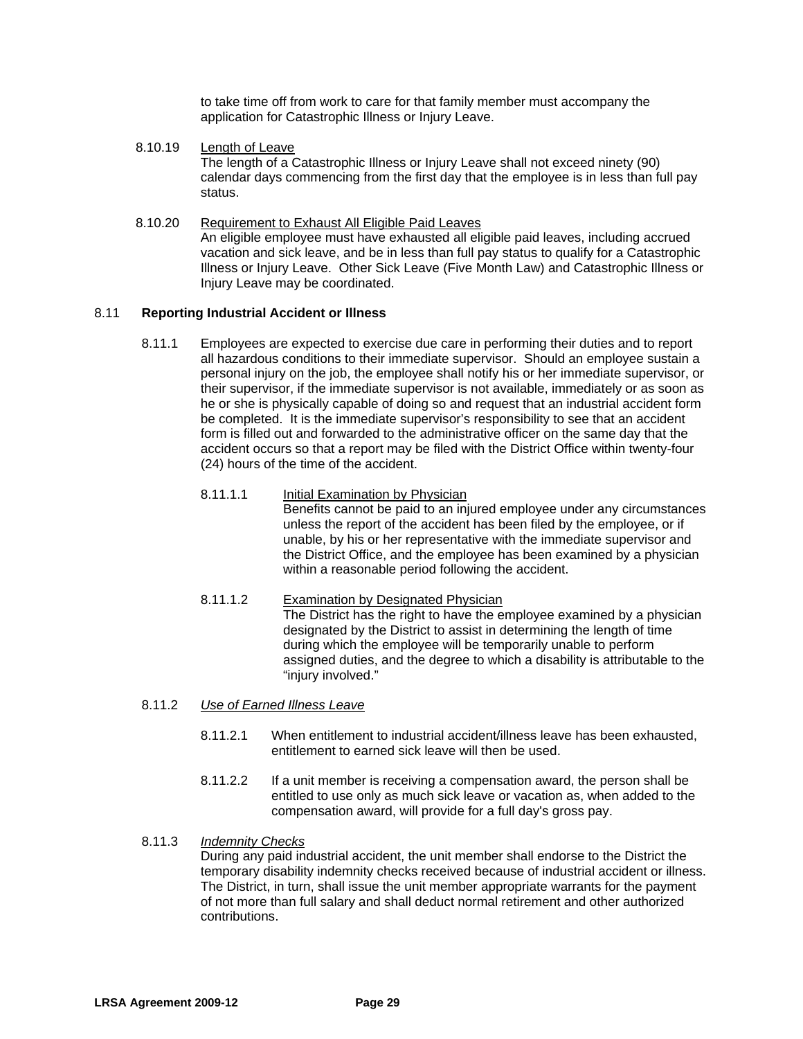to take time off from work to care for that family member must accompany the application for Catastrophic Illness or Injury Leave.

8.10.19 Length of Leave
The length of a Catastrophic Illness or Injury Leave shall not exceed ninety (90) calendar days commencing from the first day that the employee is in less than full pay status.

8.10.20 Requirement to Exhaust All Eligible Paid Leaves
An eligible employee must have exhausted all eligible paid leaves, including accrued vacation and sick leave, and be in less than full pay status to qualify for a Catastrophic Illness or Injury Leave. Other Sick Leave (Five Month Law) and Catastrophic Illness or Injury Leave may be coordinated.

## 8.11 Reporting Industrial Accident or Illness

8.11.1 Employees are expected to exercise due care in performing their duties and to report all hazardous conditions to their immediate supervisor. Should an employee sustain a personal injury on the job, the employee shall notify his or her immediate supervisor, or their supervisor, if the immediate supervisor is not available, immediately or as soon as he or she is physically capable of doing so and request that an industrial accident form be completed. It is the immediate supervisor's responsibility to see that an accident form is filled out and forwarded to the administrative officer on the same day that the accident occurs so that a report may be filed with the District Office within twenty-four (24) hours of the time of the accident.

8.11.1.1 Initial Examination by Physician
Benefits cannot be paid to an injured employee under any circumstances unless the report of the accident has been filed by the employee, or if unable, by his or her representative with the immediate supervisor and the District Office, and the employee has been examined by a physician within a reasonable period following the accident.

8.11.1.2 Examination by Designated Physician
The District has the right to have the employee examined by a physician designated by the District to assist in determining the length of time during which the employee will be temporarily unable to perform assigned duties, and the degree to which a disability is attributable to the "injury involved."

8.11.2 *Use of Earned Illness Leave*

8.11.2.1 When entitlement to industrial accident/illness leave has been exhausted, entitlement to earned sick leave will then be used.

8.11.2.2 If a unit member is receiving a compensation award, the person shall be entitled to use only as much sick leave or vacation as, when added to the compensation award, will provide for a full day's gross pay.

8.11.3 *Indemnity Checks*
During any paid industrial accident, the unit member shall endorse to the District the temporary disability indemnity checks received because of industrial accident or illness. The District, in turn, shall issue the unit member appropriate warrants for the payment of not more than full salary and shall deduct normal retirement and other authorized contributions.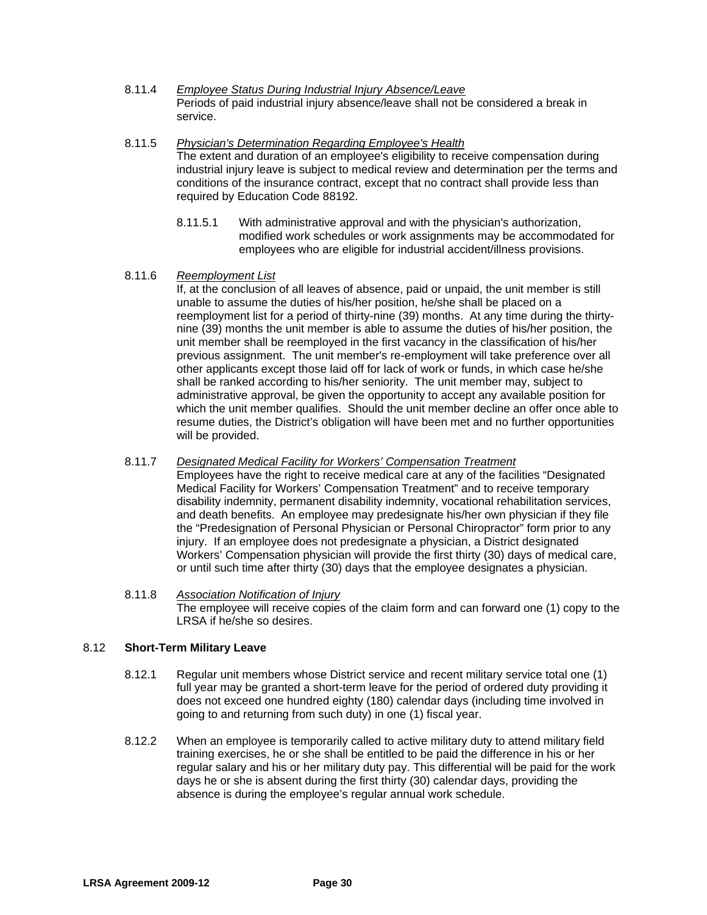8.11.4 *Employee Status During Industrial Injury Absence/Leave*
Periods of paid industrial injury absence/leave shall not be considered a break in service.

8.11.5 *Physician's Determination Regarding Employee's Health*
The extent and duration of an employee's eligibility to receive compensation during industrial injury leave is subject to medical review and determination per the terms and conditions of the insurance contract, except that no contract shall provide less than required by Education Code 88192.

8.11.5.1 With administrative approval and with the physician's authorization, modified work schedules or work assignments may be accommodated for employees who are eligible for industrial accident/illness provisions.

8.11.6 *Reemployment List*
If, at the conclusion of all leaves of absence, paid or unpaid, the unit member is still unable to assume the duties of his/her position, he/she shall be placed on a reemployment list for a period of thirty-nine (39) months. At any time during the thirty-nine (39) months the unit member is able to assume the duties of his/her position, the unit member shall be reemployed in the first vacancy in the classification of his/her previous assignment. The unit member's re-employment will take preference over all other applicants except those laid off for lack of work or funds, in which case he/she shall be ranked according to his/her seniority. The unit member may, subject to administrative approval, be given the opportunity to accept any available position for which the unit member qualifies. Should the unit member decline an offer once able to resume duties, the District's obligation will have been met and no further opportunities will be provided.

8.11.7 *Designated Medical Facility for Workers' Compensation Treatment*
Employees have the right to receive medical care at any of the facilities "Designated Medical Facility for Workers' Compensation Treatment" and to receive temporary disability indemnity, permanent disability indemnity, vocational rehabilitation services, and death benefits. An employee may predesignate his/her own physician if they file the "Predesignation of Personal Physician or Personal Chiropractor" form prior to any injury. If an employee does not predesignate a physician, a District designated Workers' Compensation physician will provide the first thirty (30) days of medical care, or until such time after thirty (30) days that the employee designates a physician.

8.11.8 *Association Notification of Injury*
The employee will receive copies of the claim form and can forward one (1) copy to the LRSA if he/she so desires.

## 8.12 Short-Term Military Leave

8.12.1 Regular unit members whose District service and recent military service total one (1) full year may be granted a short-term leave for the period of ordered duty providing it does not exceed one hundred eighty (180) calendar days (including time involved in going to and returning from such duty) in one (1) fiscal year.

8.12.2 When an employee is temporarily called to active military duty to attend military field training exercises, he or she shall be entitled to be paid the difference in his or her regular salary and his or her military duty pay. This differential will be paid for the work days he or she is absent during the first thirty (30) calendar days, providing the absence is during the employee's regular annual work schedule.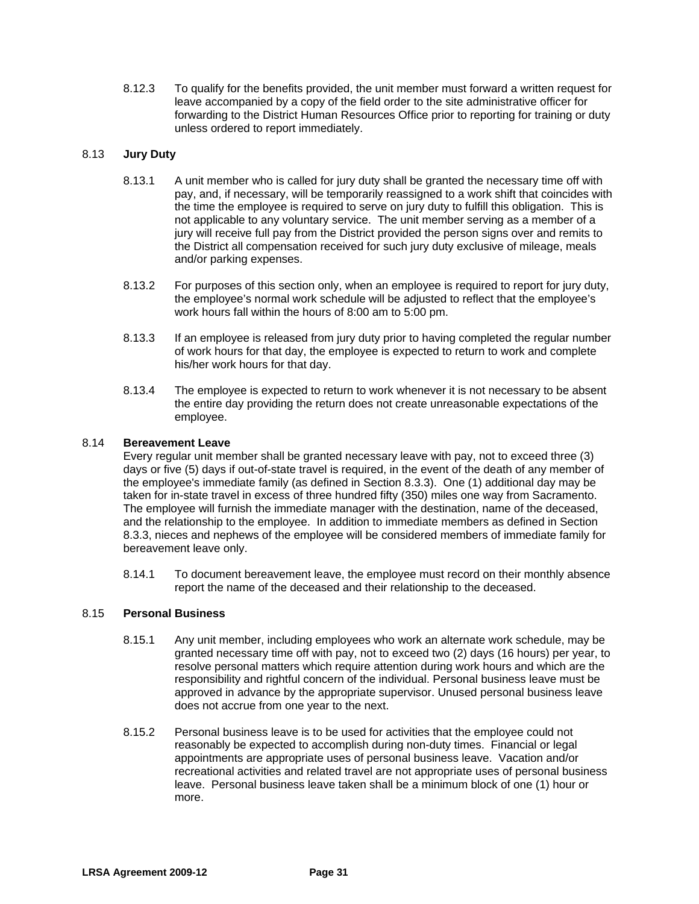8.12.3 To qualify for the benefits provided, the unit member must forward a written request for leave accompanied by a copy of the field order to the site administrative officer for forwarding to the District Human Resources Office prior to reporting for training or duty unless ordered to report immediately.

## 8.13 Jury Duty

8.13.1 A unit member who is called for jury duty shall be granted the necessary time off with pay, and, if necessary, will be temporarily reassigned to a work shift that coincides with the time the employee is required to serve on jury duty to fulfill this obligation. This is not applicable to any voluntary service. The unit member serving as a member of a jury will receive full pay from the District provided the person signs over and remits to the District all compensation received for such jury duty exclusive of mileage, meals and/or parking expenses.

8.13.2 For purposes of this section only, when an employee is required to report for jury duty, the employee's normal work schedule will be adjusted to reflect that the employee's work hours fall within the hours of 8:00 am to 5:00 pm.

8.13.3 If an employee is released from jury duty prior to having completed the regular number of work hours for that day, the employee is expected to return to work and complete his/her work hours for that day.

8.13.4 The employee is expected to return to work whenever it is not necessary to be absent the entire day providing the return does not create unreasonable expectations of the employee.

## 8.14 Bereavement Leave

Every regular unit member shall be granted necessary leave with pay, not to exceed three (3) days or five (5) days if out-of-state travel is required, in the event of the death of any member of the employee's immediate family (as defined in Section 8.3.3). One (1) additional day may be taken for in-state travel in excess of three hundred fifty (350) miles one way from Sacramento. The employee will furnish the immediate manager with the destination, name of the deceased, and the relationship to the employee. In addition to immediate members as defined in Section 8.3.3, nieces and nephews of the employee will be considered members of immediate family for bereavement leave only.

8.14.1 To document bereavement leave, the employee must record on their monthly absence report the name of the deceased and their relationship to the deceased.

## 8.15 Personal Business

8.15.1 Any unit member, including employees who work an alternate work schedule, may be granted necessary time off with pay, not to exceed two (2) days (16 hours) per year, to resolve personal matters which require attention during work hours and which are the responsibility and rightful concern of the individual. Personal business leave must be approved in advance by the appropriate supervisor. Unused personal business leave does not accrue from one year to the next.

8.15.2 Personal business leave is to be used for activities that the employee could not reasonably be expected to accomplish during non-duty times. Financial or legal appointments are appropriate uses of personal business leave. Vacation and/or recreational activities and related travel are not appropriate uses of personal business leave. Personal business leave taken shall be a minimum block of one (1) hour or more.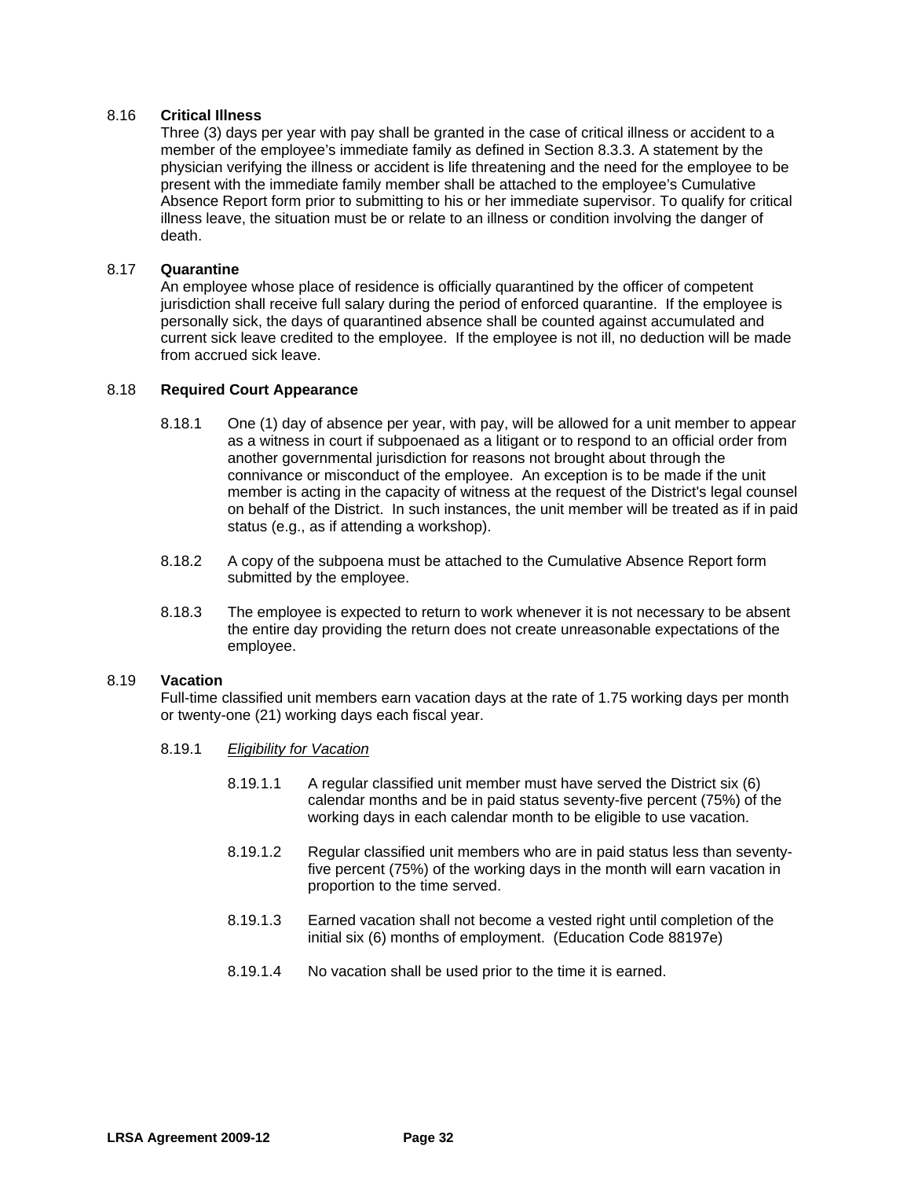### 8.16 Critical Illness

Three (3) days per year with pay shall be granted in the case of critical illness or accident to a member of the employee's immediate family as defined in Section 8.3.3. A statement by the physician verifying the illness or accident is life threatening and the need for the employee to be present with the immediate family member shall be attached to the employee's Cumulative Absence Report form prior to submitting to his or her immediate supervisor. To qualify for critical illness leave, the situation must be or relate to an illness or condition involving the danger of death.

### 8.17 Quarantine

An employee whose place of residence is officially quarantined by the officer of competent jurisdiction shall receive full salary during the period of enforced quarantine. If the employee is personally sick, the days of quarantined absence shall be counted against accumulated and current sick leave credited to the employee. If the employee is not ill, no deduction will be made from accrued sick leave.

### 8.18 Required Court Appearance

8.18.1 One (1) day of absence per year, with pay, will be allowed for a unit member to appear as a witness in court if subpoenaed as a litigant or to respond to an official order from another governmental jurisdiction for reasons not brought about through the connivance or misconduct of the employee. An exception is to be made if the unit member is acting in the capacity of witness at the request of the District's legal counsel on behalf of the District. In such instances, the unit member will be treated as if in paid status (e.g., as if attending a workshop).

8.18.2 A copy of the subpoena must be attached to the Cumulative Absence Report form submitted by the employee.

8.18.3 The employee is expected to return to work whenever it is not necessary to be absent the entire day providing the return does not create unreasonable expectations of the employee.

### 8.19 Vacation

Full-time classified unit members earn vacation days at the rate of 1.75 working days per month or twenty-one (21) working days each fiscal year.

8.19.1 *Eligibility for Vacation*

8.19.1.1 A regular classified unit member must have served the District six (6) calendar months and be in paid status seventy-five percent (75%) of the working days in each calendar month to be eligible to use vacation.

8.19.1.2 Regular classified unit members who are in paid status less than seventy-five percent (75%) of the working days in the month will earn vacation in proportion to the time served.

8.19.1.3 Earned vacation shall not become a vested right until completion of the initial six (6) months of employment. (Education Code 88197e)

8.19.1.4 No vacation shall be used prior to the time it is earned.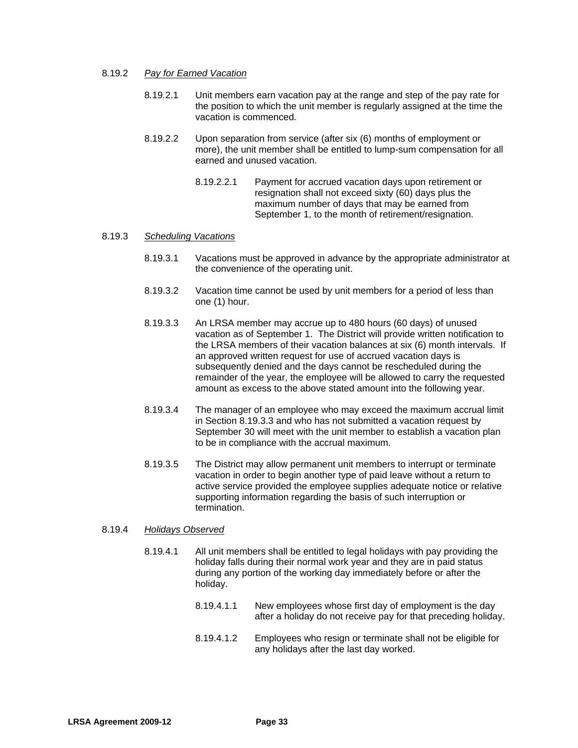8.19.2 *Pay for Earned Vacation*

8.19.2.1 Unit members earn vacation pay at the range and step of the pay rate for the position to which the unit member is regularly assigned at the time the vacation is commenced.

8.19.2.2 Upon separation from service (after six (6) months of employment or more), the unit member shall be entitled to lump-sum compensation for all earned and unused vacation.

8.19.2.2.1 Payment for accrued vacation days upon retirement or resignation shall not exceed sixty (60) days plus the maximum number of days that may be earned from September 1, to the month of retirement/resignation.

8.19.3 *Scheduling Vacations*

8.19.3.1 Vacations must be approved in advance by the appropriate administrator at the convenience of the operating unit.

8.19.3.2 Vacation time cannot be used by unit members for a period of less than one (1) hour.

8.19.3.3 An LRSA member may accrue up to 480 hours (60 days) of unused vacation as of September 1. The District will provide written notification to the LRSA members of their vacation balances at six (6) month intervals. If an approved written request for use of accrued vacation days is subsequently denied and the days cannot be rescheduled during the remainder of the year, the employee will be allowed to carry the requested amount as excess to the above stated amount into the following year.

8.19.3.4 The manager of an employee who may exceed the maximum accrual limit in Section 8.19.3.3 and who has not submitted a vacation request by September 30 will meet with the unit member to establish a vacation plan to be in compliance with the accrual maximum.

8.19.3.5 The District may allow permanent unit members to interrupt or terminate vacation in order to begin another type of paid leave without a return to active service provided the employee supplies adequate notice or relative supporting information regarding the basis of such interruption or termination.

8.19.4 *Holidays Observed*

8.19.4.1 All unit members shall be entitled to legal holidays with pay providing the holiday falls during their normal work year and they are in paid status during any portion of the working day immediately before or after the holiday.

8.19.4.1.1 New employees whose first day of employment is the day after a holiday do not receive pay for that preceding holiday.

8.19.4.1.2 Employees who resign or terminate shall not be eligible for any holidays after the last day worked.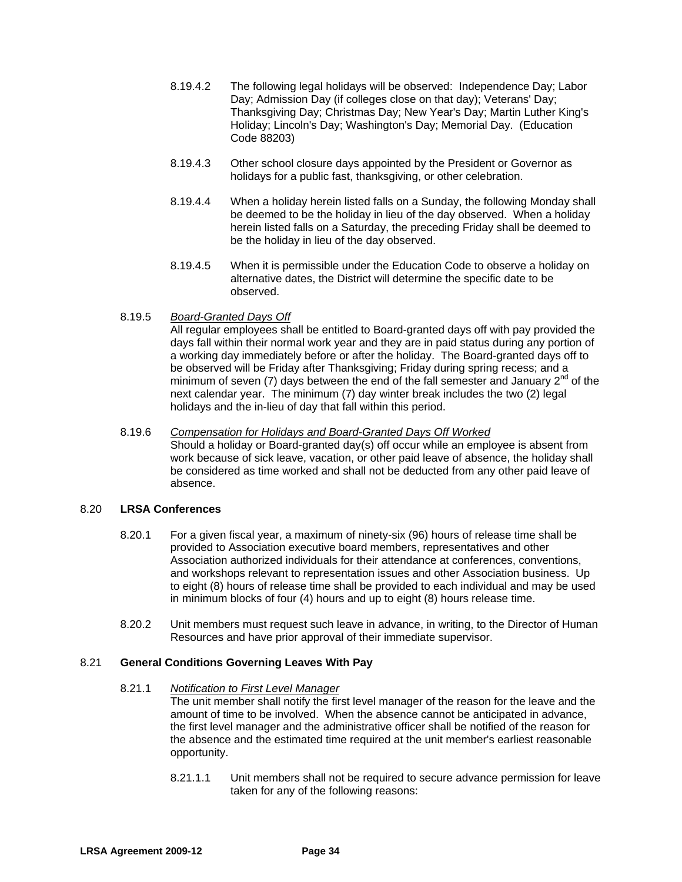8.19.4.2 The following legal holidays will be observed: Independence Day; Labor Day; Admission Day (if colleges close on that day); Veterans' Day; Thanksgiving Day; Christmas Day; New Year's Day; Martin Luther King's Holiday; Lincoln's Day; Washington's Day; Memorial Day. (Education Code 88203)

8.19.4.3 Other school closure days appointed by the President or Governor as holidays for a public fast, thanksgiving, or other celebration.

8.19.4.4 When a holiday herein listed falls on a Sunday, the following Monday shall be deemed to be the holiday in lieu of the day observed. When a holiday herein listed falls on a Saturday, the preceding Friday shall be deemed to be the holiday in lieu of the day observed.

8.19.4.5 When it is permissible under the Education Code to observe a holiday on alternative dates, the District will determine the specific date to be observed.

8.19.5 *Board-Granted Days Off*
All regular employees shall be entitled to Board-granted days off with pay provided the days fall within their normal work year and they are in paid status during any portion of a working day immediately before or after the holiday. The Board-granted days off to be observed will be Friday after Thanksgiving; Friday during spring recess; and a minimum of seven (7) days between the end of the fall semester and January 2nd of the next calendar year. The minimum (7) day winter break includes the two (2) legal holidays and the in-lieu of day that fall within this period.

8.19.6 *Compensation for Holidays and Board-Granted Days Off Worked*
Should a holiday or Board-granted day(s) off occur while an employee is absent from work because of sick leave, vacation, or other paid leave of absence, the holiday shall be considered as time worked and shall not be deducted from any other paid leave of absence.

## 8.20 LRSA Conferences

8.20.1 For a given fiscal year, a maximum of ninety-six (96) hours of release time shall be provided to Association executive board members, representatives and other Association authorized individuals for their attendance at conferences, conventions, and workshops relevant to representation issues and other Association business. Up to eight (8) hours of release time shall be provided to each individual and may be used in minimum blocks of four (4) hours and up to eight (8) hours release time.

8.20.2 Unit members must request such leave in advance, in writing, to the Director of Human Resources and have prior approval of their immediate supervisor.

## 8.21 General Conditions Governing Leaves With Pay

8.21.1 *Notification to First Level Manager*
The unit member shall notify the first level manager of the reason for the leave and the amount of time to be involved. When the absence cannot be anticipated in advance, the first level manager and the administrative officer shall be notified of the reason for the absence and the estimated time required at the unit member's earliest reasonable opportunity.

8.21.1.1 Unit members shall not be required to secure advance permission for leave taken for any of the following reasons: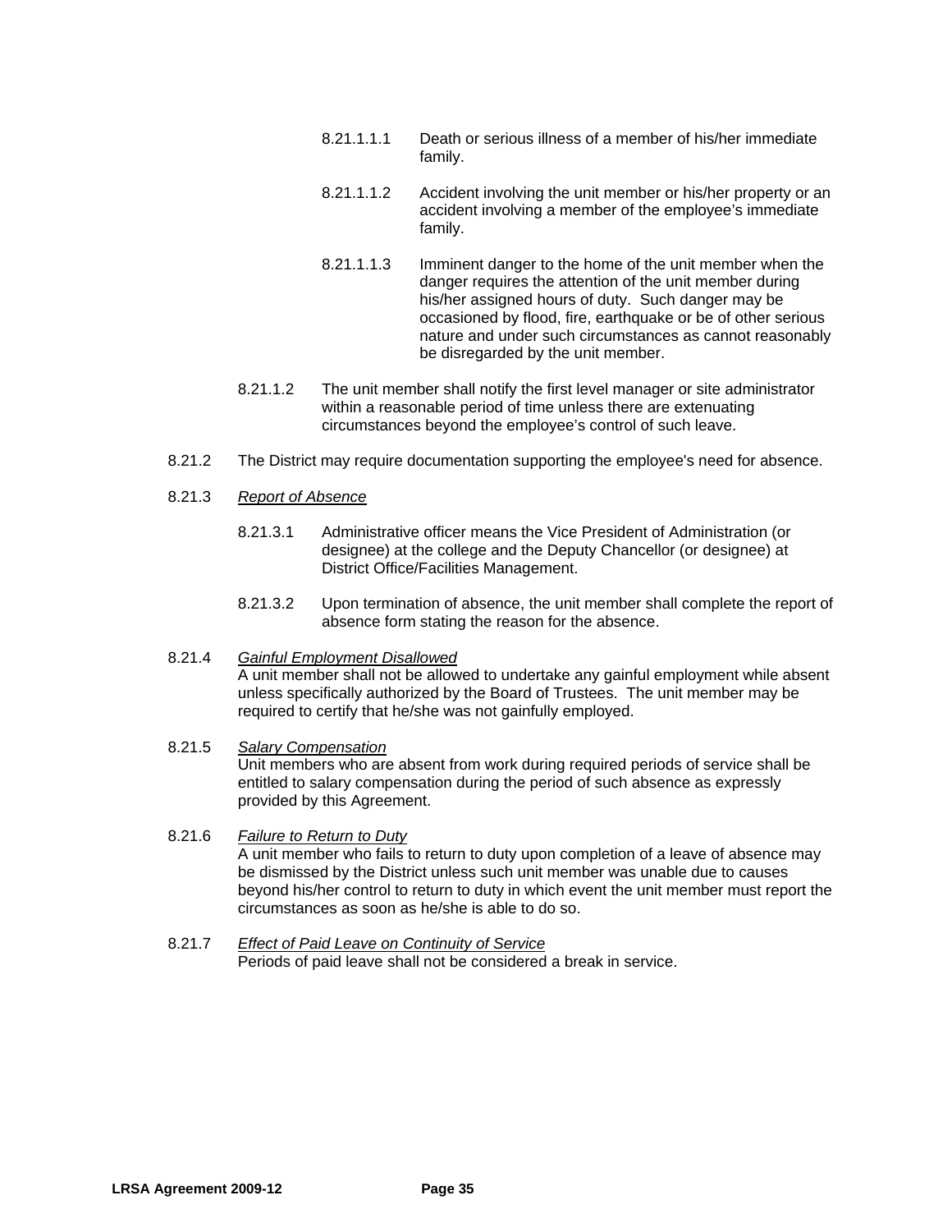8.21.1.1.1 Death or serious illness of a member of his/her immediate family.

8.21.1.1.2 Accident involving the unit member or his/her property or an accident involving a member of the employee's immediate family.

8.21.1.1.3 Imminent danger to the home of the unit member when the danger requires the attention of the unit member during his/her assigned hours of duty. Such danger may be occasioned by flood, fire, earthquake or be of other serious nature and under such circumstances as cannot reasonably be disregarded by the unit member.

8.21.1.2 The unit member shall notify the first level manager or site administrator within a reasonable period of time unless there are extenuating circumstances beyond the employee's control of such leave.

8.21.2 The District may require documentation supporting the employee's need for absence.

8.21.3 *Report of Absence*

8.21.3.1 Administrative officer means the Vice President of Administration (or designee) at the college and the Deputy Chancellor (or designee) at District Office/Facilities Management.

8.21.3.2 Upon termination of absence, the unit member shall complete the report of absence form stating the reason for the absence.

8.21.4 *Gainful Employment Disallowed*
A unit member shall not be allowed to undertake any gainful employment while absent unless specifically authorized by the Board of Trustees. The unit member may be required to certify that he/she was not gainfully employed.

8.21.5 *Salary Compensation*
Unit members who are absent from work during required periods of service shall be entitled to salary compensation during the period of such absence as expressly provided by this Agreement.

8.21.6 *Failure to Return to Duty*
A unit member who fails to return to duty upon completion of a leave of absence may be dismissed by the District unless such unit member was unable due to causes beyond his/her control to return to duty in which event the unit member must report the circumstances as soon as he/she is able to do so.

8.21.7 *Effect of Paid Leave on Continuity of Service*
Periods of paid leave shall not be considered a break in service.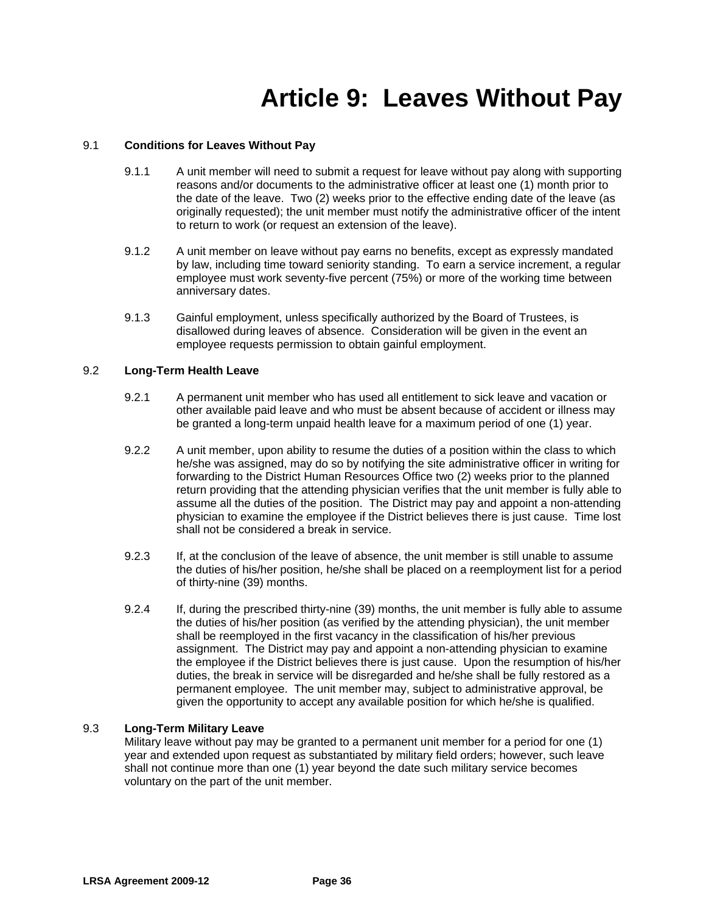# Article 9: Leaves Without Pay

9.1 **Conditions for Leaves Without Pay**

9.1.1 A unit member will need to submit a request for leave without pay along with supporting reasons and/or documents to the administrative officer at least one (1) month prior to the date of the leave. Two (2) weeks prior to the effective ending date of the leave (as originally requested); the unit member must notify the administrative officer of the intent to return to work (or request an extension of the leave).

9.1.2 A unit member on leave without pay earns no benefits, except as expressly mandated by law, including time toward seniority standing. To earn a service increment, a regular employee must work seventy-five percent (75%) or more of the working time between anniversary dates.

9.1.3 Gainful employment, unless specifically authorized by the Board of Trustees, is disallowed during leaves of absence. Consideration will be given in the event an employee requests permission to obtain gainful employment.

9.2 **Long-Term Health Leave**

9.2.1 A permanent unit member who has used all entitlement to sick leave and vacation or other available paid leave and who must be absent because of accident or illness may be granted a long-term unpaid health leave for a maximum period of one (1) year.

9.2.2 A unit member, upon ability to resume the duties of a position within the class to which he/she was assigned, may do so by notifying the site administrative officer in writing for forwarding to the District Human Resources Office two (2) weeks prior to the planned return providing that the attending physician verifies that the unit member is fully able to assume all the duties of the position. The District may pay and appoint a non-attending physician to examine the employee if the District believes there is just cause. Time lost shall not be considered a break in service.

9.2.3 If, at the conclusion of the leave of absence, the unit member is still unable to assume the duties of his/her position, he/she shall be placed on a reemployment list for a period of thirty-nine (39) months.

9.2.4 If, during the prescribed thirty-nine (39) months, the unit member is fully able to assume the duties of his/her position (as verified by the attending physician), the unit member shall be reemployed in the first vacancy in the classification of his/her previous assignment. The District may pay and appoint a non-attending physician to examine the employee if the District believes there is just cause. Upon the resumption of his/her duties, the break in service will be disregarded and he/she shall be fully restored as a permanent employee. The unit member may, subject to administrative approval, be given the opportunity to accept any available position for which he/she is qualified.

9.3 **Long-Term Military Leave**
Military leave without pay may be granted to a permanent unit member for a period for one (1) year and extended upon request as substantiated by military field orders; however, such leave shall not continue more than one (1) year beyond the date such military service becomes voluntary on the part of the unit member.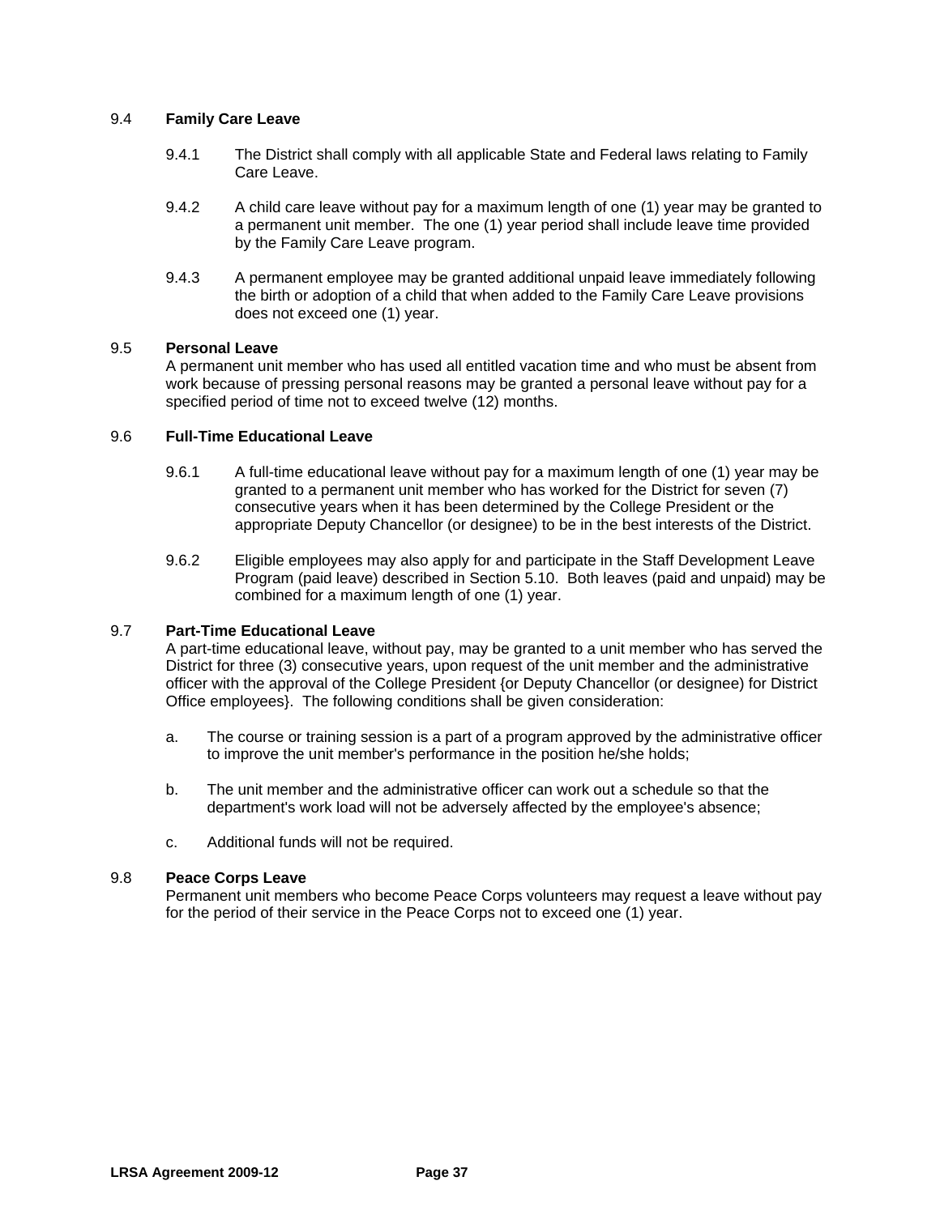### 9.4 Family Care Leave

9.4.1 The District shall comply with all applicable State and Federal laws relating to Family Care Leave.

9.4.2 A child care leave without pay for a maximum length of one (1) year may be granted to a permanent unit member. The one (1) year period shall include leave time provided by the Family Care Leave program.

9.4.3 A permanent employee may be granted additional unpaid leave immediately following the birth or adoption of a child that when added to the Family Care Leave provisions does not exceed one (1) year.

### 9.5 Personal Leave

A permanent unit member who has used all entitled vacation time and who must be absent from work because of pressing personal reasons may be granted a personal leave without pay for a specified period of time not to exceed twelve (12) months.

### 9.6 Full-Time Educational Leave

9.6.1 A full-time educational leave without pay for a maximum length of one (1) year may be granted to a permanent unit member who has worked for the District for seven (7) consecutive years when it has been determined by the College President or the appropriate Deputy Chancellor (or designee) to be in the best interests of the District.

9.6.2 Eligible employees may also apply for and participate in the Staff Development Leave Program (paid leave) described in Section 5.10. Both leaves (paid and unpaid) may be combined for a maximum length of one (1) year.

### 9.7 Part-Time Educational Leave

A part-time educational leave, without pay, may be granted to a unit member who has served the District for three (3) consecutive years, upon request of the unit member and the administrative officer with the approval of the College President {or Deputy Chancellor (or designee) for District Office employees}. The following conditions shall be given consideration:

a. The course or training session is a part of a program approved by the administrative officer to improve the unit member's performance in the position he/she holds;

b. The unit member and the administrative officer can work out a schedule so that the department's work load will not be adversely affected by the employee's absence;

c. Additional funds will not be required.

### 9.8 Peace Corps Leave

Permanent unit members who become Peace Corps volunteers may request a leave without pay for the period of their service in the Peace Corps not to exceed one (1) year.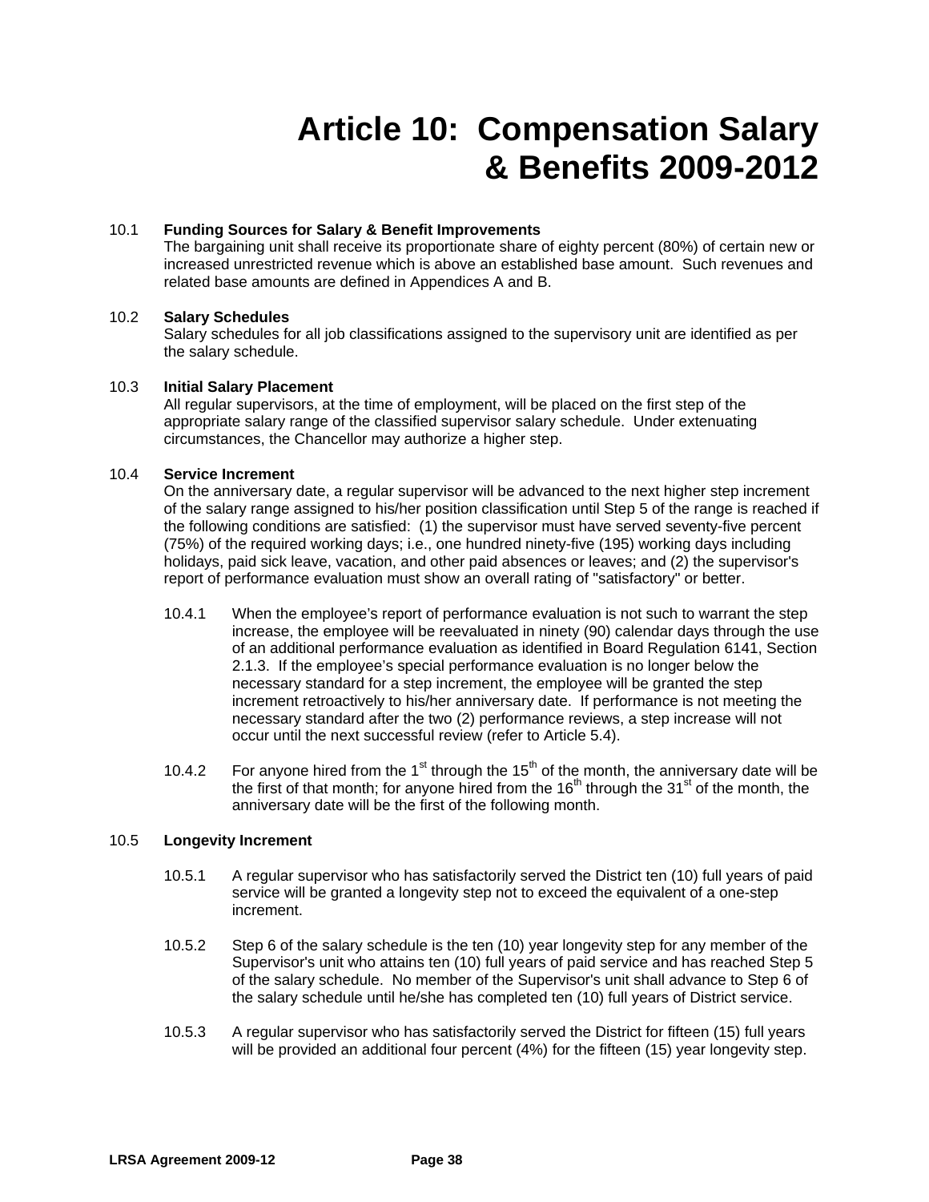# Article 10: Compensation Salary & Benefits 2009-2012

10.1 **Funding Sources for Salary & Benefit Improvements**
The bargaining unit shall receive its proportionate share of eighty percent (80%) of certain new or increased unrestricted revenue which is above an established base amount. Such revenues and related base amounts are defined in Appendices A and B.

10.2 **Salary Schedules**
Salary schedules for all job classifications assigned to the supervisory unit are identified as per the salary schedule.

10.3 **Initial Salary Placement**
All regular supervisors, at the time of employment, will be placed on the first step of the appropriate salary range of the classified supervisor salary schedule. Under extenuating circumstances, the Chancellor may authorize a higher step.

10.4 **Service Increment**
On the anniversary date, a regular supervisor will be advanced to the next higher step increment of the salary range assigned to his/her position classification until Step 5 of the range is reached if the following conditions are satisfied: (1) the supervisor must have served seventy-five percent (75%) of the required working days; i.e., one hundred ninety-five (195) working days including holidays, paid sick leave, vacation, and other paid absences or leaves; and (2) the supervisor's report of performance evaluation must show an overall rating of "satisfactory" or better.

10.4.1 When the employee's report of performance evaluation is not such to warrant the step increase, the employee will be reevaluated in ninety (90) calendar days through the use of an additional performance evaluation as identified in Board Regulation 6141, Section 2.1.3. If the employee's special performance evaluation is no longer below the necessary standard for a step increment, the employee will be granted the step increment retroactively to his/her anniversary date. If performance is not meeting the necessary standard after the two (2) performance reviews, a step increase will not occur until the next successful review (refer to Article 5.4).

10.4.2 For anyone hired from the 1st through the 15th of the month, the anniversary date will be the first of that month; for anyone hired from the 16th through the 31st of the month, the anniversary date will be the first of the following month.

10.5 **Longevity Increment**

10.5.1 A regular supervisor who has satisfactorily served the District ten (10) full years of paid service will be granted a longevity step not to exceed the equivalent of a one-step increment.

10.5.2 Step 6 of the salary schedule is the ten (10) year longevity step for any member of the Supervisor's unit who attains ten (10) full years of paid service and has reached Step 5 of the salary schedule. No member of the Supervisor's unit shall advance to Step 6 of the salary schedule until he/she has completed ten (10) full years of District service.

10.5.3 A regular supervisor who has satisfactorily served the District for fifteen (15) full years will be provided an additional four percent (4%) for the fifteen (15) year longevity step.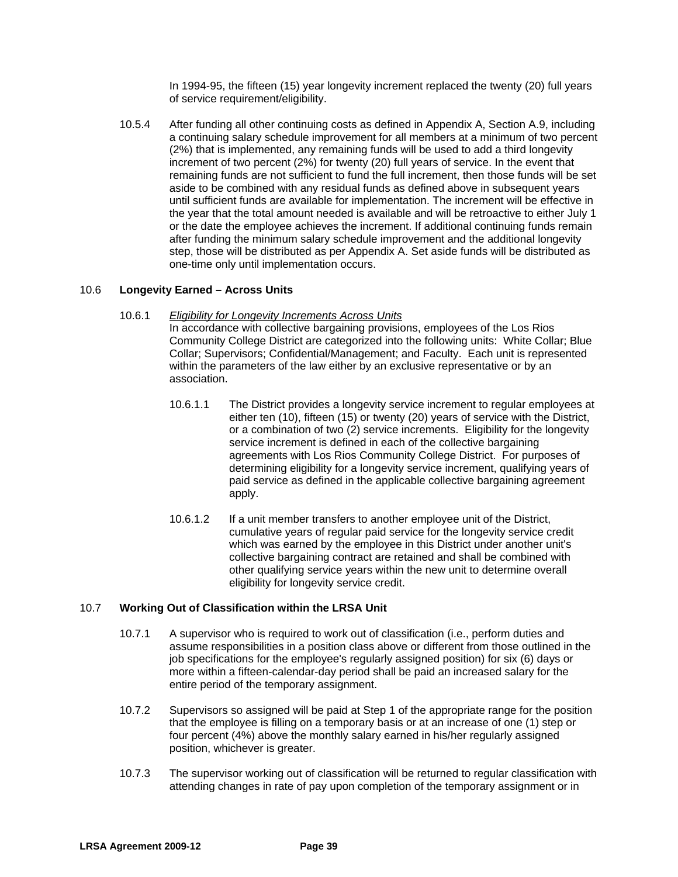In 1994-95, the fifteen (15) year longevity increment replaced the twenty (20) full years of service requirement/eligibility.

10.5.4 After funding all other continuing costs as defined in Appendix A, Section A.9, including a continuing salary schedule improvement for all members at a minimum of two percent (2%) that is implemented, any remaining funds will be used to add a third longevity increment of two percent (2%) for twenty (20) full years of service. In the event that remaining funds are not sufficient to fund the full increment, then those funds will be set aside to be combined with any residual funds as defined above in subsequent years until sufficient funds are available for implementation. The increment will be effective in the year that the total amount needed is available and will be retroactive to either July 1 or the date the employee achieves the increment. If additional continuing funds remain after funding the minimum salary schedule improvement and the additional longevity step, those will be distributed as per Appendix A. Set aside funds will be distributed as one-time only until implementation occurs.

## 10.6 **Longevity Earned – Across Units**

10.6.1 *Eligibility for Longevity Increments Across Units*
In accordance with collective bargaining provisions, employees of the Los Rios Community College District are categorized into the following units: White Collar; Blue Collar; Supervisors; Confidential/Management; and Faculty. Each unit is represented within the parameters of the law either by an exclusive representative or by an association.

10.6.1.1 The District provides a longevity service increment to regular employees at either ten (10), fifteen (15) or twenty (20) years of service with the District, or a combination of two (2) service increments. Eligibility for the longevity service increment is defined in each of the collective bargaining agreements with Los Rios Community College District. For purposes of determining eligibility for a longevity service increment, qualifying years of paid service as defined in the applicable collective bargaining agreement apply.

10.6.1.2 If a unit member transfers to another employee unit of the District, cumulative years of regular paid service for the longevity service credit which was earned by the employee in this District under another unit's collective bargaining contract are retained and shall be combined with other qualifying service years within the new unit to determine overall eligibility for longevity service credit.

## 10.7 **Working Out of Classification within the LRSA Unit**

10.7.1 A supervisor who is required to work out of classification (i.e., perform duties and assume responsibilities in a position class above or different from those outlined in the job specifications for the employee's regularly assigned position) for six (6) days or more within a fifteen-calendar-day period shall be paid an increased salary for the entire period of the temporary assignment.

10.7.2 Supervisors so assigned will be paid at Step 1 of the appropriate range for the position that the employee is filling on a temporary basis or at an increase of one (1) step or four percent (4%) above the monthly salary earned in his/her regularly assigned position, whichever is greater.

10.7.3 The supervisor working out of classification will be returned to regular classification with attending changes in rate of pay upon completion of the temporary assignment or in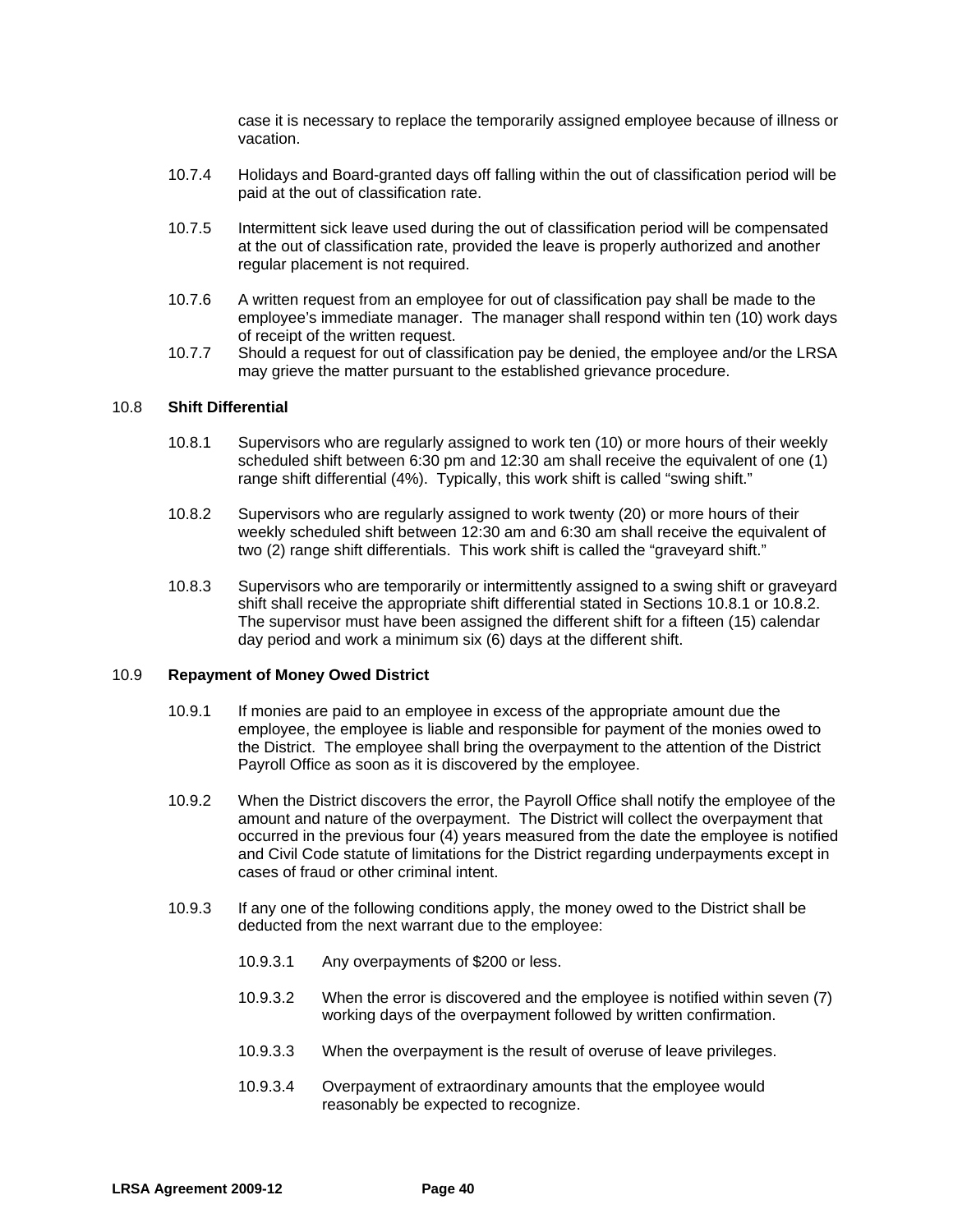case it is necessary to replace the temporarily assigned employee because of illness or vacation.

10.7.4 Holidays and Board-granted days off falling within the out of classification period will be paid at the out of classification rate.

10.7.5 Intermittent sick leave used during the out of classification period will be compensated at the out of classification rate, provided the leave is properly authorized and another regular placement is not required.

10.7.6 A written request from an employee for out of classification pay shall be made to the employee's immediate manager. The manager shall respond within ten (10) work days of receipt of the written request.

10.7.7 Should a request for out of classification pay be denied, the employee and/or the LRSA may grieve the matter pursuant to the established grievance procedure.

## 10.8 Shift Differential

10.8.1 Supervisors who are regularly assigned to work ten (10) or more hours of their weekly scheduled shift between 6:30 pm and 12:30 am shall receive the equivalent of one (1) range shift differential (4%). Typically, this work shift is called "swing shift."

10.8.2 Supervisors who are regularly assigned to work twenty (20) or more hours of their weekly scheduled shift between 12:30 am and 6:30 am shall receive the equivalent of two (2) range shift differentials. This work shift is called the "graveyard shift."

10.8.3 Supervisors who are temporarily or intermittently assigned to a swing shift or graveyard shift shall receive the appropriate shift differential stated in Sections 10.8.1 or 10.8.2. The supervisor must have been assigned the different shift for a fifteen (15) calendar day period and work a minimum six (6) days at the different shift.

## 10.9 Repayment of Money Owed District

10.9.1 If monies are paid to an employee in excess of the appropriate amount due the employee, the employee is liable and responsible for payment of the monies owed to the District. The employee shall bring the overpayment to the attention of the District Payroll Office as soon as it is discovered by the employee.

10.9.2 When the District discovers the error, the Payroll Office shall notify the employee of the amount and nature of the overpayment. The District will collect the overpayment that occurred in the previous four (4) years measured from the date the employee is notified and Civil Code statute of limitations for the District regarding underpayments except in cases of fraud or other criminal intent.

10.9.3 If any one of the following conditions apply, the money owed to the District shall be deducted from the next warrant due to the employee:

10.9.3.1 Any overpayments of $200 or less.

10.9.3.2 When the error is discovered and the employee is notified within seven (7) working days of the overpayment followed by written confirmation.

10.9.3.3 When the overpayment is the result of overuse of leave privileges.

10.9.3.4 Overpayment of extraordinary amounts that the employee would reasonably be expected to recognize.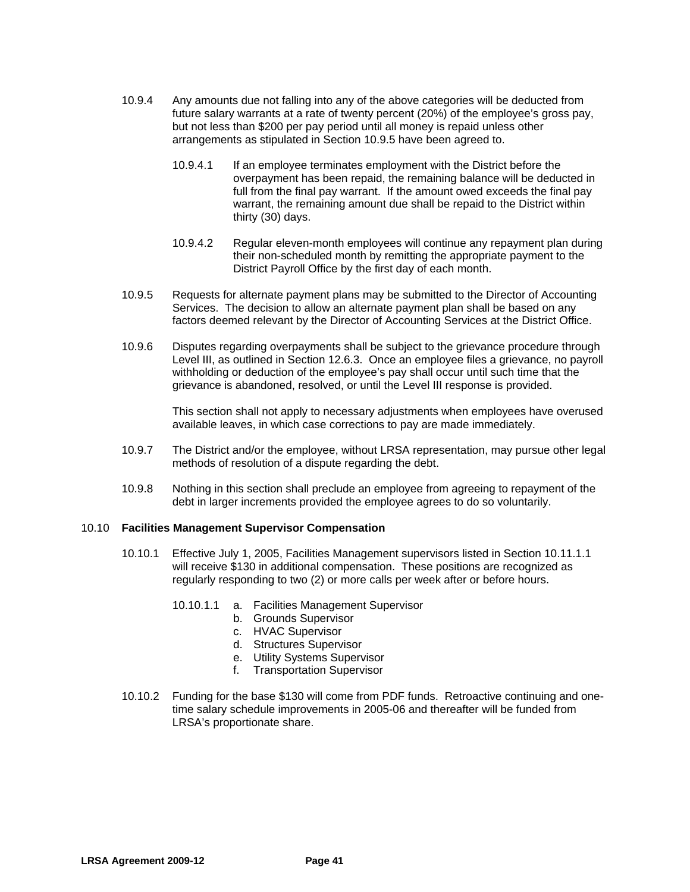10.9.4 Any amounts due not falling into any of the above categories will be deducted from future salary warrants at a rate of twenty percent (20%) of the employee's gross pay, but not less than $200 per pay period until all money is repaid unless other arrangements as stipulated in Section 10.9.5 have been agreed to.

10.9.4.1 If an employee terminates employment with the District before the overpayment has been repaid, the remaining balance will be deducted in full from the final pay warrant. If the amount owed exceeds the final pay warrant, the remaining amount due shall be repaid to the District within thirty (30) days.

10.9.4.2 Regular eleven-month employees will continue any repayment plan during their non-scheduled month by remitting the appropriate payment to the District Payroll Office by the first day of each month.

10.9.5 Requests for alternate payment plans may be submitted to the Director of Accounting Services. The decision to allow an alternate payment plan shall be based on any factors deemed relevant by the Director of Accounting Services at the District Office.

10.9.6 Disputes regarding overpayments shall be subject to the grievance procedure through Level III, as outlined in Section 12.6.3. Once an employee files a grievance, no payroll withholding or deduction of the employee's pay shall occur until such time that the grievance is abandoned, resolved, or until the Level III response is provided.

This section shall not apply to necessary adjustments when employees have overused available leaves, in which case corrections to pay are made immediately.

10.9.7 The District and/or the employee, without LRSA representation, may pursue other legal methods of resolution of a dispute regarding the debt.

10.9.8 Nothing in this section shall preclude an employee from agreeing to repayment of the debt in larger increments provided the employee agrees to do so voluntarily.

## 10.10 **Facilities Management Supervisor Compensation**

10.10.1 Effective July 1, 2005, Facilities Management supervisors listed in Section 10.11.1.1 will receive $130 in additional compensation. These positions are recognized as regularly responding to two (2) or more calls per week after or before hours.

10.10.1.1
a. Facilities Management Supervisor
b. Grounds Supervisor
c. HVAC Supervisor
d. Structures Supervisor
e. Utility Systems Supervisor
f. Transportation Supervisor

10.10.2 Funding for the base $130 will come from PDF funds. Retroactive continuing and one-time salary schedule improvements in 2005-06 and thereafter will be funded from LRSA's proportionate share.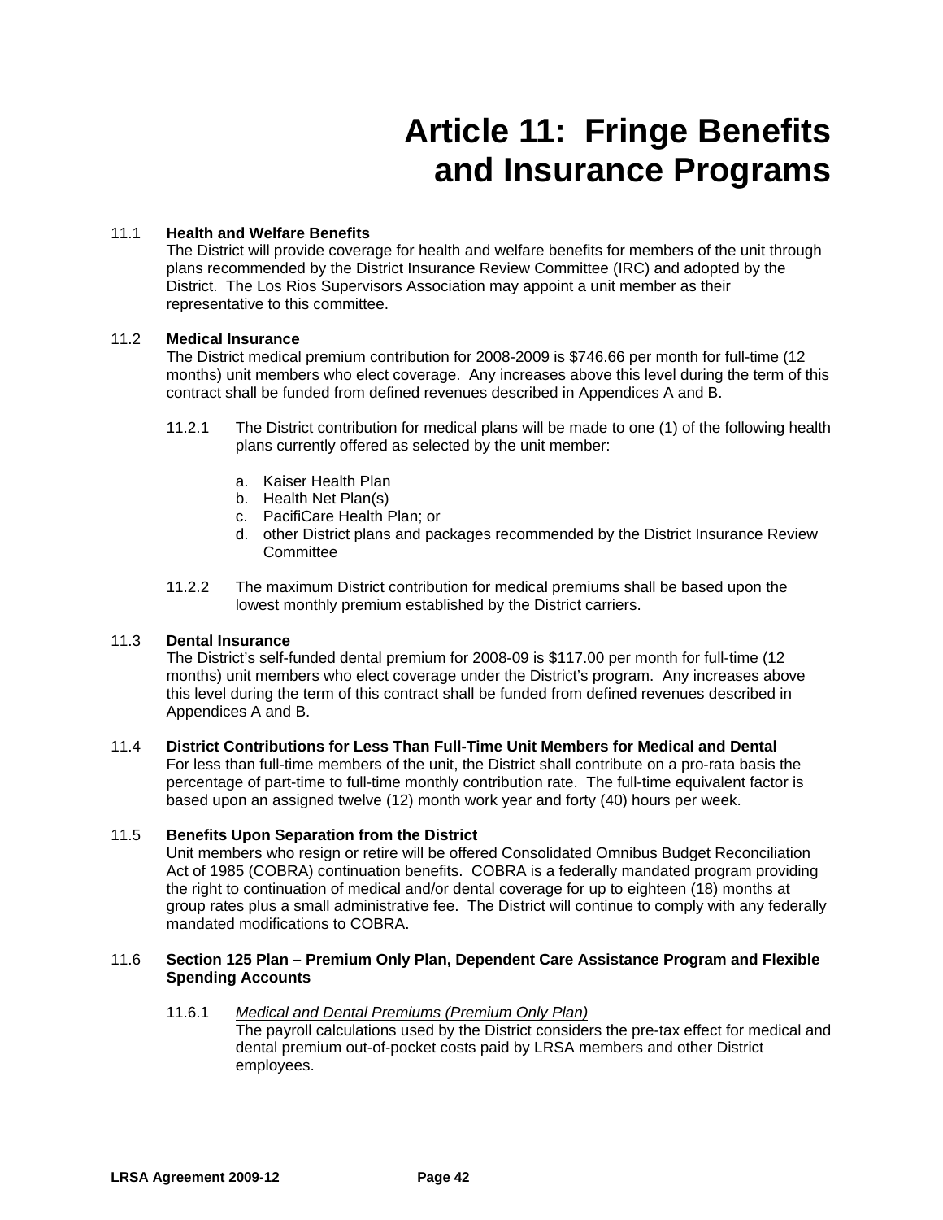# Article 11: Fringe Benefits and Insurance Programs

11.1 **Health and Welfare Benefits**
The District will provide coverage for health and welfare benefits for members of the unit through plans recommended by the District Insurance Review Committee (IRC) and adopted by the District. The Los Rios Supervisors Association may appoint a unit member as their representative to this committee.

11.2 **Medical Insurance**
The District medical premium contribution for 2008-2009 is $746.66 per month for full-time (12 months) unit members who elect coverage. Any increases above this level during the term of this contract shall be funded from defined revenues described in Appendices A and B.

11.2.1 The District contribution for medical plans will be made to one (1) of the following health plans currently offered as selected by the unit member:

a. Kaiser Health Plan
b. Health Net Plan(s)
c. PacifiCare Health Plan; or
d. other District plans and packages recommended by the District Insurance Review Committee

11.2.2 The maximum District contribution for medical premiums shall be based upon the lowest monthly premium established by the District carriers.

11.3 **Dental Insurance**
The District's self-funded dental premium for 2008-09 is $117.00 per month for full-time (12 months) unit members who elect coverage under the District's program. Any increases above this level during the term of this contract shall be funded from defined revenues described in Appendices A and B.

11.4 **District Contributions for Less Than Full-Time Unit Members for Medical and Dental**
For less than full-time members of the unit, the District shall contribute on a pro-rata basis the percentage of part-time to full-time monthly contribution rate. The full-time equivalent factor is based upon an assigned twelve (12) month work year and forty (40) hours per week.

11.5 **Benefits Upon Separation from the District**
Unit members who resign or retire will be offered Consolidated Omnibus Budget Reconciliation Act of 1985 (COBRA) continuation benefits. COBRA is a federally mandated program providing the right to continuation of medical and/or dental coverage for up to eighteen (18) months at group rates plus a small administrative fee. The District will continue to comply with any federally mandated modifications to COBRA.

11.6 **Section 125 Plan – Premium Only Plan, Dependent Care Assistance Program and Flexible Spending Accounts**

11.6.1 *Medical and Dental Premiums (Premium Only Plan)*
The payroll calculations used by the District considers the pre-tax effect for medical and dental premium out-of-pocket costs paid by LRSA members and other District employees.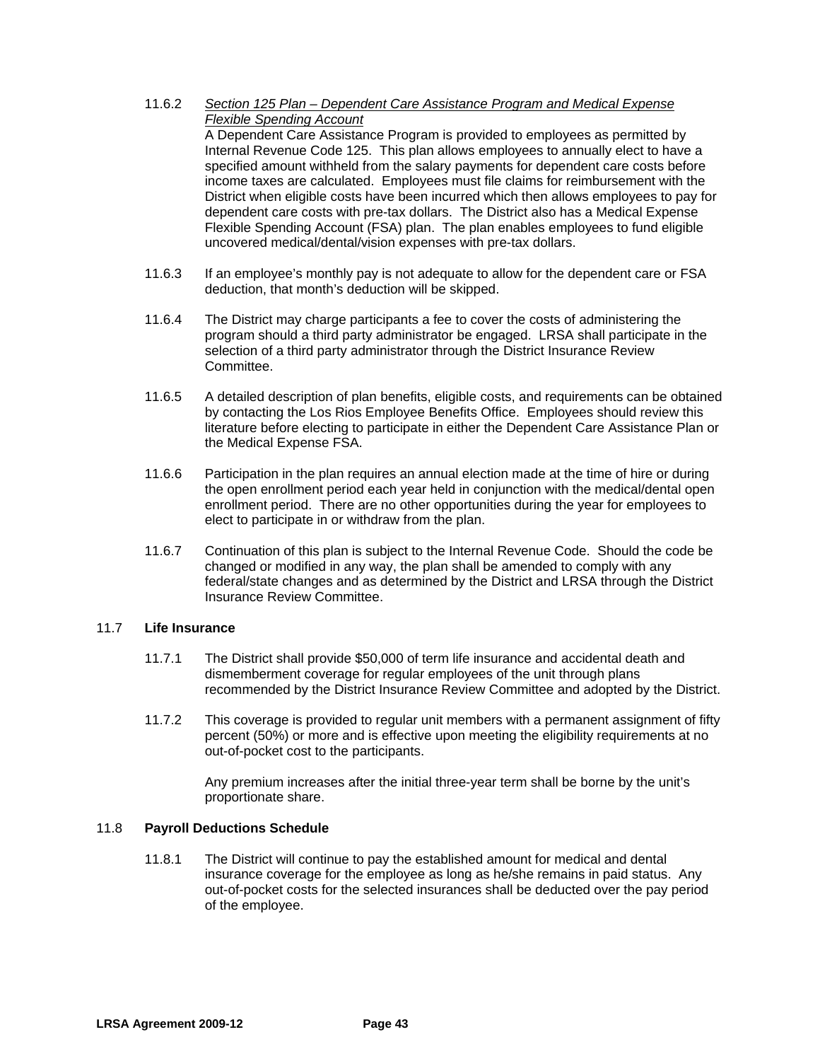11.6.2 *Section 125 Plan – Dependent Care Assistance Program and Medical Expense Flexible Spending Account*
A Dependent Care Assistance Program is provided to employees as permitted by Internal Revenue Code 125. This plan allows employees to annually elect to have a specified amount withheld from the salary payments for dependent care costs before income taxes are calculated. Employees must file claims for reimbursement with the District when eligible costs have been incurred which then allows employees to pay for dependent care costs with pre-tax dollars. The District also has a Medical Expense Flexible Spending Account (FSA) plan. The plan enables employees to fund eligible uncovered medical/dental/vision expenses with pre-tax dollars.

11.6.3 If an employee's monthly pay is not adequate to allow for the dependent care or FSA deduction, that month's deduction will be skipped.

11.6.4 The District may charge participants a fee to cover the costs of administering the program should a third party administrator be engaged. LRSA shall participate in the selection of a third party administrator through the District Insurance Review Committee.

11.6.5 A detailed description of plan benefits, eligible costs, and requirements can be obtained by contacting the Los Rios Employee Benefits Office. Employees should review this literature before electing to participate in either the Dependent Care Assistance Plan or the Medical Expense FSA.

11.6.6 Participation in the plan requires an annual election made at the time of hire or during the open enrollment period each year held in conjunction with the medical/dental open enrollment period. There are no other opportunities during the year for employees to elect to participate in or withdraw from the plan.

11.6.7 Continuation of this plan is subject to the Internal Revenue Code. Should the code be changed or modified in any way, the plan shall be amended to comply with any federal/state changes and as determined by the District and LRSA through the District Insurance Review Committee.

## 11.7 **Life Insurance**

11.7.1 The District shall provide $50,000 of term life insurance and accidental death and dismemberment coverage for regular employees of the unit through plans recommended by the District Insurance Review Committee and adopted by the District.

11.7.2 This coverage is provided to regular unit members with a permanent assignment of fifty percent (50%) or more and is effective upon meeting the eligibility requirements at no out-of-pocket cost to the participants.

Any premium increases after the initial three-year term shall be borne by the unit's proportionate share.

## 11.8 **Payroll Deductions Schedule**

11.8.1 The District will continue to pay the established amount for medical and dental insurance coverage for the employee as long as he/she remains in paid status. Any out-of-pocket costs for the selected insurances shall be deducted over the pay period of the employee.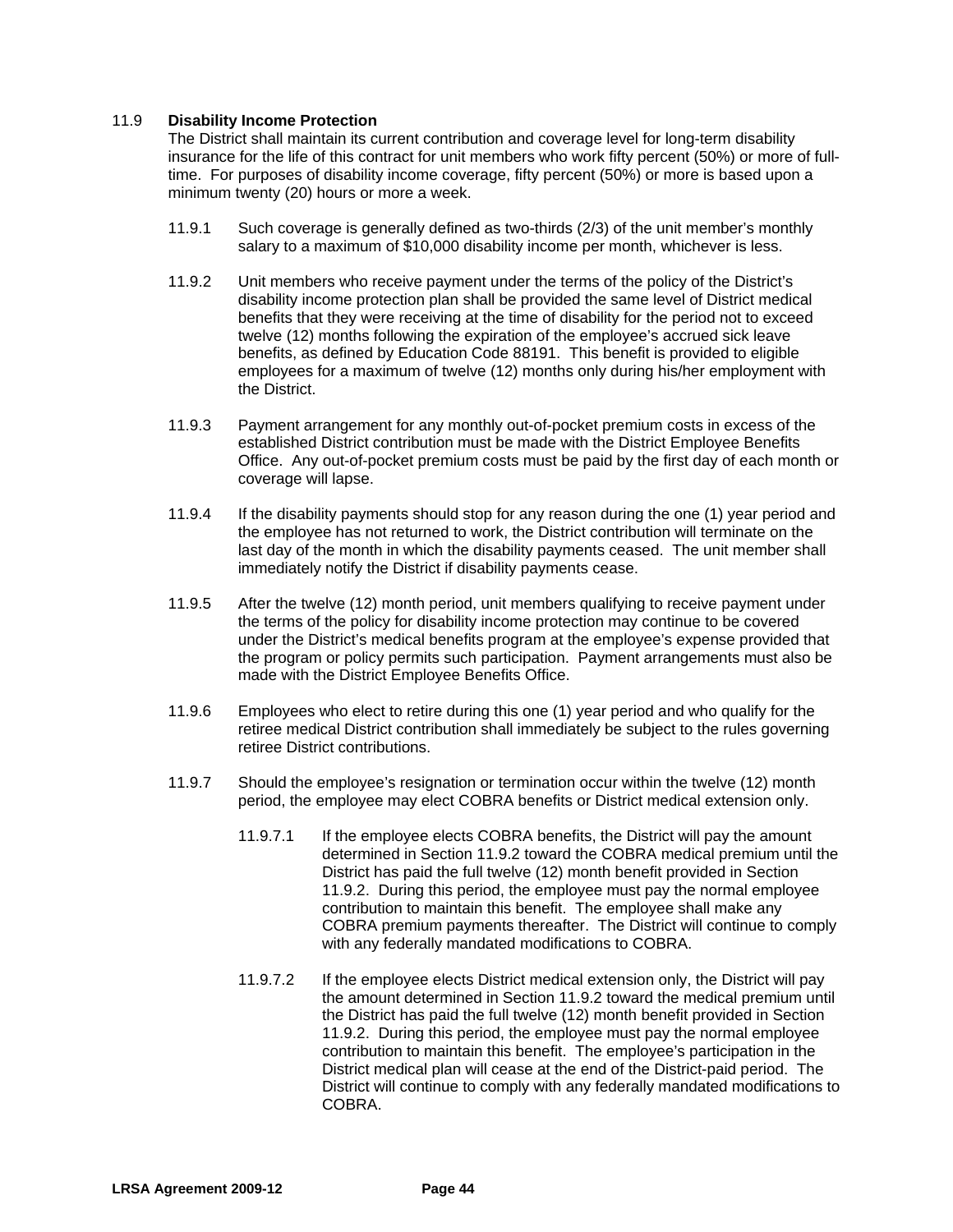11.9 **Disability Income Protection**

The District shall maintain its current contribution and coverage level for long-term disability insurance for the life of this contract for unit members who work fifty percent (50%) or more of full-time. For purposes of disability income coverage, fifty percent (50%) or more is based upon a minimum twenty (20) hours or more a week.

11.9.1 Such coverage is generally defined as two-thirds (2/3) of the unit member's monthly salary to a maximum of $10,000 disability income per month, whichever is less.

11.9.2 Unit members who receive payment under the terms of the policy of the District's disability income protection plan shall be provided the same level of District medical benefits that they were receiving at the time of disability for the period not to exceed twelve (12) months following the expiration of the employee's accrued sick leave benefits, as defined by Education Code 88191. This benefit is provided to eligible employees for a maximum of twelve (12) months only during his/her employment with the District.

11.9.3 Payment arrangement for any monthly out-of-pocket premium costs in excess of the established District contribution must be made with the District Employee Benefits Office. Any out-of-pocket premium costs must be paid by the first day of each month or coverage will lapse.

11.9.4 If the disability payments should stop for any reason during the one (1) year period and the employee has not returned to work, the District contribution will terminate on the last day of the month in which the disability payments ceased. The unit member shall immediately notify the District if disability payments cease.

11.9.5 After the twelve (12) month period, unit members qualifying to receive payment under the terms of the policy for disability income protection may continue to be covered under the District's medical benefits program at the employee's expense provided that the program or policy permits such participation. Payment arrangements must also be made with the District Employee Benefits Office.

11.9.6 Employees who elect to retire during this one (1) year period and who qualify for the retiree medical District contribution shall immediately be subject to the rules governing retiree District contributions.

11.9.7 Should the employee's resignation or termination occur within the twelve (12) month period, the employee may elect COBRA benefits or District medical extension only.

11.9.7.1 If the employee elects COBRA benefits, the District will pay the amount determined in Section 11.9.2 toward the COBRA medical premium until the District has paid the full twelve (12) month benefit provided in Section 11.9.2. During this period, the employee must pay the normal employee contribution to maintain this benefit. The employee shall make any COBRA premium payments thereafter. The District will continue to comply with any federally mandated modifications to COBRA.

11.9.7.2 If the employee elects District medical extension only, the District will pay the amount determined in Section 11.9.2 toward the medical premium until the District has paid the full twelve (12) month benefit provided in Section 11.9.2. During this period, the employee must pay the normal employee contribution to maintain this benefit. The employee's participation in the District medical plan will cease at the end of the District-paid period. The District will continue to comply with any federally mandated modifications to COBRA.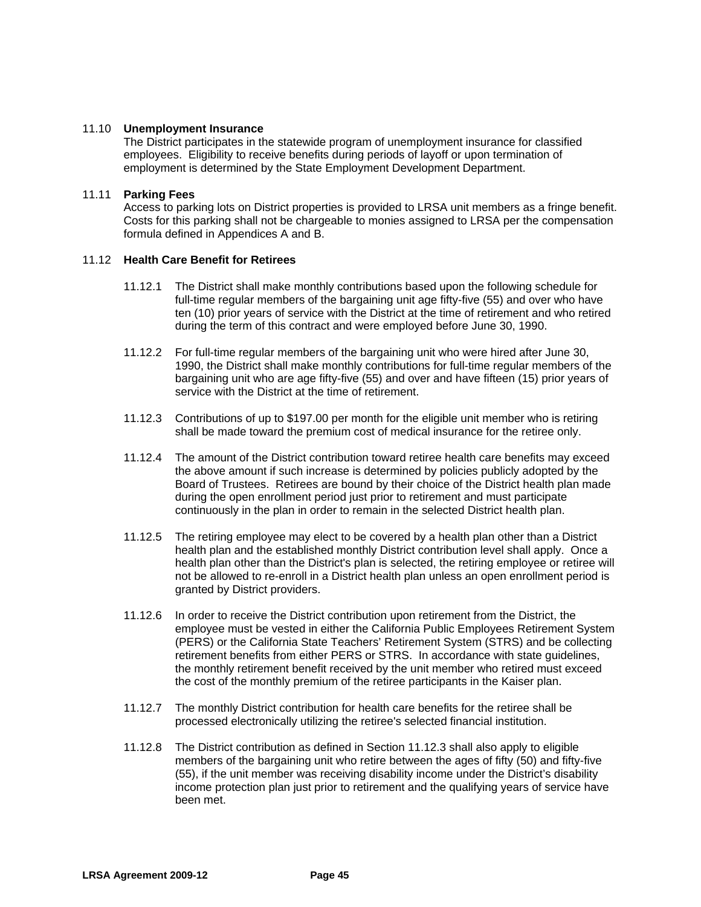11.10 **Unemployment Insurance**

The District participates in the statewide program of unemployment insurance for classified employees. Eligibility to receive benefits during periods of layoff or upon termination of employment is determined by the State Employment Development Department.

11.11 **Parking Fees**

Access to parking lots on District properties is provided to LRSA unit members as a fringe benefit. Costs for this parking shall not be chargeable to monies assigned to LRSA per the compensation formula defined in Appendices A and B.

11.12 **Health Care Benefit for Retirees**

11.12.1 The District shall make monthly contributions based upon the following schedule for full-time regular members of the bargaining unit age fifty-five (55) and over who have ten (10) prior years of service with the District at the time of retirement and who retired during the term of this contract and were employed before June 30, 1990.

11.12.2 For full-time regular members of the bargaining unit who were hired after June 30, 1990, the District shall make monthly contributions for full-time regular members of the bargaining unit who are age fifty-five (55) and over and have fifteen (15) prior years of service with the District at the time of retirement.

11.12.3 Contributions of up to $197.00 per month for the eligible unit member who is retiring shall be made toward the premium cost of medical insurance for the retiree only.

11.12.4 The amount of the District contribution toward retiree health care benefits may exceed the above amount if such increase is determined by policies publicly adopted by the Board of Trustees. Retirees are bound by their choice of the District health plan made during the open enrollment period just prior to retirement and must participate continuously in the plan in order to remain in the selected District health plan.

11.12.5 The retiring employee may elect to be covered by a health plan other than a District health plan and the established monthly District contribution level shall apply. Once a health plan other than the District's plan is selected, the retiring employee or retiree will not be allowed to re-enroll in a District health plan unless an open enrollment period is granted by District providers.

11.12.6 In order to receive the District contribution upon retirement from the District, the employee must be vested in either the California Public Employees Retirement System (PERS) or the California State Teachers' Retirement System (STRS) and be collecting retirement benefits from either PERS or STRS. In accordance with state guidelines, the monthly retirement benefit received by the unit member who retired must exceed the cost of the monthly premium of the retiree participants in the Kaiser plan.

11.12.7 The monthly District contribution for health care benefits for the retiree shall be processed electronically utilizing the retiree's selected financial institution.

11.12.8 The District contribution as defined in Section 11.12.3 shall also apply to eligible members of the bargaining unit who retire between the ages of fifty (50) and fifty-five (55), if the unit member was receiving disability income under the District's disability income protection plan just prior to retirement and the qualifying years of service have been met.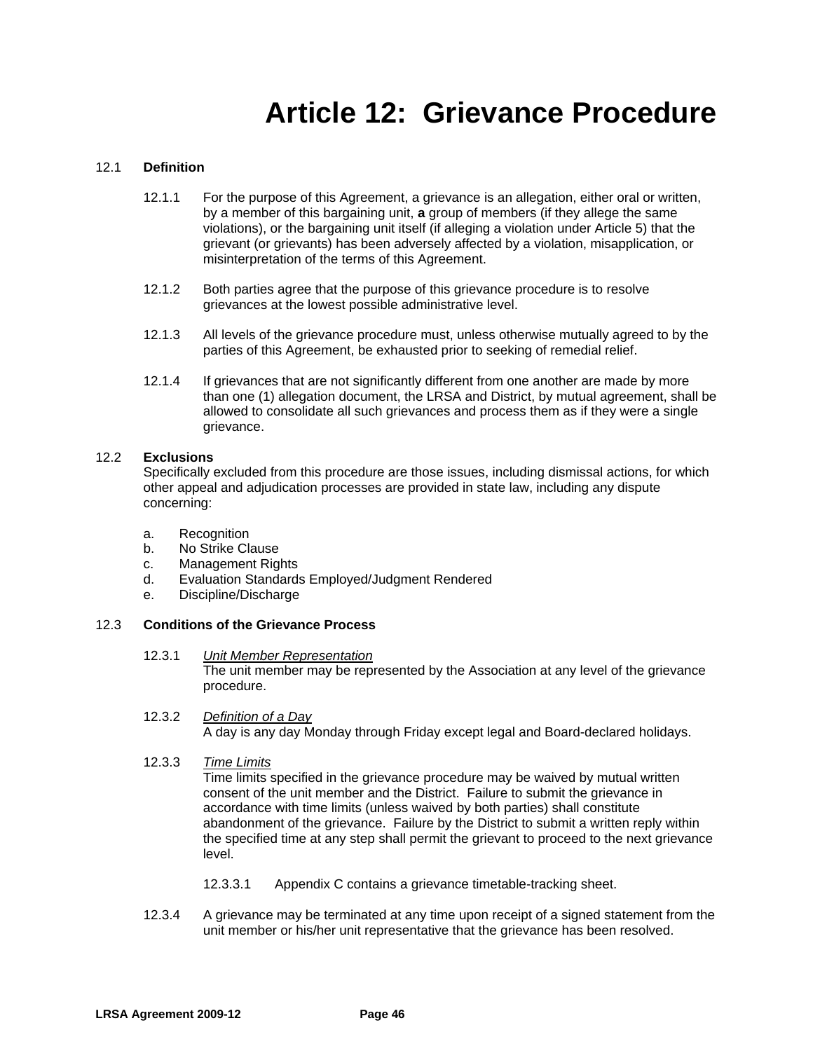# Article 12: Grievance Procedure

12.1 **Definition**

12.1.1 For the purpose of this Agreement, a grievance is an allegation, either oral or written, by a member of this bargaining unit, **a** group of members (if they allege the same violations), or the bargaining unit itself (if alleging a violation under Article 5) that the grievant (or grievants) has been adversely affected by a violation, misapplication, or misinterpretation of the terms of this Agreement.

12.1.2 Both parties agree that the purpose of this grievance procedure is to resolve grievances at the lowest possible administrative level.

12.1.3 All levels of the grievance procedure must, unless otherwise mutually agreed to by the parties of this Agreement, be exhausted prior to seeking of remedial relief.

12.1.4 If grievances that are not significantly different from one another are made by more than one (1) allegation document, the LRSA and District, by mutual agreement, shall be allowed to consolidate all such grievances and process them as if they were a single grievance.

12.2 **Exclusions**
Specifically excluded from this procedure are those issues, including dismissal actions, for which other appeal and adjudication processes are provided in state law, including any dispute concerning:

a. Recognition
b. No Strike Clause
c. Management Rights
d. Evaluation Standards Employed/Judgment Rendered
e. Discipline/Discharge

12.3 **Conditions of the Grievance Process**

12.3.1 *Unit Member Representation*
The unit member may be represented by the Association at any level of the grievance procedure.

12.3.2 *Definition of a Day*
A day is any day Monday through Friday except legal and Board-declared holidays.

12.3.3 *Time Limits*
Time limits specified in the grievance procedure may be waived by mutual written consent of the unit member and the District. Failure to submit the grievance in accordance with time limits (unless waived by both parties) shall constitute abandonment of the grievance. Failure by the District to submit a written reply within the specified time at any step shall permit the grievant to proceed to the next grievance level.

12.3.3.1 Appendix C contains a grievance timetable-tracking sheet.

12.3.4 A grievance may be terminated at any time upon receipt of a signed statement from the unit member or his/her unit representative that the grievance has been resolved.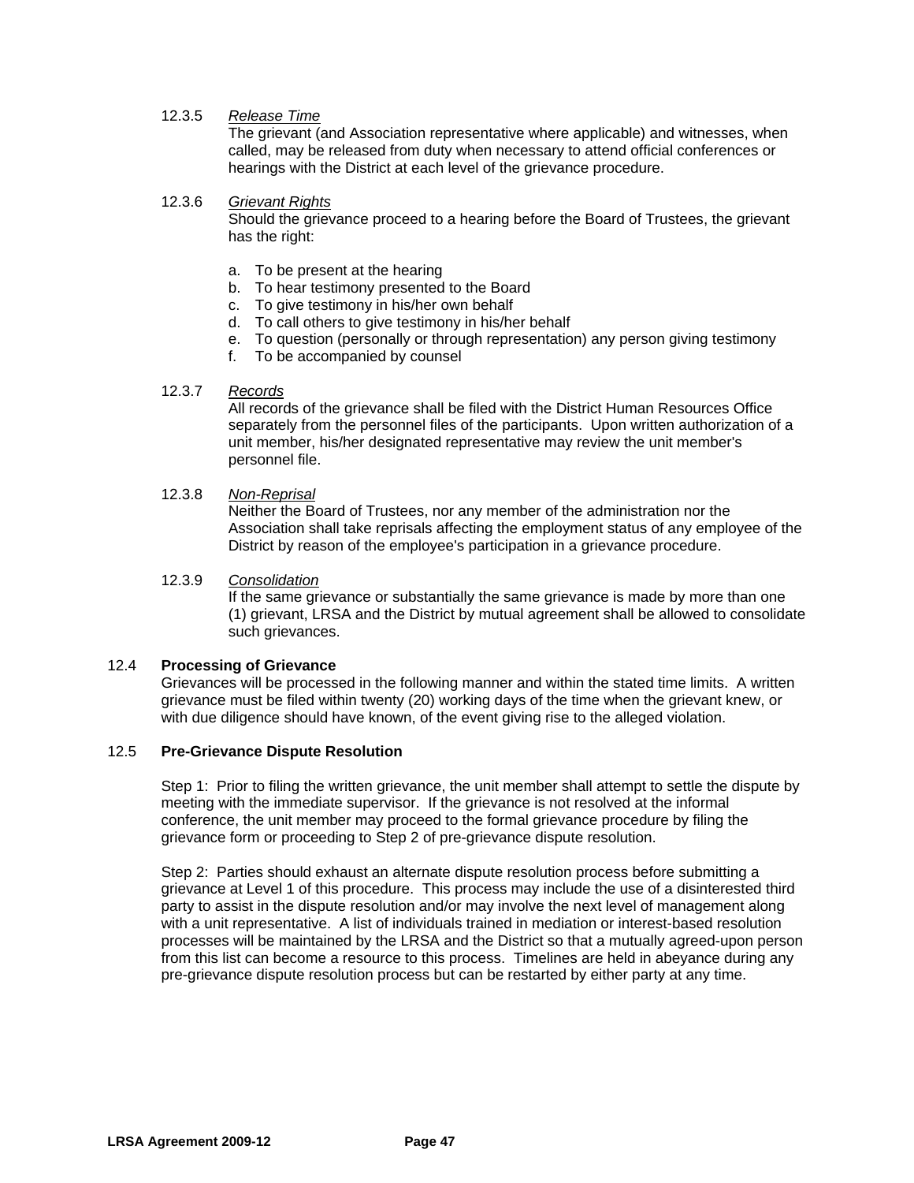12.3.5 *Release Time*

The grievant (and Association representative where applicable) and witnesses, when called, may be released from duty when necessary to attend official conferences or hearings with the District at each level of the grievance procedure.

12.3.6 *Grievant Rights*

Should the grievance proceed to a hearing before the Board of Trustees, the grievant has the right:

a. To be present at the hearing
b. To hear testimony presented to the Board
c. To give testimony in his/her own behalf
d. To call others to give testimony in his/her behalf
e. To question (personally or through representation) any person giving testimony
f. To be accompanied by counsel

12.3.7 *Records*

All records of the grievance shall be filed with the District Human Resources Office separately from the personnel files of the participants. Upon written authorization of a unit member, his/her designated representative may review the unit member's personnel file.

12.3.8 *Non-Reprisal*

Neither the Board of Trustees, nor any member of the administration nor the Association shall take reprisals affecting the employment status of any employee of the District by reason of the employee's participation in a grievance procedure.

12.3.9 *Consolidation*

If the same grievance or substantially the same grievance is made by more than one (1) grievant, LRSA and the District by mutual agreement shall be allowed to consolidate such grievances.

12.4 **Processing of Grievance**

Grievances will be processed in the following manner and within the stated time limits. A written grievance must be filed within twenty (20) working days of the time when the grievant knew, or with due diligence should have known, of the event giving rise to the alleged violation.

12.5 **Pre-Grievance Dispute Resolution**

Step 1: Prior to filing the written grievance, the unit member shall attempt to settle the dispute by meeting with the immediate supervisor. If the grievance is not resolved at the informal conference, the unit member may proceed to the formal grievance procedure by filing the grievance form or proceeding to Step 2 of pre-grievance dispute resolution.

Step 2: Parties should exhaust an alternate dispute resolution process before submitting a grievance at Level 1 of this procedure. This process may include the use of a disinterested third party to assist in the dispute resolution and/or may involve the next level of management along with a unit representative. A list of individuals trained in mediation or interest-based resolution processes will be maintained by the LRSA and the District so that a mutually agreed-upon person from this list can become a resource to this process. Timelines are held in abeyance during any pre-grievance dispute resolution process but can be restarted by either party at any time.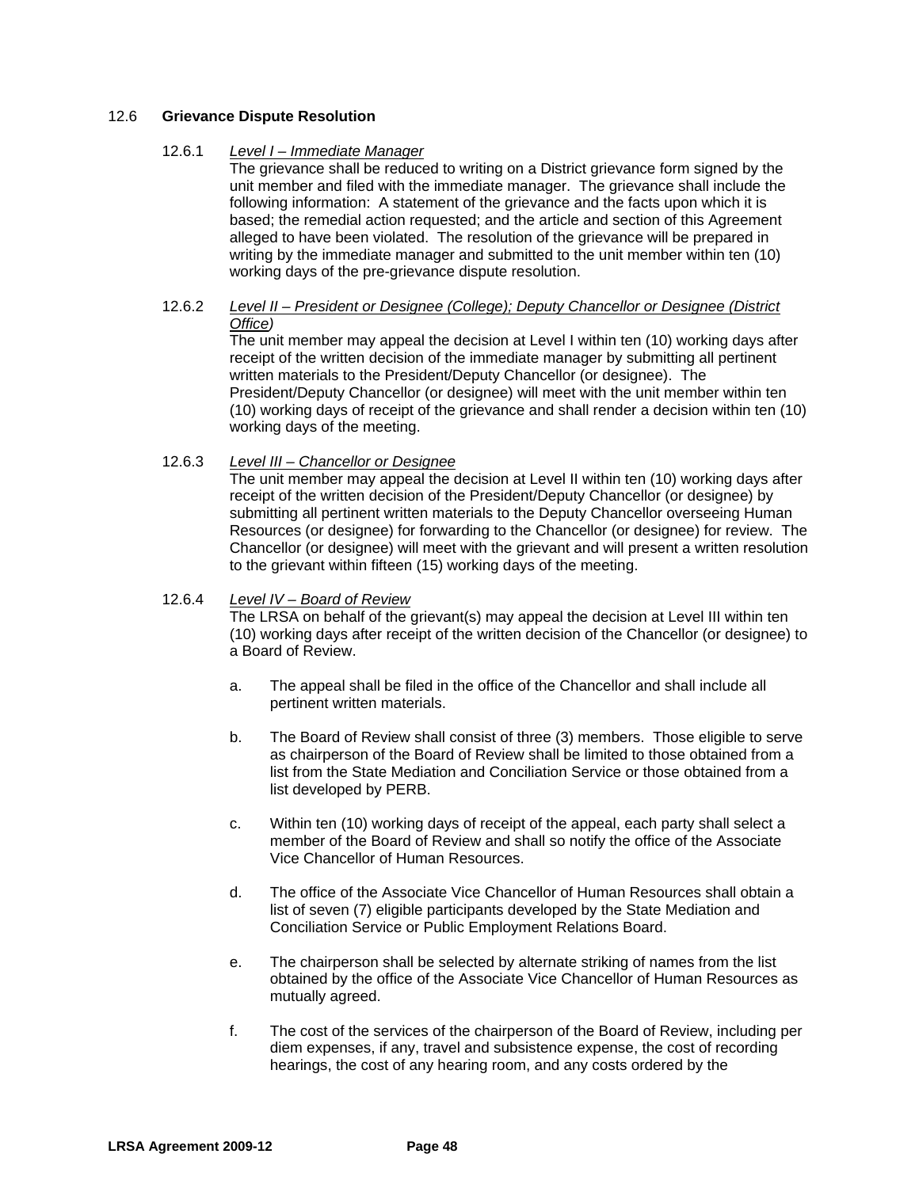### 12.6 **Grievance Dispute Resolution**

#### 12.6.1 *Level I – Immediate Manager*

The grievance shall be reduced to writing on a District grievance form signed by the unit member and filed with the immediate manager. The grievance shall include the following information: A statement of the grievance and the facts upon which it is based; the remedial action requested; and the article and section of this Agreement alleged to have been violated. The resolution of the grievance will be prepared in writing by the immediate manager and submitted to the unit member within ten (10) working days of the pre-grievance dispute resolution.

#### 12.6.2 *Level II – President or Designee (College); Deputy Chancellor or Designee (District Office)*

The unit member may appeal the decision at Level I within ten (10) working days after receipt of the written decision of the immediate manager by submitting all pertinent written materials to the President/Deputy Chancellor (or designee). The President/Deputy Chancellor (or designee) will meet with the unit member within ten (10) working days of receipt of the grievance and shall render a decision within ten (10) working days of the meeting.

#### 12.6.3 *Level III – Chancellor or Designee*

The unit member may appeal the decision at Level II within ten (10) working days after receipt of the written decision of the President/Deputy Chancellor (or designee) by submitting all pertinent written materials to the Deputy Chancellor overseeing Human Resources (or designee) for forwarding to the Chancellor (or designee) for review. The Chancellor (or designee) will meet with the grievant and will present a written resolution to the grievant within fifteen (15) working days of the meeting.

#### 12.6.4 *Level IV – Board of Review*

The LRSA on behalf of the grievant(s) may appeal the decision at Level III within ten (10) working days after receipt of the written decision of the Chancellor (or designee) to a Board of Review.

a. The appeal shall be filed in the office of the Chancellor and shall include all pertinent written materials.

b. The Board of Review shall consist of three (3) members. Those eligible to serve as chairperson of the Board of Review shall be limited to those obtained from a list from the State Mediation and Conciliation Service or those obtained from a list developed by PERB.

c. Within ten (10) working days of receipt of the appeal, each party shall select a member of the Board of Review and shall so notify the office of the Associate Vice Chancellor of Human Resources.

d. The office of the Associate Vice Chancellor of Human Resources shall obtain a list of seven (7) eligible participants developed by the State Mediation and Conciliation Service or Public Employment Relations Board.

e. The chairperson shall be selected by alternate striking of names from the list obtained by the office of the Associate Vice Chancellor of Human Resources as mutually agreed.

f. The cost of the services of the chairperson of the Board of Review, including per diem expenses, if any, travel and subsistence expense, the cost of recording hearings, the cost of any hearing room, and any costs ordered by the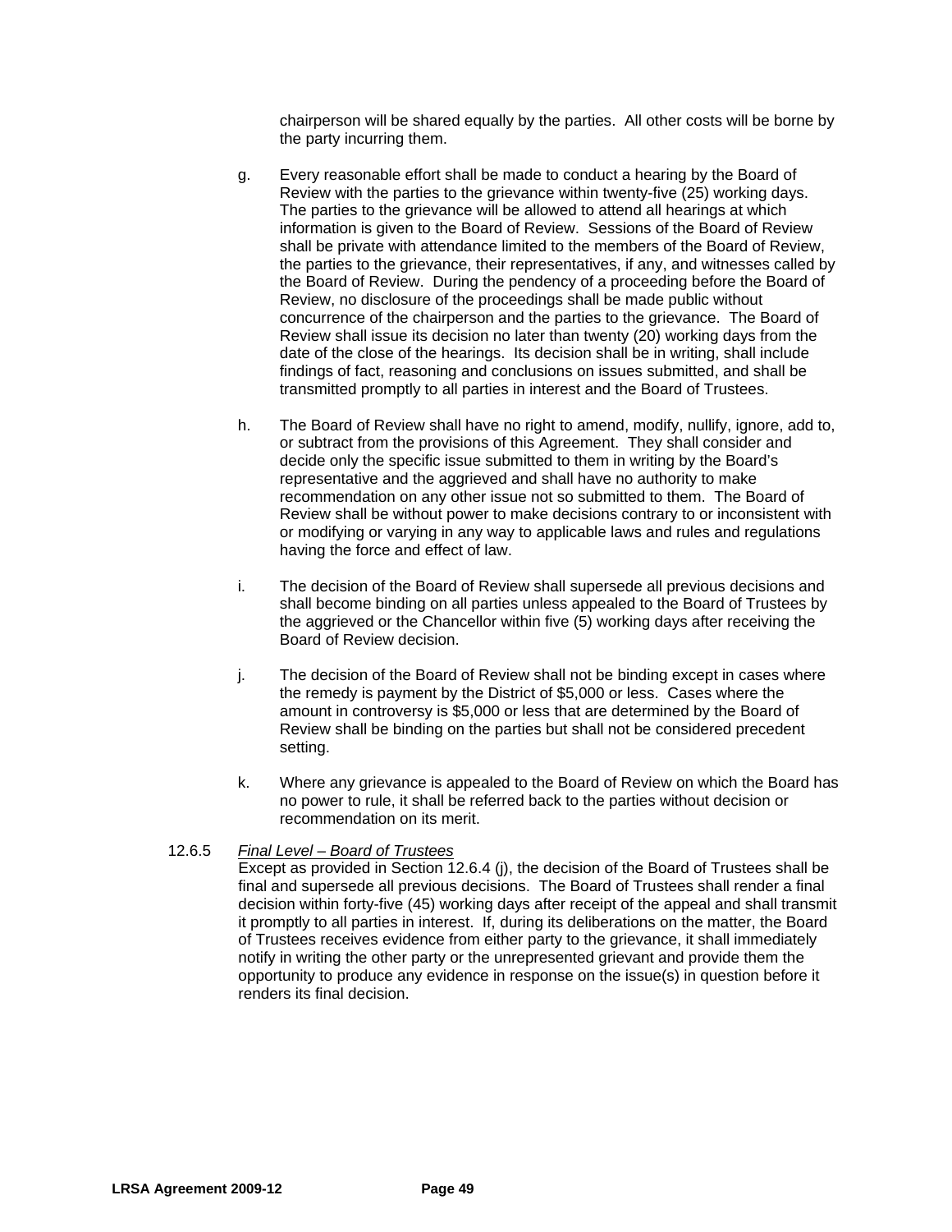chairperson will be shared equally by the parties. All other costs will be borne by the party incurring them.

g. Every reasonable effort shall be made to conduct a hearing by the Board of Review with the parties to the grievance within twenty-five (25) working days. The parties to the grievance will be allowed to attend all hearings at which information is given to the Board of Review. Sessions of the Board of Review shall be private with attendance limited to the members of the Board of Review, the parties to the grievance, their representatives, if any, and witnesses called by the Board of Review. During the pendency of a proceeding before the Board of Review, no disclosure of the proceedings shall be made public without concurrence of the chairperson and the parties to the grievance. The Board of Review shall issue its decision no later than twenty (20) working days from the date of the close of the hearings. Its decision shall be in writing, shall include findings of fact, reasoning and conclusions on issues submitted, and shall be transmitted promptly to all parties in interest and the Board of Trustees.

h. The Board of Review shall have no right to amend, modify, nullify, ignore, add to, or subtract from the provisions of this Agreement. They shall consider and decide only the specific issue submitted to them in writing by the Board's representative and the aggrieved and shall have no authority to make recommendation on any other issue not so submitted to them. The Board of Review shall be without power to make decisions contrary to or inconsistent with or modifying or varying in any way to applicable laws and rules and regulations having the force and effect of law.

i. The decision of the Board of Review shall supersede all previous decisions and shall become binding on all parties unless appealed to the Board of Trustees by the aggrieved or the Chancellor within five (5) working days after receiving the Board of Review decision.

j. The decision of the Board of Review shall not be binding except in cases where the remedy is payment by the District of $5,000 or less. Cases where the amount in controversy is $5,000 or less that are determined by the Board of Review shall be binding on the parties but shall not be considered precedent setting.

k. Where any grievance is appealed to the Board of Review on which the Board has no power to rule, it shall be referred back to the parties without decision or recommendation on its merit.

12.6.5 *Final Level – Board of Trustees*

Except as provided in Section 12.6.4 (j), the decision of the Board of Trustees shall be final and supersede all previous decisions. The Board of Trustees shall render a final decision within forty-five (45) working days after receipt of the appeal and shall transmit it promptly to all parties in interest. If, during its deliberations on the matter, the Board of Trustees receives evidence from either party to the grievance, it shall immediately notify in writing the other party or the unrepresented grievant and provide them the opportunity to produce any evidence in response on the issue(s) in question before it renders its final decision.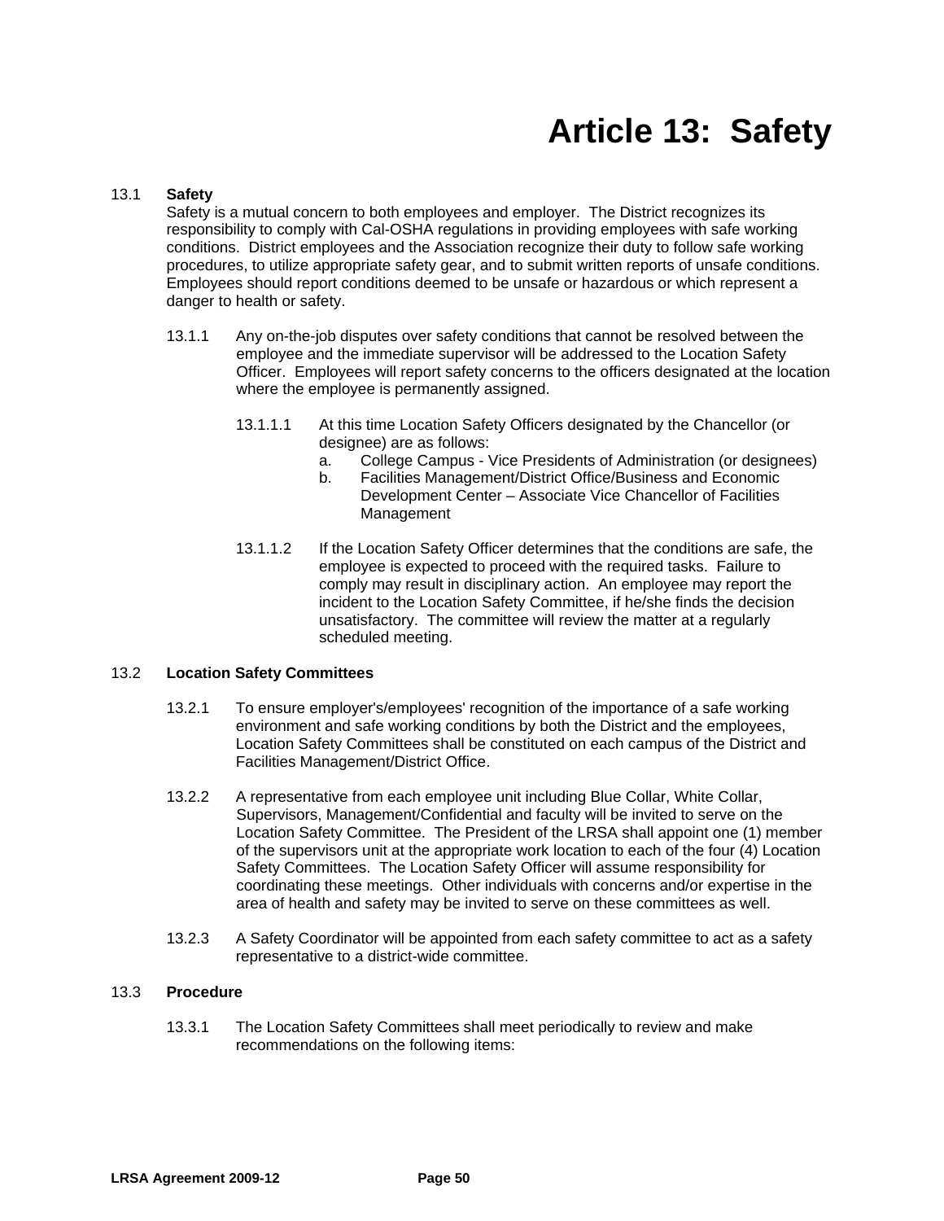# Article 13: Safety

13.1 **Safety**

Safety is a mutual concern to both employees and employer. The District recognizes its responsibility to comply with Cal-OSHA regulations in providing employees with safe working conditions. District employees and the Association recognize their duty to follow safe working procedures, to utilize appropriate safety gear, and to submit written reports of unsafe conditions. Employees should report conditions deemed to be unsafe or hazardous or which represent a danger to health or safety.

13.1.1 Any on-the-job disputes over safety conditions that cannot be resolved between the employee and the immediate supervisor will be addressed to the Location Safety Officer. Employees will report safety concerns to the officers designated at the location where the employee is permanently assigned.

13.1.1.1 At this time Location Safety Officers designated by the Chancellor (or designee) are as follows:

a. College Campus - Vice Presidents of Administration (or designees)
b. Facilities Management/District Office/Business and Economic Development Center – Associate Vice Chancellor of Facilities Management

13.1.1.2 If the Location Safety Officer determines that the conditions are safe, the employee is expected to proceed with the required tasks. Failure to comply may result in disciplinary action. An employee may report the incident to the Location Safety Committee, if he/she finds the decision unsatisfactory. The committee will review the matter at a regularly scheduled meeting.

13.2 **Location Safety Committees**

13.2.1 To ensure employer's/employees' recognition of the importance of a safe working environment and safe working conditions by both the District and the employees, Location Safety Committees shall be constituted on each campus of the District and Facilities Management/District Office.

13.2.2 A representative from each employee unit including Blue Collar, White Collar, Supervisors, Management/Confidential and faculty will be invited to serve on the Location Safety Committee. The President of the LRSA shall appoint one (1) member of the supervisors unit at the appropriate work location to each of the four (4) Location Safety Committees. The Location Safety Officer will assume responsibility for coordinating these meetings. Other individuals with concerns and/or expertise in the area of health and safety may be invited to serve on these committees as well.

13.2.3 A Safety Coordinator will be appointed from each safety committee to act as a safety representative to a district-wide committee.

13.3 **Procedure**

13.3.1 The Location Safety Committees shall meet periodically to review and make recommendations on the following items: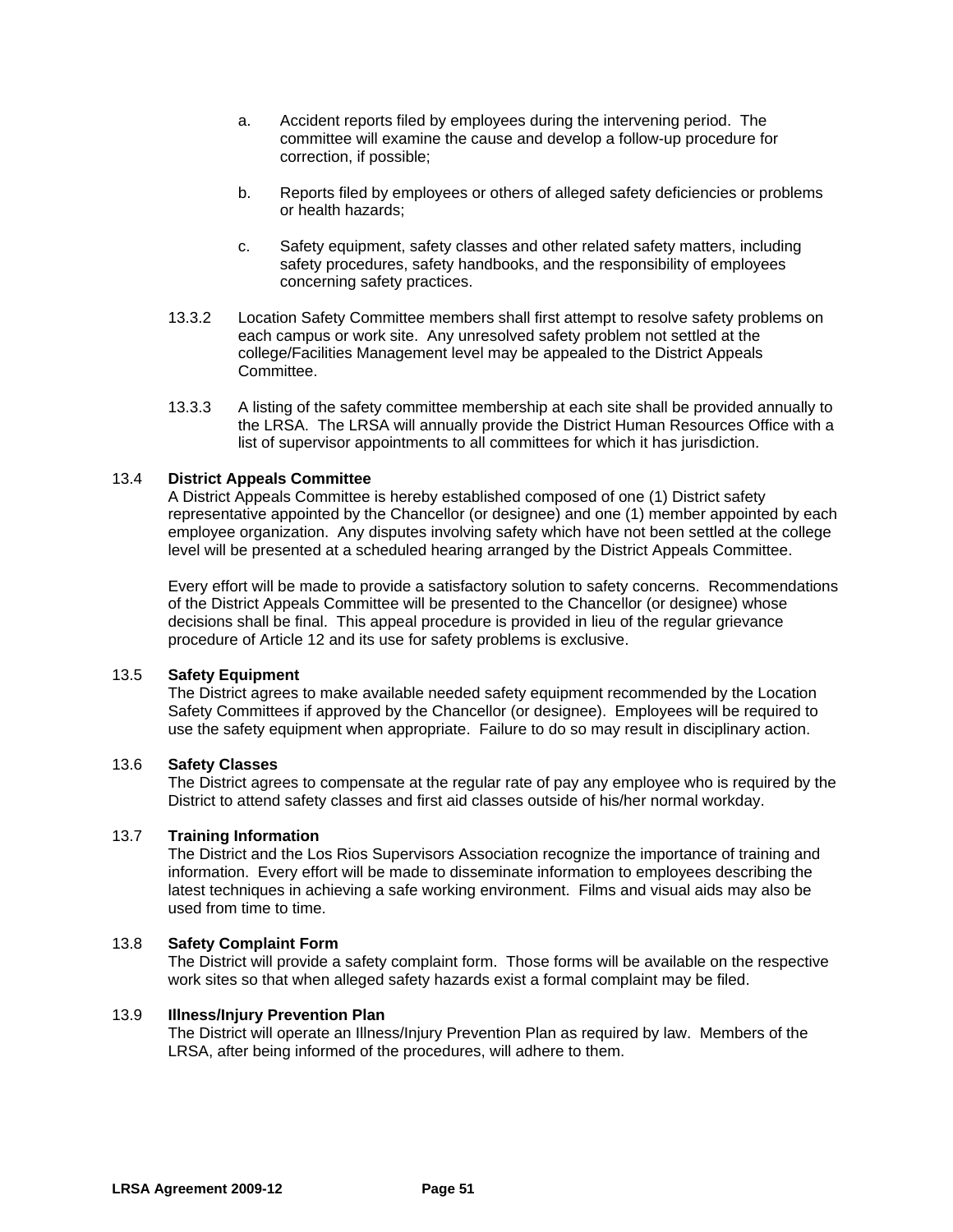a. Accident reports filed by employees during the intervening period. The committee will examine the cause and develop a follow-up procedure for correction, if possible;

b. Reports filed by employees or others of alleged safety deficiencies or problems or health hazards;

c. Safety equipment, safety classes and other related safety matters, including safety procedures, safety handbooks, and the responsibility of employees concerning safety practices.

13.3.2 Location Safety Committee members shall first attempt to resolve safety problems on each campus or work site. Any unresolved safety problem not settled at the college/Facilities Management level may be appealed to the District Appeals Committee.

13.3.3 A listing of the safety committee membership at each site shall be provided annually to the LRSA. The LRSA will annually provide the District Human Resources Office with a list of supervisor appointments to all committees for which it has jurisdiction.

13.4 **District Appeals Committee**

A District Appeals Committee is hereby established composed of one (1) District safety representative appointed by the Chancellor (or designee) and one (1) member appointed by each employee organization. Any disputes involving safety which have not been settled at the college level will be presented at a scheduled hearing arranged by the District Appeals Committee.

Every effort will be made to provide a satisfactory solution to safety concerns. Recommendations of the District Appeals Committee will be presented to the Chancellor (or designee) whose decisions shall be final. This appeal procedure is provided in lieu of the regular grievance procedure of Article 12 and its use for safety problems is exclusive.

13.5 **Safety Equipment**

The District agrees to make available needed safety equipment recommended by the Location Safety Committees if approved by the Chancellor (or designee). Employees will be required to use the safety equipment when appropriate. Failure to do so may result in disciplinary action.

13.6 **Safety Classes**

The District agrees to compensate at the regular rate of pay any employee who is required by the District to attend safety classes and first aid classes outside of his/her normal workday.

13.7 **Training Information**

The District and the Los Rios Supervisors Association recognize the importance of training and information. Every effort will be made to disseminate information to employees describing the latest techniques in achieving a safe working environment. Films and visual aids may also be used from time to time.

13.8 **Safety Complaint Form**

The District will provide a safety complaint form. Those forms will be available on the respective work sites so that when alleged safety hazards exist a formal complaint may be filed.

13.9 **Illness/Injury Prevention Plan**

The District will operate an Illness/Injury Prevention Plan as required by law. Members of the LRSA, after being informed of the procedures, will adhere to them.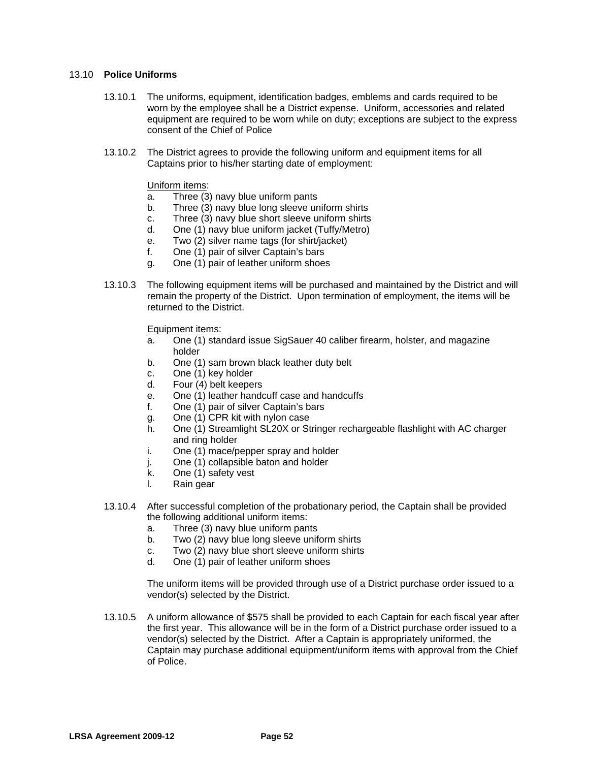## 13.10 **Police Uniforms**

13.10.1 The uniforms, equipment, identification badges, emblems and cards required to be worn by the employee shall be a District expense. Uniform, accessories and related equipment are required to be worn while on duty; exceptions are subject to the express consent of the Chief of Police

13.10.2 The District agrees to provide the following uniform and equipment items for all Captains prior to his/her starting date of employment:

Uniform items:

a. Three (3) navy blue uniform pants
b. Three (3) navy blue long sleeve uniform shirts
c. Three (3) navy blue short sleeve uniform shirts
d. One (1) navy blue uniform jacket (Tuffy/Metro)
e. Two (2) silver name tags (for shirt/jacket)
f. One (1) pair of silver Captain's bars
g. One (1) pair of leather uniform shoes

13.10.3 The following equipment items will be purchased and maintained by the District and will remain the property of the District. Upon termination of employment, the items will be returned to the District.

Equipment items:

a. One (1) standard issue SigSauer 40 caliber firearm, holster, and magazine holder
b. One (1) sam brown black leather duty belt
c. One (1) key holder
d. Four (4) belt keepers
e. One (1) leather handcuff case and handcuffs
f. One (1) pair of silver Captain's bars
g. One (1) CPR kit with nylon case
h. One (1) Streamlight SL20X or Stringer rechargeable flashlight with AC charger and ring holder
i. One (1) mace/pepper spray and holder
j. One (1) collapsible baton and holder
k. One (1) safety vest
l. Rain gear

13.10.4 After successful completion of the probationary period, the Captain shall be provided the following additional uniform items:

a. Three (3) navy blue uniform pants
b. Two (2) navy blue long sleeve uniform shirts
c. Two (2) navy blue short sleeve uniform shirts
d. One (1) pair of leather uniform shoes

The uniform items will be provided through use of a District purchase order issued to a vendor(s) selected by the District.

13.10.5 A uniform allowance of $575 shall be provided to each Captain for each fiscal year after the first year. This allowance will be in the form of a District purchase order issued to a vendor(s) selected by the District. After a Captain is appropriately uniformed, the Captain may purchase additional equipment/uniform items with approval from the Chief of Police.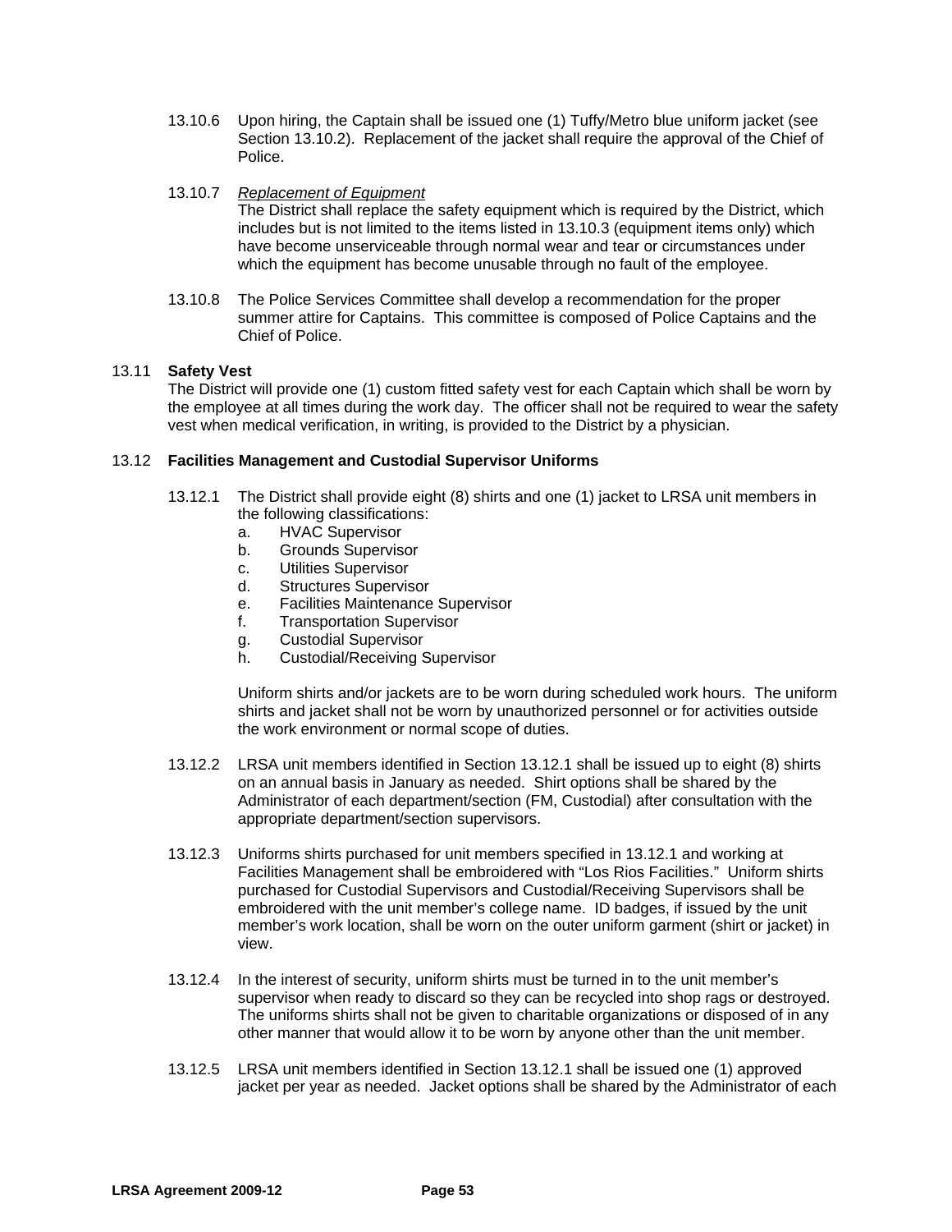13.10.6 Upon hiring, the Captain shall be issued one (1) Tuffy/Metro blue uniform jacket (see Section 13.10.2). Replacement of the jacket shall require the approval of the Chief of Police.

13.10.7 *Replacement of Equipment*
The District shall replace the safety equipment which is required by the District, which includes but is not limited to the items listed in 13.10.3 (equipment items only) which have become unserviceable through normal wear and tear or circumstances under which the equipment has become unusable through no fault of the employee.

13.10.8 The Police Services Committee shall develop a recommendation for the proper summer attire for Captains. This committee is composed of Police Captains and the Chief of Police.

## 13.11 Safety Vest

The District will provide one (1) custom fitted safety vest for each Captain which shall be worn by the employee at all times during the work day. The officer shall not be required to wear the safety vest when medical verification, in writing, is provided to the District by a physician.

## 13.12 Facilities Management and Custodial Supervisor Uniforms

13.12.1 The District shall provide eight (8) shirts and one (1) jacket to LRSA unit members in the following classifications:

a. HVAC Supervisor
b. Grounds Supervisor
c. Utilities Supervisor
d. Structures Supervisor
e. Facilities Maintenance Supervisor
f. Transportation Supervisor
g. Custodial Supervisor
h. Custodial/Receiving Supervisor

Uniform shirts and/or jackets are to be worn during scheduled work hours. The uniform shirts and jacket shall not be worn by unauthorized personnel or for activities outside the work environment or normal scope of duties.

13.12.2 LRSA unit members identified in Section 13.12.1 shall be issued up to eight (8) shirts on an annual basis in January as needed. Shirt options shall be shared by the Administrator of each department/section (FM, Custodial) after consultation with the appropriate department/section supervisors.

13.12.3 Uniforms shirts purchased for unit members specified in 13.12.1 and working at Facilities Management shall be embroidered with "Los Rios Facilities." Uniform shirts purchased for Custodial Supervisors and Custodial/Receiving Supervisors shall be embroidered with the unit member's college name. ID badges, if issued by the unit member's work location, shall be worn on the outer uniform garment (shirt or jacket) in view.

13.12.4 In the interest of security, uniform shirts must be turned in to the unit member's supervisor when ready to discard so they can be recycled into shop rags or destroyed. The uniforms shirts shall not be given to charitable organizations or disposed of in any other manner that would allow it to be worn by anyone other than the unit member.

13.12.5 LRSA unit members identified in Section 13.12.1 shall be issued one (1) approved jacket per year as needed. Jacket options shall be shared by the Administrator of each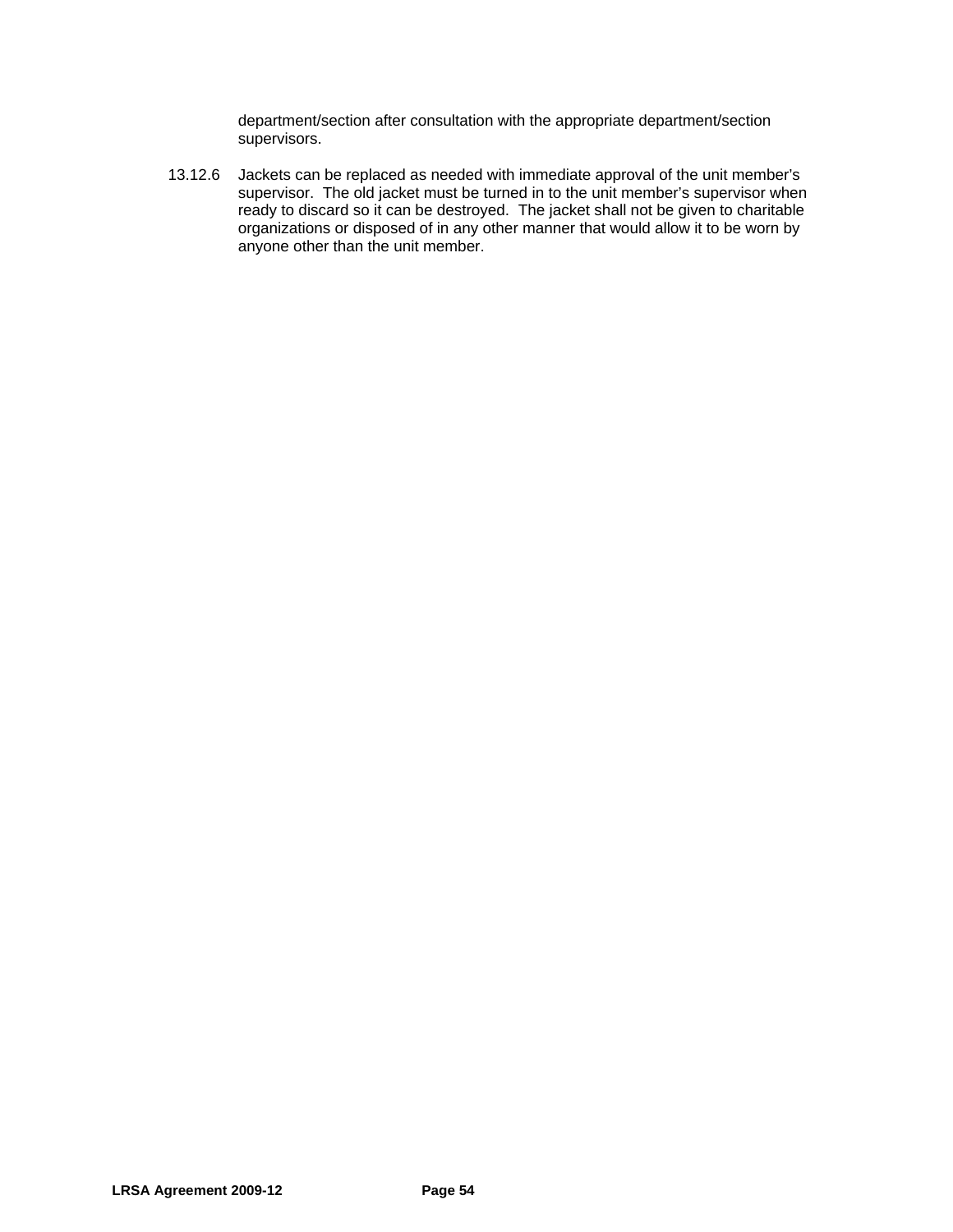department/section after consultation with the appropriate department/section supervisors.

13.12.6 Jackets can be replaced as needed with immediate approval of the unit member's supervisor. The old jacket must be turned in to the unit member's supervisor when ready to discard so it can be destroyed. The jacket shall not be given to charitable organizations or disposed of in any other manner that would allow it to be worn by anyone other than the unit member.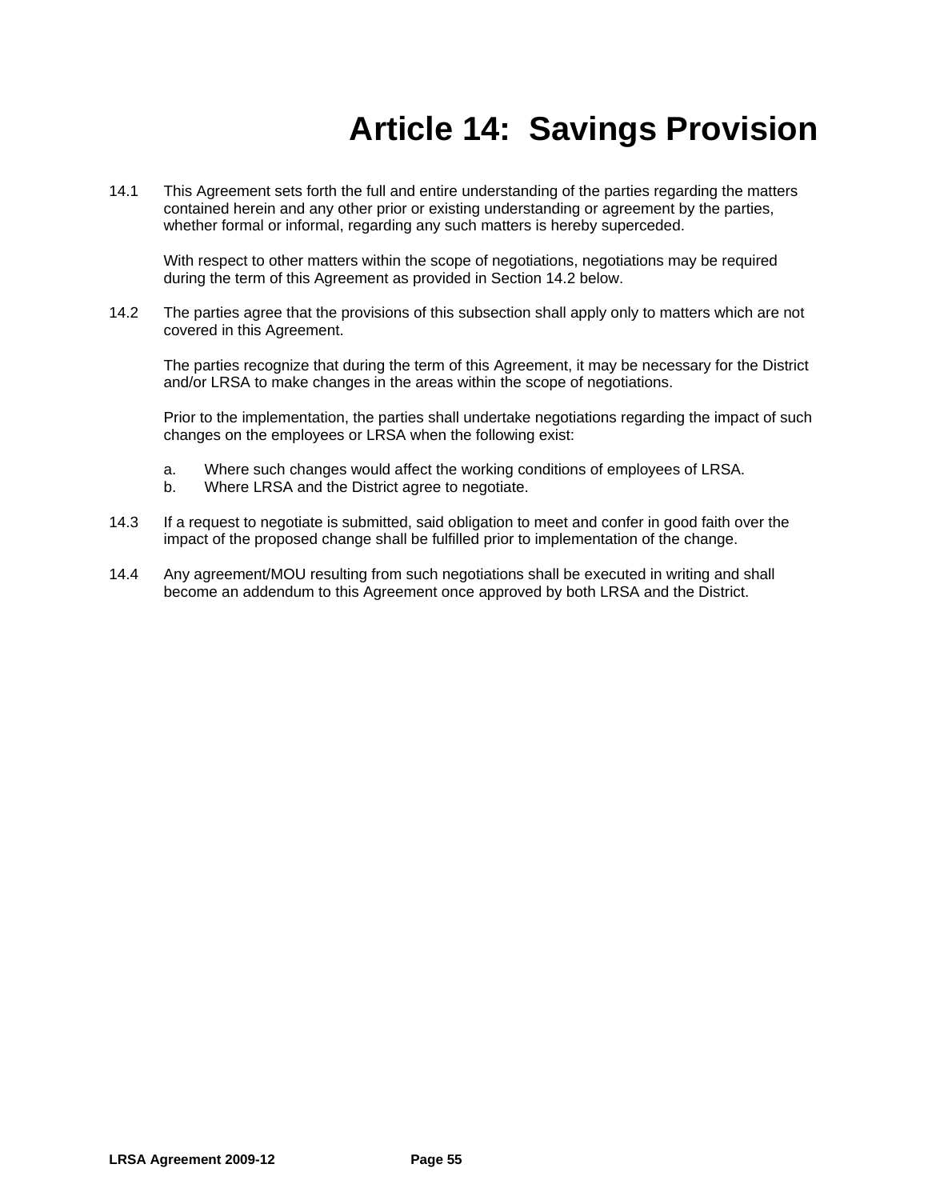# Article 14: Savings Provision

14.1 This Agreement sets forth the full and entire understanding of the parties regarding the matters contained herein and any other prior or existing understanding or agreement by the parties, whether formal or informal, regarding any such matters is hereby superceded.

With respect to other matters within the scope of negotiations, negotiations may be required during the term of this Agreement as provided in Section 14.2 below.

14.2 The parties agree that the provisions of this subsection shall apply only to matters which are not covered in this Agreement.

The parties recognize that during the term of this Agreement, it may be necessary for the District and/or LRSA to make changes in the areas within the scope of negotiations.

Prior to the implementation, the parties shall undertake negotiations regarding the impact of such changes on the employees or LRSA when the following exist:

a. Where such changes would affect the working conditions of employees of LRSA.
b. Where LRSA and the District agree to negotiate.

14.3 If a request to negotiate is submitted, said obligation to meet and confer in good faith over the impact of the proposed change shall be fulfilled prior to implementation of the change.

14.4 Any agreement/MOU resulting from such negotiations shall be executed in writing and shall become an addendum to this Agreement once approved by both LRSA and the District.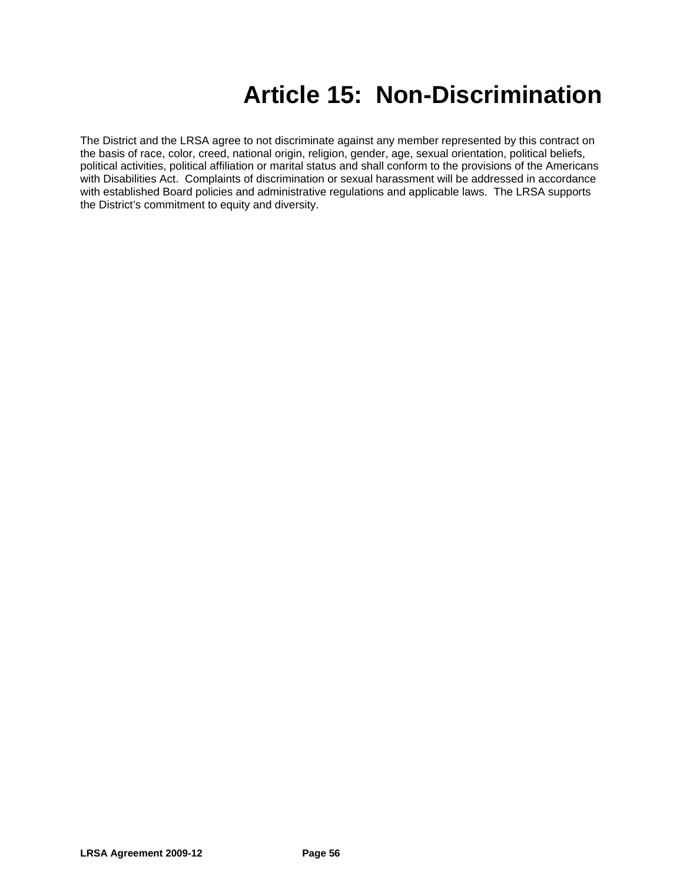# Article 15: Non-Discrimination

The District and the LRSA agree to not discriminate against any member represented by this contract on the basis of race, color, creed, national origin, religion, gender, age, sexual orientation, political beliefs, political activities, political affiliation or marital status and shall conform to the provisions of the Americans with Disabilities Act. Complaints of discrimination or sexual harassment will be addressed in accordance with established Board policies and administrative regulations and applicable laws. The LRSA supports the District's commitment to equity and diversity.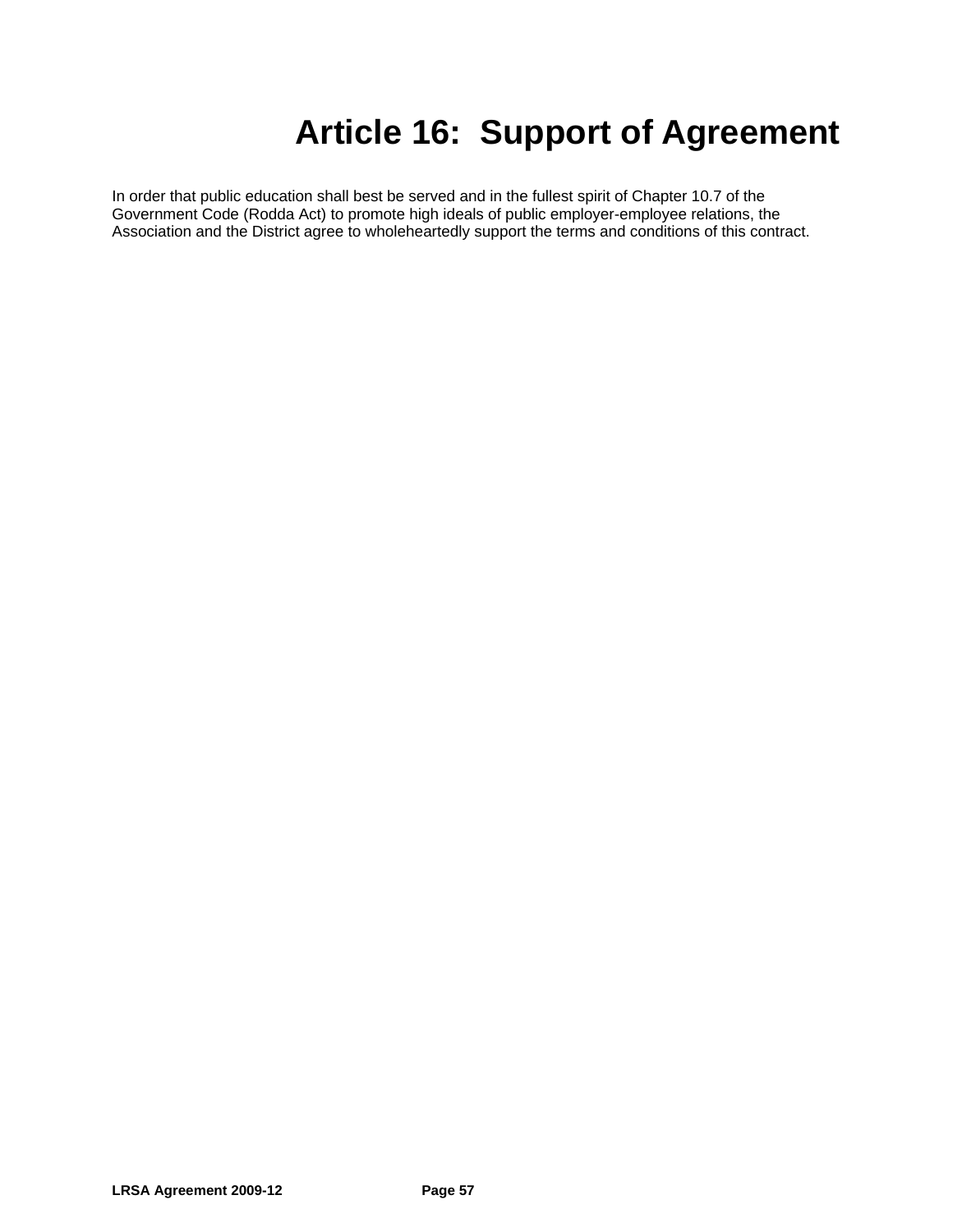# Article 16: Support of Agreement

In order that public education shall best be served and in the fullest spirit of Chapter 10.7 of the Government Code (Rodda Act) to promote high ideals of public employer-employee relations, the Association and the District agree to wholeheartedly support the terms and conditions of this contract.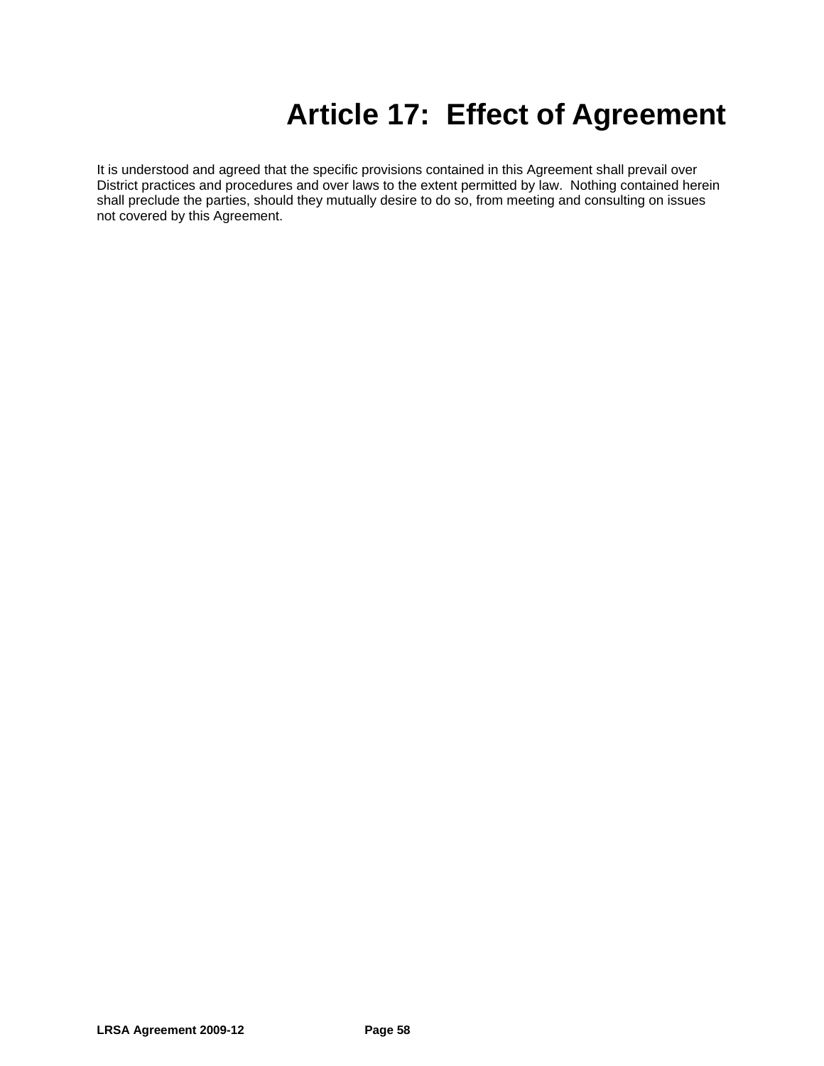# Article 17:  Effect of Agreement

It is understood and agreed that the specific provisions contained in this Agreement shall prevail over District practices and procedures and over laws to the extent permitted by law.  Nothing contained herein shall preclude the parties, should they mutually desire to do so, from meeting and consulting on issues not covered by this Agreement.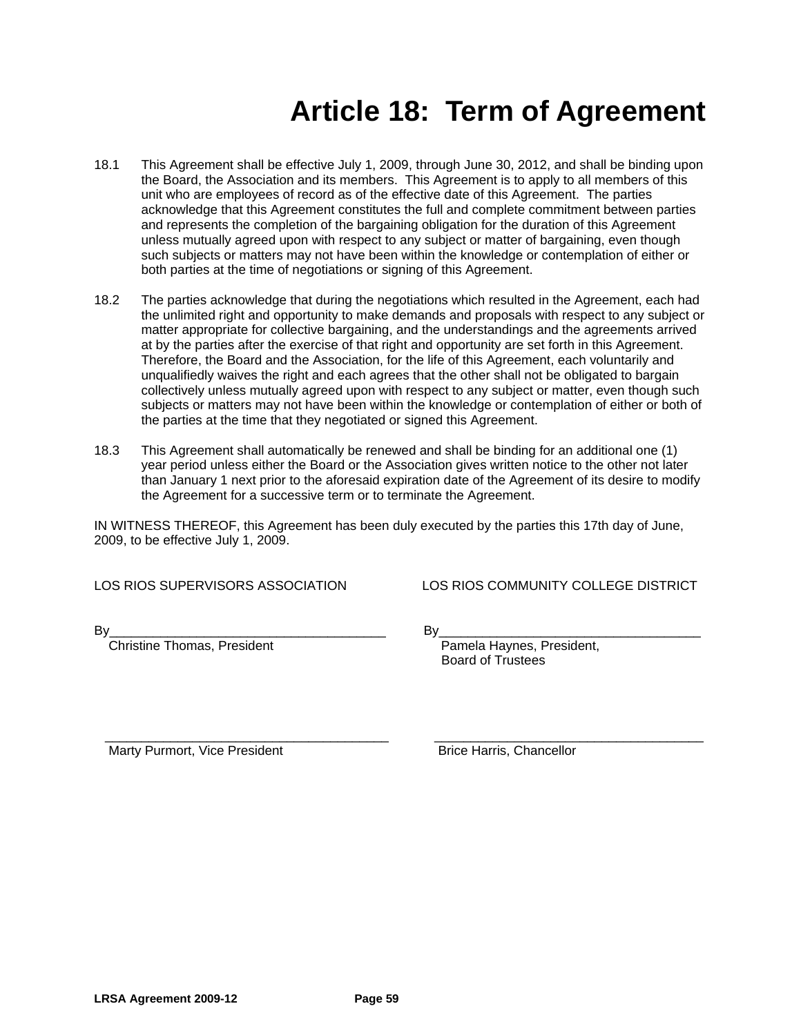# Article 18: Term of Agreement

18.1 This Agreement shall be effective July 1, 2009, through June 30, 2012, and shall be binding upon the Board, the Association and its members. This Agreement is to apply to all members of this unit who are employees of record as of the effective date of this Agreement. The parties acknowledge that this Agreement constitutes the full and complete commitment between parties and represents the completion of the bargaining obligation for the duration of this Agreement unless mutually agreed upon with respect to any subject or matter of bargaining, even though such subjects or matters may not have been within the knowledge or contemplation of either or both parties at the time of negotiations or signing of this Agreement.

18.2 The parties acknowledge that during the negotiations which resulted in the Agreement, each had the unlimited right and opportunity to make demands and proposals with respect to any subject or matter appropriate for collective bargaining, and the understandings and the agreements arrived at by the parties after the exercise of that right and opportunity are set forth in this Agreement. Therefore, the Board and the Association, for the life of this Agreement, each voluntarily and unqualifiedly waives the right and each agrees that the other shall not be obligated to bargain collectively unless mutually agreed upon with respect to any subject or matter, even though such subjects or matters may not have been within the knowledge or contemplation of either or both of the parties at the time that they negotiated or signed this Agreement.

18.3 This Agreement shall automatically be renewed and shall be binding for an additional one (1) year period unless either the Board or the Association gives written notice to the other not later than January 1 next prior to the aforesaid expiration date of the Agreement of its desire to modify the Agreement for a successive term or to terminate the Agreement.

IN WITNESS THEREOF, this Agreement has been duly executed by the parties this 17th day of June, 2009, to be effective July 1, 2009.

LOS RIOS SUPERVISORS ASSOCIATION

By______________________________________
Christine Thomas, President

______________________________________
Marty Purmort, Vice President

LOS RIOS COMMUNITY COLLEGE DISTRICT

By______________________________________
Pamela Haynes, President,
Board of Trustees

______________________________________
Brice Harris, Chancellor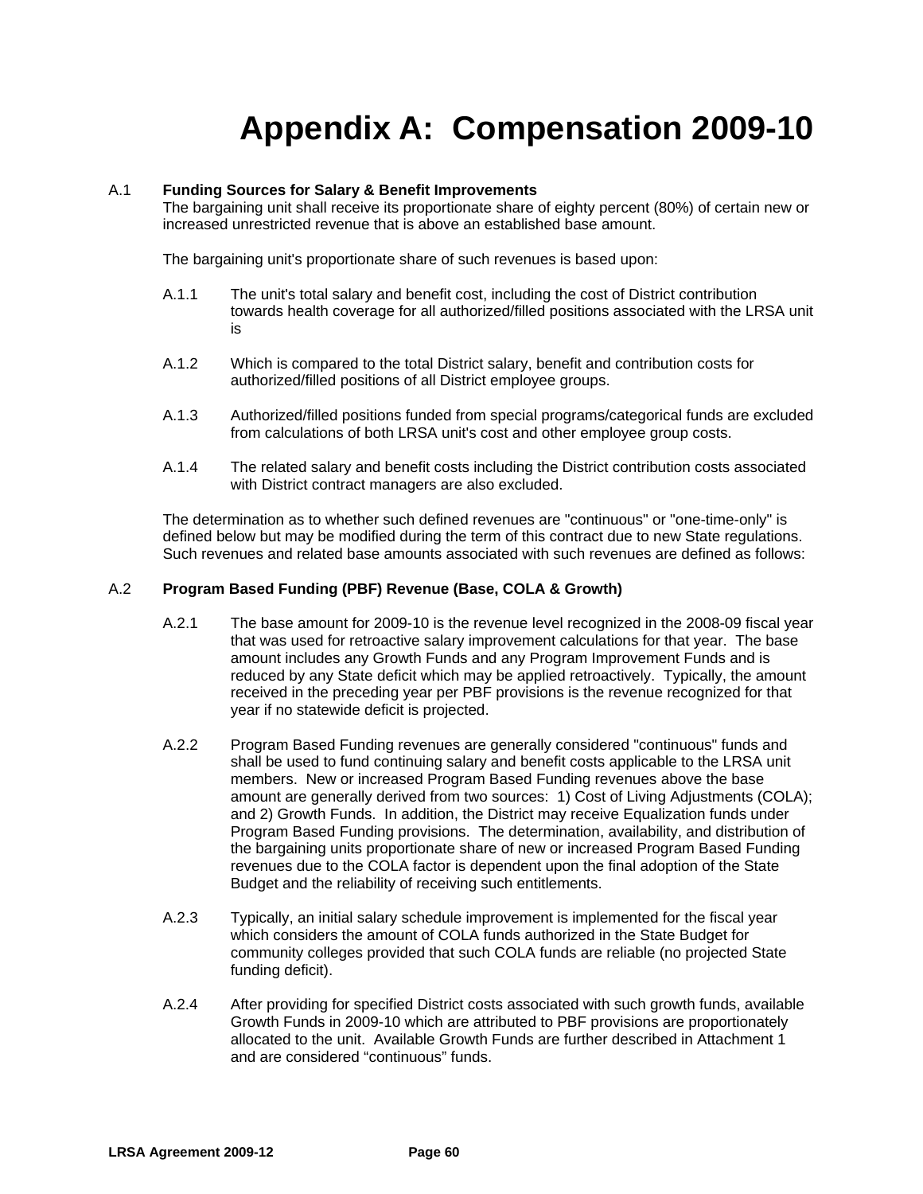# Appendix A: Compensation 2009-10

A.1 **Funding Sources for Salary & Benefit Improvements**

The bargaining unit shall receive its proportionate share of eighty percent (80%) of certain new or increased unrestricted revenue that is above an established base amount.

The bargaining unit's proportionate share of such revenues is based upon:

A.1.1 The unit's total salary and benefit cost, including the cost of District contribution towards health coverage for all authorized/filled positions associated with the LRSA unit is

A.1.2 Which is compared to the total District salary, benefit and contribution costs for authorized/filled positions of all District employee groups.

A.1.3 Authorized/filled positions funded from special programs/categorical funds are excluded from calculations of both LRSA unit's cost and other employee group costs.

A.1.4 The related salary and benefit costs including the District contribution costs associated with District contract managers are also excluded.

The determination as to whether such defined revenues are "continuous" or "one-time-only" is defined below but may be modified during the term of this contract due to new State regulations. Such revenues and related base amounts associated with such revenues are defined as follows:

A.2 **Program Based Funding (PBF) Revenue (Base, COLA & Growth)**

A.2.1 The base amount for 2009-10 is the revenue level recognized in the 2008-09 fiscal year that was used for retroactive salary improvement calculations for that year. The base amount includes any Growth Funds and any Program Improvement Funds and is reduced by any State deficit which may be applied retroactively. Typically, the amount received in the preceding year per PBF provisions is the revenue recognized for that year if no statewide deficit is projected.

A.2.2 Program Based Funding revenues are generally considered "continuous" funds and shall be used to fund continuing salary and benefit costs applicable to the LRSA unit members. New or increased Program Based Funding revenues above the base amount are generally derived from two sources: 1) Cost of Living Adjustments (COLA); and 2) Growth Funds. In addition, the District may receive Equalization funds under Program Based Funding provisions. The determination, availability, and distribution of the bargaining units proportionate share of new or increased Program Based Funding revenues due to the COLA factor is dependent upon the final adoption of the State Budget and the reliability of receiving such entitlements.

A.2.3 Typically, an initial salary schedule improvement is implemented for the fiscal year which considers the amount of COLA funds authorized in the State Budget for community colleges provided that such COLA funds are reliable (no projected State funding deficit).

A.2.4 After providing for specified District costs associated with such growth funds, available Growth Funds in 2009-10 which are attributed to PBF provisions are proportionately allocated to the unit. Available Growth Funds are further described in Attachment 1 and are considered "continuous" funds.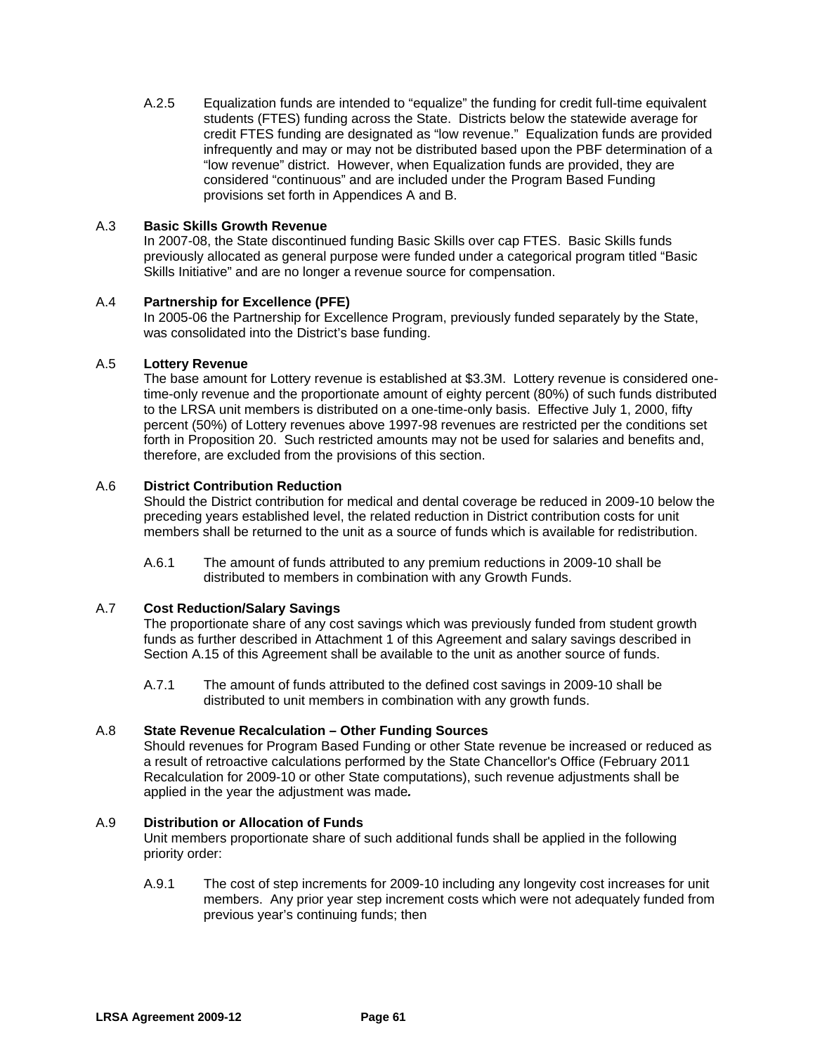A.2.5 Equalization funds are intended to "equalize" the funding for credit full-time equivalent students (FTES) funding across the State. Districts below the statewide average for credit FTES funding are designated as "low revenue." Equalization funds are provided infrequently and may or may not be distributed based upon the PBF determination of a "low revenue" district. However, when Equalization funds are provided, they are considered "continuous" and are included under the Program Based Funding provisions set forth in Appendices A and B.

A.3 **Basic Skills Growth Revenue**
In 2007-08, the State discontinued funding Basic Skills over cap FTES. Basic Skills funds previously allocated as general purpose were funded under a categorical program titled "Basic Skills Initiative" and are no longer a revenue source for compensation.

A.4 **Partnership for Excellence (PFE)**
In 2005-06 the Partnership for Excellence Program, previously funded separately by the State, was consolidated into the District's base funding.

A.5 **Lottery Revenue**
The base amount for Lottery revenue is established at $3.3M. Lottery revenue is considered one-time-only revenue and the proportionate amount of eighty percent (80%) of such funds distributed to the LRSA unit members is distributed on a one-time-only basis. Effective July 1, 2000, fifty percent (50%) of Lottery revenues above 1997-98 revenues are restricted per the conditions set forth in Proposition 20. Such restricted amounts may not be used for salaries and benefits and, therefore, are excluded from the provisions of this section.

A.6 **District Contribution Reduction**
Should the District contribution for medical and dental coverage be reduced in 2009-10 below the preceding years established level, the related reduction in District contribution costs for unit members shall be returned to the unit as a source of funds which is available for redistribution.

A.6.1 The amount of funds attributed to any premium reductions in 2009-10 shall be distributed to members in combination with any Growth Funds.

A.7 **Cost Reduction/Salary Savings**
The proportionate share of any cost savings which was previously funded from student growth funds as further described in Attachment 1 of this Agreement and salary savings described in Section A.15 of this Agreement shall be available to the unit as another source of funds.

A.7.1 The amount of funds attributed to the defined cost savings in 2009-10 shall be distributed to unit members in combination with any growth funds.

A.8 **State Revenue Recalculation – Other Funding Sources**
Should revenues for Program Based Funding or other State revenue be increased or reduced as a result of retroactive calculations performed by the State Chancellor's Office (February 2011 Recalculation for 2009-10 or other State computations), such revenue adjustments shall be applied in the year the adjustment was made*.*

A.9 **Distribution or Allocation of Funds**
Unit members proportionate share of such additional funds shall be applied in the following priority order:

A.9.1 The cost of step increments for 2009-10 including any longevity cost increases for unit members. Any prior year step increment costs which were not adequately funded from previous year's continuing funds; then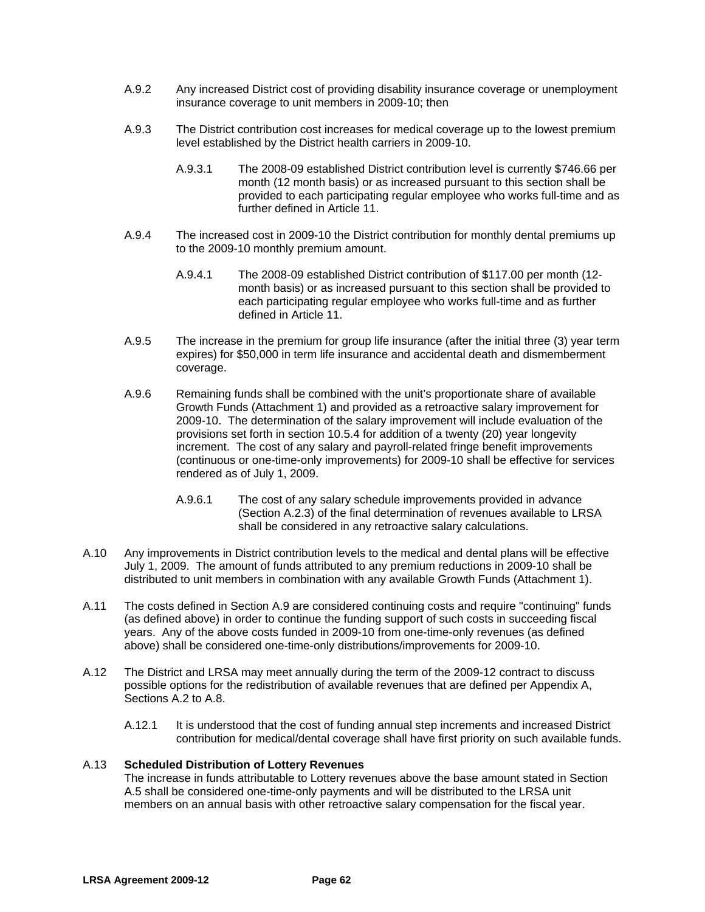A.9.2 Any increased District cost of providing disability insurance coverage or unemployment insurance coverage to unit members in 2009-10; then

A.9.3 The District contribution cost increases for medical coverage up to the lowest premium level established by the District health carriers in 2009-10.

A.9.3.1 The 2008-09 established District contribution level is currently $746.66 per month (12 month basis) or as increased pursuant to this section shall be provided to each participating regular employee who works full-time and as further defined in Article 11.

A.9.4 The increased cost in 2009-10 the District contribution for monthly dental premiums up to the 2009-10 monthly premium amount.

A.9.4.1 The 2008-09 established District contribution of $117.00 per month (12-month basis) or as increased pursuant to this section shall be provided to each participating regular employee who works full-time and as further defined in Article 11.

A.9.5 The increase in the premium for group life insurance (after the initial three (3) year term expires) for $50,000 in term life insurance and accidental death and dismemberment coverage.

A.9.6 Remaining funds shall be combined with the unit's proportionate share of available Growth Funds (Attachment 1) and provided as a retroactive salary improvement for 2009-10. The determination of the salary improvement will include evaluation of the provisions set forth in section 10.5.4 for addition of a twenty (20) year longevity increment. The cost of any salary and payroll-related fringe benefit improvements (continuous or one-time-only improvements) for 2009-10 shall be effective for services rendered as of July 1, 2009.

A.9.6.1 The cost of any salary schedule improvements provided in advance (Section A.2.3) of the final determination of revenues available to LRSA shall be considered in any retroactive salary calculations.

A.10 Any improvements in District contribution levels to the medical and dental plans will be effective July 1, 2009. The amount of funds attributed to any premium reductions in 2009-10 shall be distributed to unit members in combination with any available Growth Funds (Attachment 1).

A.11 The costs defined in Section A.9 are considered continuing costs and require "continuing" funds (as defined above) in order to continue the funding support of such costs in succeeding fiscal years. Any of the above costs funded in 2009-10 from one-time-only revenues (as defined above) shall be considered one-time-only distributions/improvements for 2009-10.

A.12 The District and LRSA may meet annually during the term of the 2009-12 contract to discuss possible options for the redistribution of available revenues that are defined per Appendix A, Sections A.2 to A.8.

A.12.1 It is understood that the cost of funding annual step increments and increased District contribution for medical/dental coverage shall have first priority on such available funds.

A.13 **Scheduled Distribution of Lottery Revenues**
The increase in funds attributable to Lottery revenues above the base amount stated in Section A.5 shall be considered one-time-only payments and will be distributed to the LRSA unit members on an annual basis with other retroactive salary compensation for the fiscal year.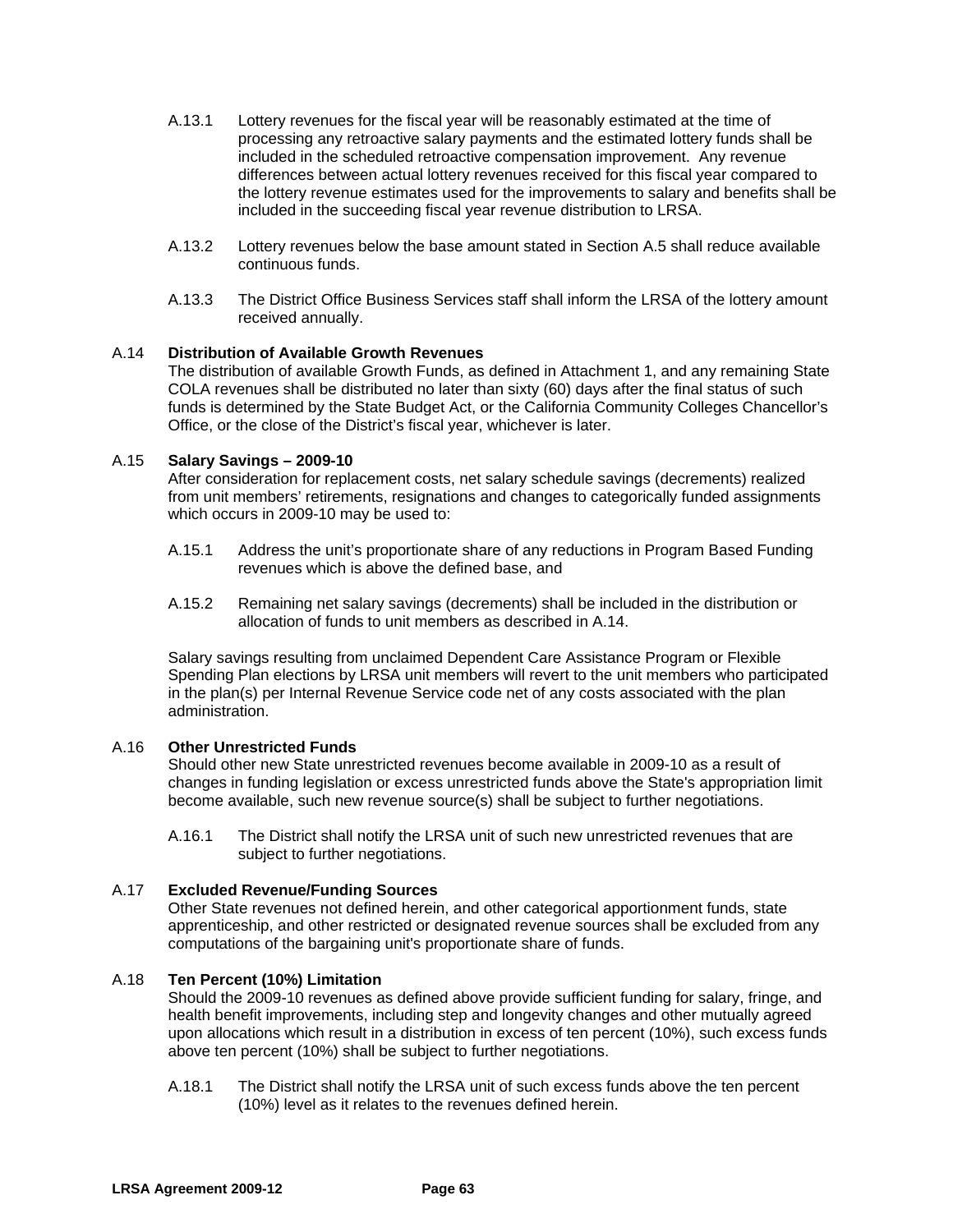A.13.1 Lottery revenues for the fiscal year will be reasonably estimated at the time of processing any retroactive salary payments and the estimated lottery funds shall be included in the scheduled retroactive compensation improvement. Any revenue differences between actual lottery revenues received for this fiscal year compared to the lottery revenue estimates used for the improvements to salary and benefits shall be included in the succeeding fiscal year revenue distribution to LRSA.

A.13.2 Lottery revenues below the base amount stated in Section A.5 shall reduce available continuous funds.

A.13.3 The District Office Business Services staff shall inform the LRSA of the lottery amount received annually.

A.14 **Distribution of Available Growth Revenues**

The distribution of available Growth Funds, as defined in Attachment 1, and any remaining State COLA revenues shall be distributed no later than sixty (60) days after the final status of such funds is determined by the State Budget Act, or the California Community Colleges Chancellor's Office, or the close of the District's fiscal year, whichever is later.

A.15 **Salary Savings – 2009-10**

After consideration for replacement costs, net salary schedule savings (decrements) realized from unit members' retirements, resignations and changes to categorically funded assignments which occurs in 2009-10 may be used to:

A.15.1 Address the unit's proportionate share of any reductions in Program Based Funding revenues which is above the defined base, and

A.15.2 Remaining net salary savings (decrements) shall be included in the distribution or allocation of funds to unit members as described in A.14.

Salary savings resulting from unclaimed Dependent Care Assistance Program or Flexible Spending Plan elections by LRSA unit members will revert to the unit members who participated in the plan(s) per Internal Revenue Service code net of any costs associated with the plan administration.

A.16 **Other Unrestricted Funds**

Should other new State unrestricted revenues become available in 2009-10 as a result of changes in funding legislation or excess unrestricted funds above the State's appropriation limit become available, such new revenue source(s) shall be subject to further negotiations.

A.16.1 The District shall notify the LRSA unit of such new unrestricted revenues that are subject to further negotiations.

A.17 **Excluded Revenue/Funding Sources**

Other State revenues not defined herein, and other categorical apportionment funds, state apprenticeship, and other restricted or designated revenue sources shall be excluded from any computations of the bargaining unit's proportionate share of funds.

A.18 **Ten Percent (10%) Limitation**

Should the 2009-10 revenues as defined above provide sufficient funding for salary, fringe, and health benefit improvements, including step and longevity changes and other mutually agreed upon allocations which result in a distribution in excess of ten percent (10%), such excess funds above ten percent (10%) shall be subject to further negotiations.

A.18.1 The District shall notify the LRSA unit of such excess funds above the ten percent (10%) level as it relates to the revenues defined herein.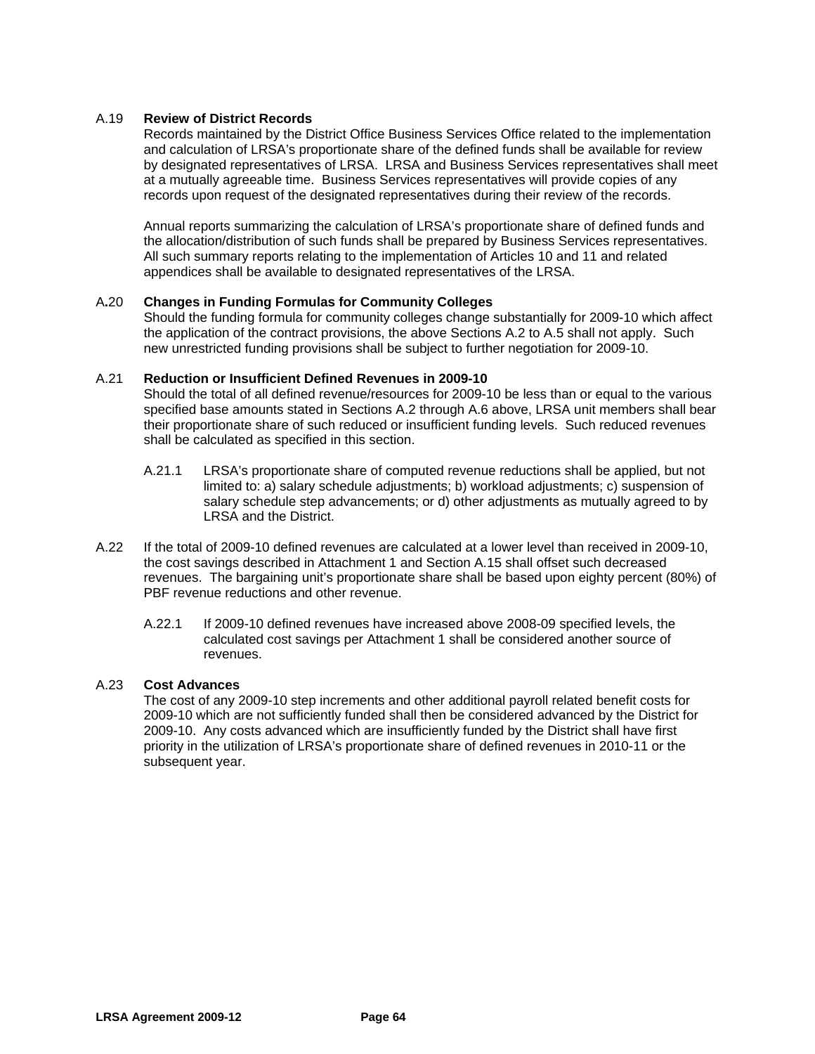A.19 **Review of District Records**

Records maintained by the District Office Business Services Office related to the implementation and calculation of LRSA's proportionate share of the defined funds shall be available for review by designated representatives of LRSA. LRSA and Business Services representatives shall meet at a mutually agreeable time. Business Services representatives will provide copies of any records upon request of the designated representatives during their review of the records.

Annual reports summarizing the calculation of LRSA's proportionate share of defined funds and the allocation/distribution of such funds shall be prepared by Business Services representatives. All such summary reports relating to the implementation of Articles 10 and 11 and related appendices shall be available to designated representatives of the LRSA.

A.20 **Changes in Funding Formulas for Community Colleges**

Should the funding formula for community colleges change substantially for 2009-10 which affect the application of the contract provisions, the above Sections A.2 to A.5 shall not apply. Such new unrestricted funding provisions shall be subject to further negotiation for 2009-10.

A.21 **Reduction or Insufficient Defined Revenues in 2009-10**

Should the total of all defined revenue/resources for 2009-10 be less than or equal to the various specified base amounts stated in Sections A.2 through A.6 above, LRSA unit members shall bear their proportionate share of such reduced or insufficient funding levels. Such reduced revenues shall be calculated as specified in this section.

A.21.1 LRSA's proportionate share of computed revenue reductions shall be applied, but not limited to: a) salary schedule adjustments; b) workload adjustments; c) suspension of salary schedule step advancements; or d) other adjustments as mutually agreed to by LRSA and the District.

A.22 If the total of 2009-10 defined revenues are calculated at a lower level than received in 2009-10, the cost savings described in Attachment 1 and Section A.15 shall offset such decreased revenues. The bargaining unit's proportionate share shall be based upon eighty percent (80%) of PBF revenue reductions and other revenue.

A.22.1 If 2009-10 defined revenues have increased above 2008-09 specified levels, the calculated cost savings per Attachment 1 shall be considered another source of revenues.

A.23 **Cost Advances**

The cost of any 2009-10 step increments and other additional payroll related benefit costs for 2009-10 which are not sufficiently funded shall then be considered advanced by the District for 2009-10. Any costs advanced which are insufficiently funded by the District shall have first priority in the utilization of LRSA's proportionate share of defined revenues in 2010-11 or the subsequent year.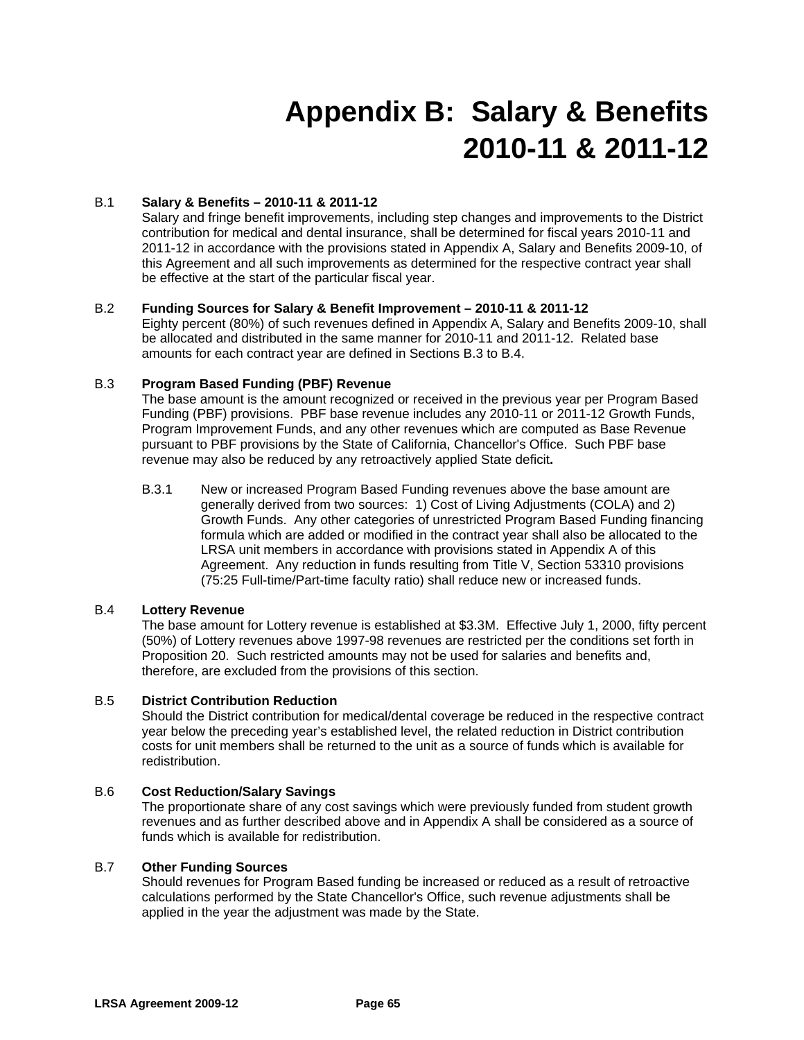# Appendix B: Salary & Benefits 2010-11 & 2011-12

B.1 **Salary & Benefits – 2010-11 & 2011-12**

Salary and fringe benefit improvements, including step changes and improvements to the District contribution for medical and dental insurance, shall be determined for fiscal years 2010-11 and 2011-12 in accordance with the provisions stated in Appendix A, Salary and Benefits 2009-10, of this Agreement and all such improvements as determined for the respective contract year shall be effective at the start of the particular fiscal year.

B.2 **Funding Sources for Salary & Benefit Improvement – 2010-11 & 2011-12**

Eighty percent (80%) of such revenues defined in Appendix A, Salary and Benefits 2009-10, shall be allocated and distributed in the same manner for 2010-11 and 2011-12. Related base amounts for each contract year are defined in Sections B.3 to B.4.

B.3 **Program Based Funding (PBF) Revenue**

The base amount is the amount recognized or received in the previous year per Program Based Funding (PBF) provisions. PBF base revenue includes any 2010-11 or 2011-12 Growth Funds, Program Improvement Funds, and any other revenues which are computed as Base Revenue pursuant to PBF provisions by the State of California, Chancellor's Office. Such PBF base revenue may also be reduced by any retroactively applied State deficit**.**

B.3.1 New or increased Program Based Funding revenues above the base amount are generally derived from two sources: 1) Cost of Living Adjustments (COLA) and 2) Growth Funds. Any other categories of unrestricted Program Based Funding financing formula which are added or modified in the contract year shall also be allocated to the LRSA unit members in accordance with provisions stated in Appendix A of this Agreement. Any reduction in funds resulting from Title V, Section 53310 provisions (75:25 Full-time/Part-time faculty ratio) shall reduce new or increased funds.

B.4 **Lottery Revenue**

The base amount for Lottery revenue is established at $3.3M. Effective July 1, 2000, fifty percent (50%) of Lottery revenues above 1997-98 revenues are restricted per the conditions set forth in Proposition 20. Such restricted amounts may not be used for salaries and benefits and, therefore, are excluded from the provisions of this section.

B.5 **District Contribution Reduction**

Should the District contribution for medical/dental coverage be reduced in the respective contract year below the preceding year's established level, the related reduction in District contribution costs for unit members shall be returned to the unit as a source of funds which is available for redistribution.

B.6 **Cost Reduction/Salary Savings**

The proportionate share of any cost savings which were previously funded from student growth revenues and as further described above and in Appendix A shall be considered as a source of funds which is available for redistribution.

B.7 **Other Funding Sources**

Should revenues for Program Based funding be increased or reduced as a result of retroactive calculations performed by the State Chancellor's Office, such revenue adjustments shall be applied in the year the adjustment was made by the State.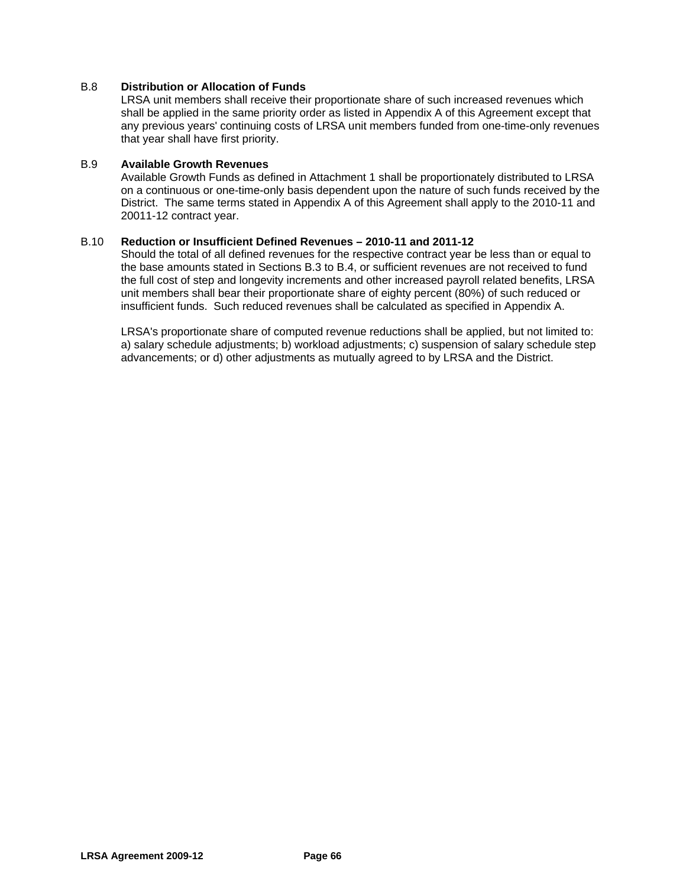B.8 **Distribution or Allocation of Funds**

LRSA unit members shall receive their proportionate share of such increased revenues which shall be applied in the same priority order as listed in Appendix A of this Agreement except that any previous years' continuing costs of LRSA unit members funded from one-time-only revenues that year shall have first priority.

B.9 **Available Growth Revenues**

Available Growth Funds as defined in Attachment 1 shall be proportionately distributed to LRSA on a continuous or one-time-only basis dependent upon the nature of such funds received by the District. The same terms stated in Appendix A of this Agreement shall apply to the 2010-11 and 20011-12 contract year.

B.10 **Reduction or Insufficient Defined Revenues – 2010-11 and 2011-12**

Should the total of all defined revenues for the respective contract year be less than or equal to the base amounts stated in Sections B.3 to B.4, or sufficient revenues are not received to fund the full cost of step and longevity increments and other increased payroll related benefits, LRSA unit members shall bear their proportionate share of eighty percent (80%) of such reduced or insufficient funds. Such reduced revenues shall be calculated as specified in Appendix A.

LRSA's proportionate share of computed revenue reductions shall be applied, but not limited to: a) salary schedule adjustments; b) workload adjustments; c) suspension of salary schedule step advancements; or d) other adjustments as mutually agreed to by LRSA and the District.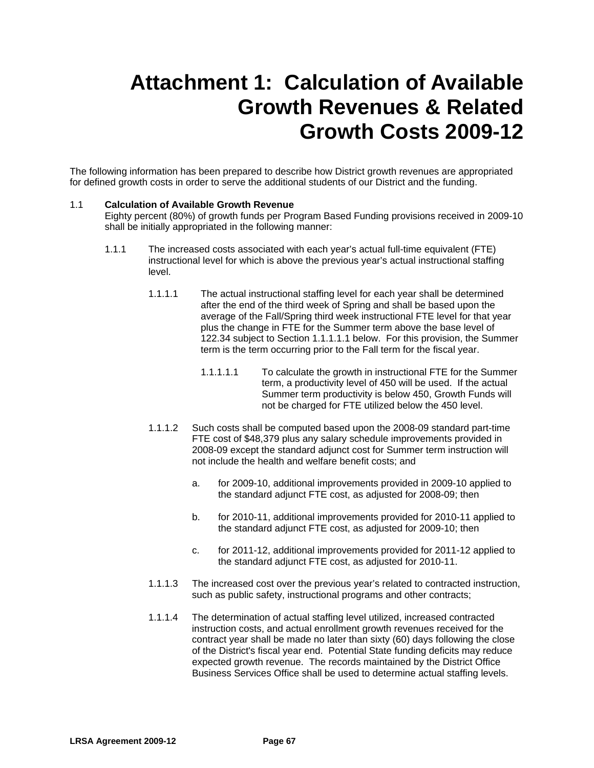# Attachment 1: Calculation of Available Growth Revenues & Related Growth Costs 2009-12

The following information has been prepared to describe how District growth revenues are appropriated for defined growth costs in order to serve the additional students of our District and the funding.

1.1 **Calculation of Available Growth Revenue**
Eighty percent (80%) of growth funds per Program Based Funding provisions received in 2009-10 shall be initially appropriated in the following manner:

1.1.1 The increased costs associated with each year's actual full-time equivalent (FTE) instructional level for which is above the previous year's actual instructional staffing level.

1.1.1.1 The actual instructional staffing level for each year shall be determined after the end of the third week of Spring and shall be based upon the average of the Fall/Spring third week instructional FTE level for that year plus the change in FTE for the Summer term above the base level of 122.34 subject to Section 1.1.1.1.1 below. For this provision, the Summer term is the term occurring prior to the Fall term for the fiscal year.

1.1.1.1.1 To calculate the growth in instructional FTE for the Summer term, a productivity level of 450 will be used. If the actual Summer term productivity is below 450, Growth Funds will not be charged for FTE utilized below the 450 level.

1.1.1.2 Such costs shall be computed based upon the 2008-09 standard part-time FTE cost of $48,379 plus any salary schedule improvements provided in 2008-09 except the standard adjunct cost for Summer term instruction will not include the health and welfare benefit costs; and

a. for 2009-10, additional improvements provided in 2009-10 applied to the standard adjunct FTE cost, as adjusted for 2008-09; then

b. for 2010-11, additional improvements provided for 2010-11 applied to the standard adjunct FTE cost, as adjusted for 2009-10; then

c. for 2011-12, additional improvements provided for 2011-12 applied to the standard adjunct FTE cost, as adjusted for 2010-11.

1.1.1.3 The increased cost over the previous year's related to contracted instruction, such as public safety, instructional programs and other contracts;

1.1.1.4 The determination of actual staffing level utilized, increased contracted instruction costs, and actual enrollment growth revenues received for the contract year shall be made no later than sixty (60) days following the close of the District's fiscal year end. Potential State funding deficits may reduce expected growth revenue. The records maintained by the District Office Business Services Office shall be used to determine actual staffing levels.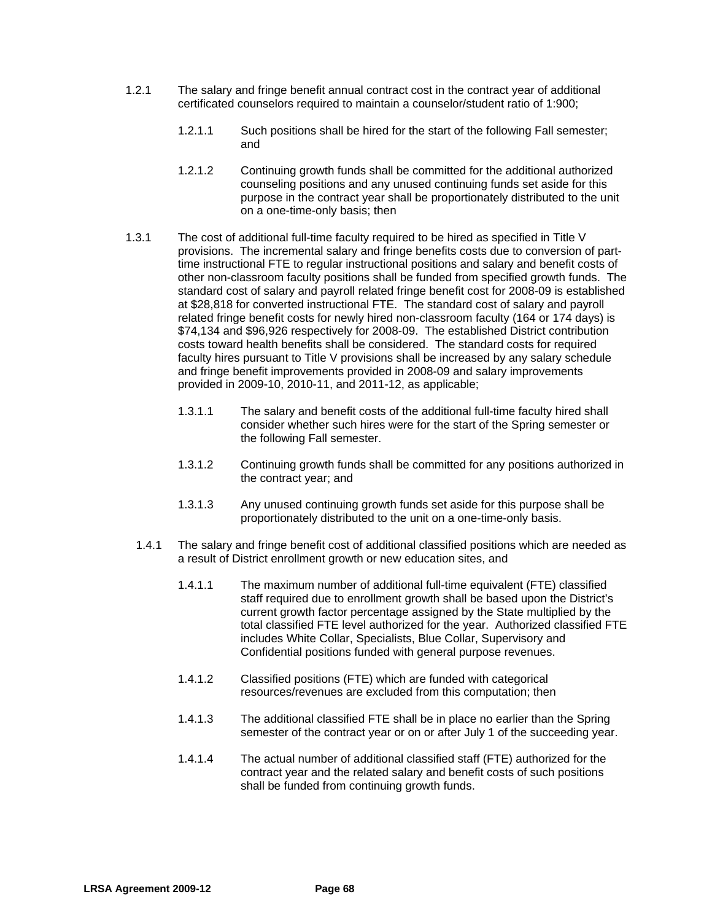1.2.1 The salary and fringe benefit annual contract cost in the contract year of additional certificated counselors required to maintain a counselor/student ratio of 1:900;

1.2.1.1 Such positions shall be hired for the start of the following Fall semester; and

1.2.1.2 Continuing growth funds shall be committed for the additional authorized counseling positions and any unused continuing funds set aside for this purpose in the contract year shall be proportionately distributed to the unit on a one-time-only basis; then

1.3.1 The cost of additional full-time faculty required to be hired as specified in Title V provisions. The incremental salary and fringe benefits costs due to conversion of part-time instructional FTE to regular instructional positions and salary and benefit costs of other non-classroom faculty positions shall be funded from specified growth funds. The standard cost of salary and payroll related fringe benefit cost for 2008-09 is established at $28,818 for converted instructional FTE. The standard cost of salary and payroll related fringe benefit costs for newly hired non-classroom faculty (164 or 174 days) is $74,134 and $96,926 respectively for 2008-09. The established District contribution costs toward health benefits shall be considered. The standard costs for required faculty hires pursuant to Title V provisions shall be increased by any salary schedule and fringe benefit improvements provided in 2008-09 and salary improvements provided in 2009-10, 2010-11, and 2011-12, as applicable;

1.3.1.1 The salary and benefit costs of the additional full-time faculty hired shall consider whether such hires were for the start of the Spring semester or the following Fall semester.

1.3.1.2 Continuing growth funds shall be committed for any positions authorized in the contract year; and

1.3.1.3 Any unused continuing growth funds set aside for this purpose shall be proportionately distributed to the unit on a one-time-only basis.

1.4.1 The salary and fringe benefit cost of additional classified positions which are needed as a result of District enrollment growth or new education sites, and

1.4.1.1 The maximum number of additional full-time equivalent (FTE) classified staff required due to enrollment growth shall be based upon the District's current growth factor percentage assigned by the State multiplied by the total classified FTE level authorized for the year. Authorized classified FTE includes White Collar, Specialists, Blue Collar, Supervisory and Confidential positions funded with general purpose revenues.

1.4.1.2 Classified positions (FTE) which are funded with categorical resources/revenues are excluded from this computation; then

1.4.1.3 The additional classified FTE shall be in place no earlier than the Spring semester of the contract year or on or after July 1 of the succeeding year.

1.4.1.4 The actual number of additional classified staff (FTE) authorized for the contract year and the related salary and benefit costs of such positions shall be funded from continuing growth funds.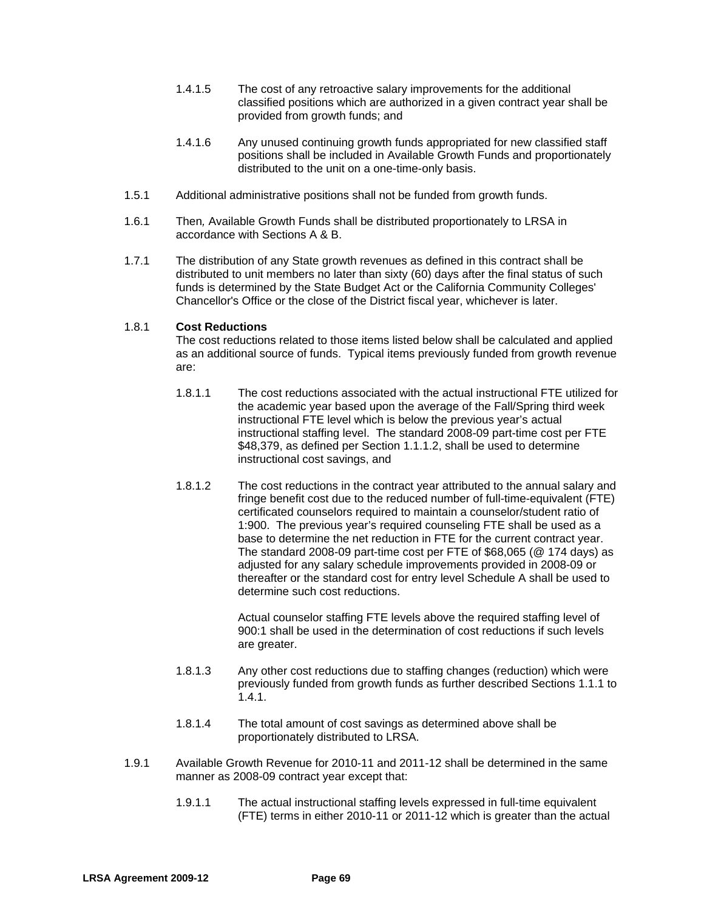1.4.1.5 The cost of any retroactive salary improvements for the additional classified positions which are authorized in a given contract year shall be provided from growth funds; and

1.4.1.6 Any unused continuing growth funds appropriated for new classified staff positions shall be included in Available Growth Funds and proportionately distributed to the unit on a one-time-only basis.

1.5.1 Additional administrative positions shall not be funded from growth funds.

1.6.1 Then*,* Available Growth Funds shall be distributed proportionately to LRSA in accordance with Sections A & B.

1.7.1 The distribution of any State growth revenues as defined in this contract shall be distributed to unit members no later than sixty (60) days after the final status of such funds is determined by the State Budget Act or the California Community Colleges' Chancellor's Office or the close of the District fiscal year, whichever is later.

1.8.1 **Cost Reductions**
The cost reductions related to those items listed below shall be calculated and applied as an additional source of funds. Typical items previously funded from growth revenue are:

1.8.1.1 The cost reductions associated with the actual instructional FTE utilized for the academic year based upon the average of the Fall/Spring third week instructional FTE level which is below the previous year's actual instructional staffing level. The standard 2008-09 part-time cost per FTE $48,379, as defined per Section 1.1.1.2, shall be used to determine instructional cost savings, and

1.8.1.2 The cost reductions in the contract year attributed to the annual salary and fringe benefit cost due to the reduced number of full-time-equivalent (FTE) certificated counselors required to maintain a counselor/student ratio of 1:900. The previous year's required counseling FTE shall be used as a base to determine the net reduction in FTE for the current contract year. The standard 2008-09 part-time cost per FTE of $68,065 (@ 174 days) as adjusted for any salary schedule improvements provided in 2008-09 or thereafter or the standard cost for entry level Schedule A shall be used to determine such cost reductions.

Actual counselor staffing FTE levels above the required staffing level of 900:1 shall be used in the determination of cost reductions if such levels are greater.

1.8.1.3 Any other cost reductions due to staffing changes (reduction) which were previously funded from growth funds as further described Sections 1.1.1 to 1.4.1.

1.8.1.4 The total amount of cost savings as determined above shall be proportionately distributed to LRSA.

1.9.1 Available Growth Revenue for 2010-11 and 2011-12 shall be determined in the same manner as 2008-09 contract year except that:

1.9.1.1 The actual instructional staffing levels expressed in full-time equivalent (FTE) terms in either 2010-11 or 2011-12 which is greater than the actual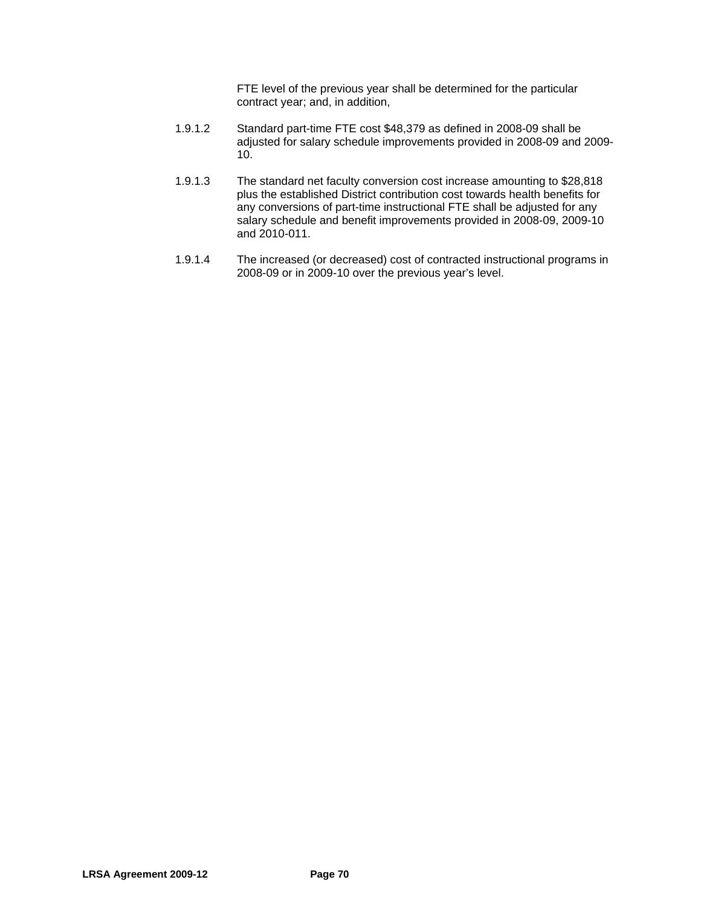FTE level of the previous year shall be determined for the particular contract year; and, in addition,

1.9.1.2 Standard part-time FTE cost $48,379 as defined in 2008-09 shall be adjusted for salary schedule improvements provided in 2008-09 and 2009-10.

1.9.1.3 The standard net faculty conversion cost increase amounting to $28,818 plus the established District contribution cost towards health benefits for any conversions of part-time instructional FTE shall be adjusted for any salary schedule and benefit improvements provided in 2008-09, 2009-10 and 2010-011.

1.9.1.4 The increased (or decreased) cost of contracted instructional programs in 2008-09 or in 2009-10 over the previous year's level.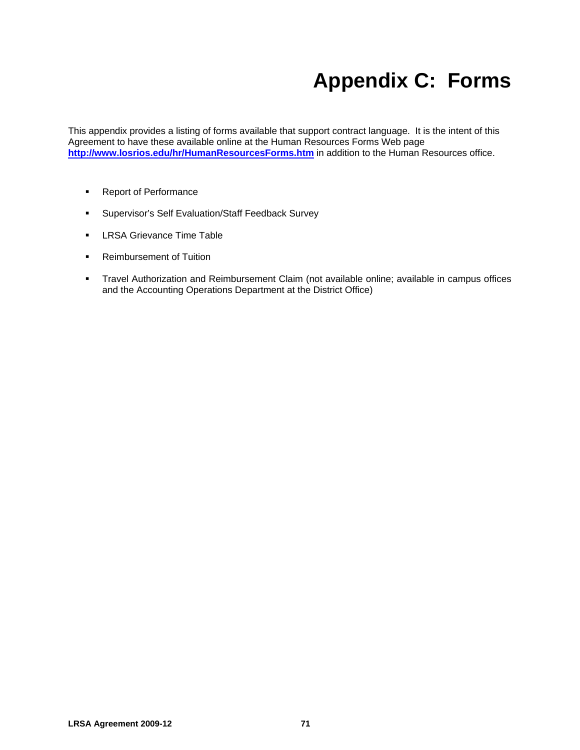# Appendix C: Forms

This appendix provides a listing of forms available that support contract language. It is the intent of this Agreement to have these available online at the Human Resources Forms Web page **http://www.losrios.edu/hr/HumanResourcesForms.htm** in addition to the Human Resources office.

- Report of Performance
- Supervisor's Self Evaluation/Staff Feedback Survey
- LRSA Grievance Time Table
- Reimbursement of Tuition
- Travel Authorization and Reimbursement Claim (not available online; available in campus offices and the Accounting Operations Department at the District Office)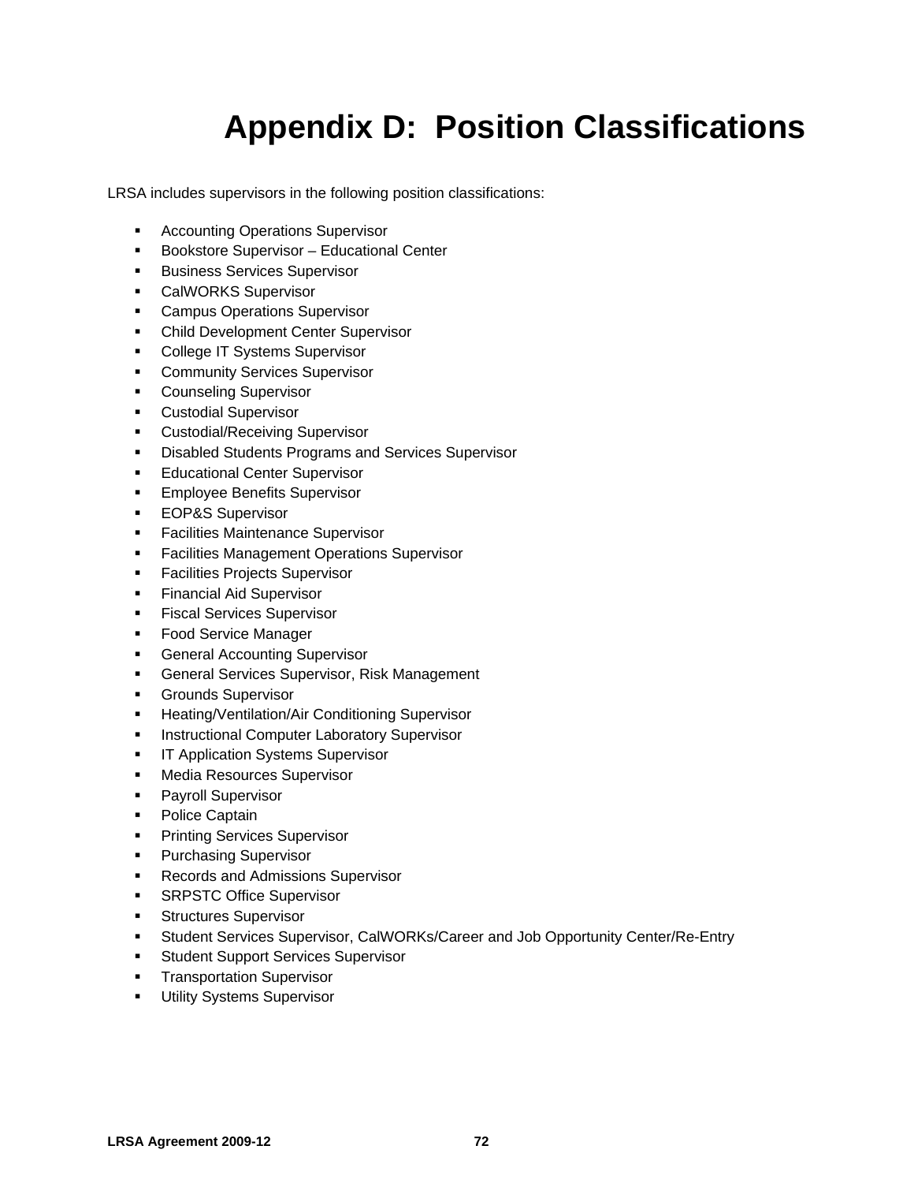# Appendix D: Position Classifications

LRSA includes supervisors in the following position classifications:

- Accounting Operations Supervisor
- Bookstore Supervisor – Educational Center
- Business Services Supervisor
- CalWORKS Supervisor
- Campus Operations Supervisor
- Child Development Center Supervisor
- College IT Systems Supervisor
- Community Services Supervisor
- Counseling Supervisor
- Custodial Supervisor
- Custodial/Receiving Supervisor
- Disabled Students Programs and Services Supervisor
- Educational Center Supervisor
- Employee Benefits Supervisor
- EOP&S Supervisor
- Facilities Maintenance Supervisor
- Facilities Management Operations Supervisor
- Facilities Projects Supervisor
- Financial Aid Supervisor
- Fiscal Services Supervisor
- Food Service Manager
- General Accounting Supervisor
- General Services Supervisor, Risk Management
- Grounds Supervisor
- Heating/Ventilation/Air Conditioning Supervisor
- Instructional Computer Laboratory Supervisor
- IT Application Systems Supervisor
- Media Resources Supervisor
- Payroll Supervisor
- Police Captain
- Printing Services Supervisor
- Purchasing Supervisor
- Records and Admissions Supervisor
- SRPSTC Office Supervisor
- Structures Supervisor
- Student Services Supervisor, CalWORKs/Career and Job Opportunity Center/Re-Entry
- Student Support Services Supervisor
- Transportation Supervisor
- Utility Systems Supervisor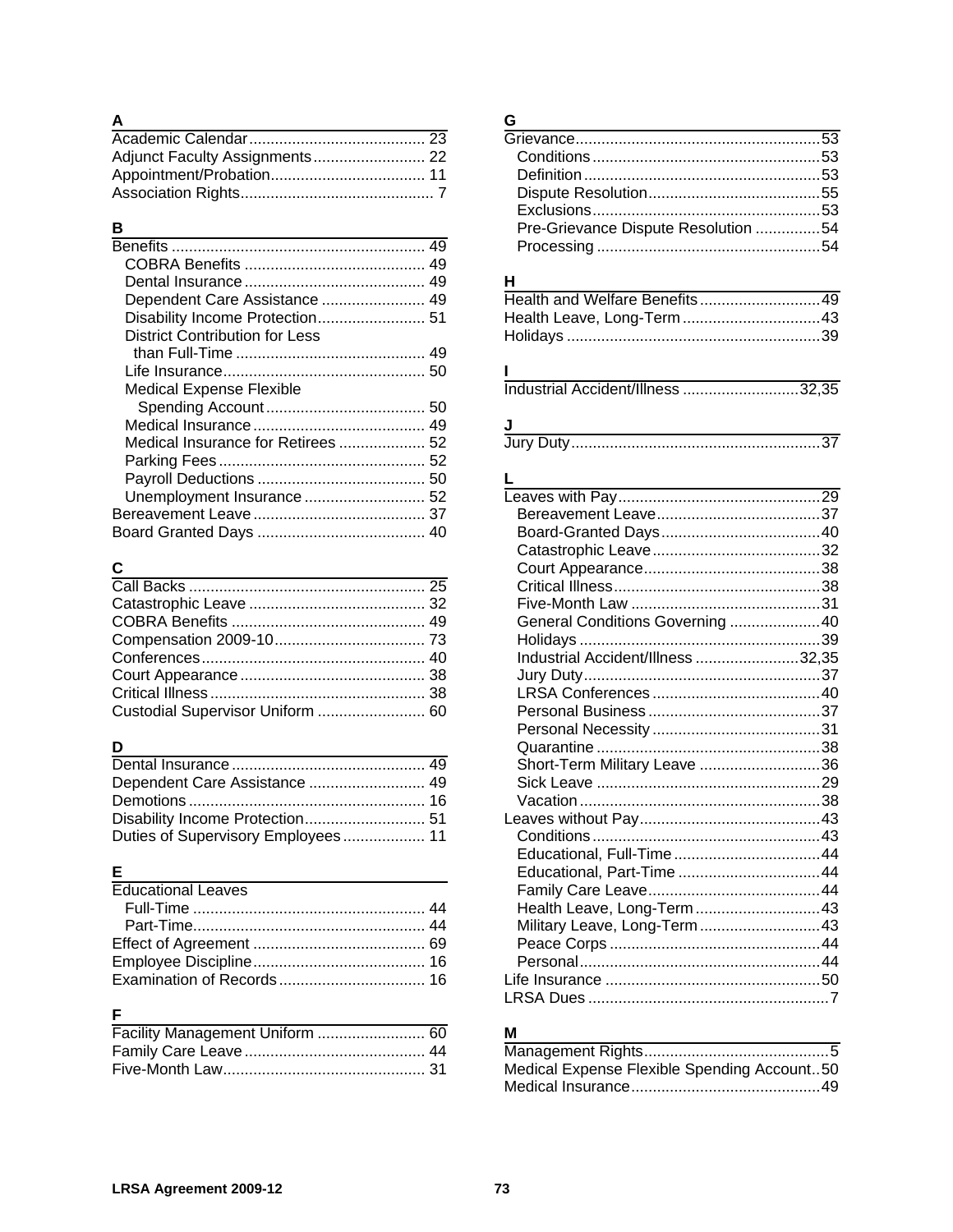### A

- Academic Calendar ..... 23
- Adjunct Faculty Assignments ..... 22
- Appointment/Probation ..... 11
- Association Rights ..... 7

### B

- Benefits ..... 49
  - COBRA Benefits ..... 49
  - Dental Insurance ..... 49
  - Dependent Care Assistance ..... 49
  - Disability Income Protection ..... 51
  - District Contribution for Less than Full-Time ..... 49
  - Life Insurance ..... 50
  - Medical Expense Flexible Spending Account ..... 50
  - Medical Insurance ..... 49
  - Medical Insurance for Retirees ..... 52
  - Parking Fees ..... 52
  - Payroll Deductions ..... 50
  - Unemployment Insurance ..... 52
- Bereavement Leave ..... 37
- Board Granted Days ..... 40

### C

- Call Backs ..... 25
- Catastrophic Leave ..... 32
- COBRA Benefits ..... 49
- Compensation 2009-10 ..... 73
- Conferences ..... 40
- Court Appearance ..... 38
- Critical Illness ..... 38
- Custodial Supervisor Uniform ..... 60

### D

- Dental Insurance ..... 49
- Dependent Care Assistance ..... 49
- Demotions ..... 16
- Disability Income Protection ..... 51
- Duties of Supervisory Employees ..... 11

### E

- Educational Leaves
  - Full-Time ..... 44
  - Part-Time ..... 44
- Effect of Agreement ..... 69
- Employee Discipline ..... 16
- Examination of Records ..... 16

### F

- Facility Management Uniform ..... 60
- Family Care Leave ..... 44
- Five-Month Law ..... 31

### G

- Grievance ..... 53
  - Conditions ..... 53
  - Definition ..... 53
  - Dispute Resolution ..... 55
  - Exclusions ..... 53
  - Pre-Grievance Dispute Resolution ..... 54
  - Processing ..... 54

### H

- Health and Welfare Benefits ..... 49
- Health Leave, Long-Term ..... 43
- Holidays ..... 39

### I

- Industrial Accident/Illness ..... 32,35

### J

- Jury Duty ..... 37

### L

- Leaves with Pay ..... 29
  - Bereavement Leave ..... 37
  - Board-Granted Days ..... 40
  - Catastrophic Leave ..... 32
  - Court Appearance ..... 38
  - Critical Illness ..... 38
  - Five-Month Law ..... 31
  - General Conditions Governing ..... 40
  - Holidays ..... 39
  - Industrial Accident/Illness ..... 32,35
  - Jury Duty ..... 37
  - LRSA Conferences ..... 40
  - Personal Business ..... 37
  - Personal Necessity ..... 31
  - Quarantine ..... 38
  - Short-Term Military Leave ..... 36
  - Sick Leave ..... 29
  - Vacation ..... 38
- Leaves without Pay ..... 43
  - Conditions ..... 43
  - Educational, Full-Time ..... 44
  - Educational, Part-Time ..... 44
  - Family Care Leave ..... 44
  - Health Leave, Long-Term ..... 43
  - Military Leave, Long-Term ..... 43
  - Peace Corps ..... 44
  - Personal ..... 44
- Life Insurance ..... 50
- LRSA Dues ..... 7

### M

- Management Rights ..... 5
- Medical Expense Flexible Spending Account ..... 50
- Medical Insurance ..... 49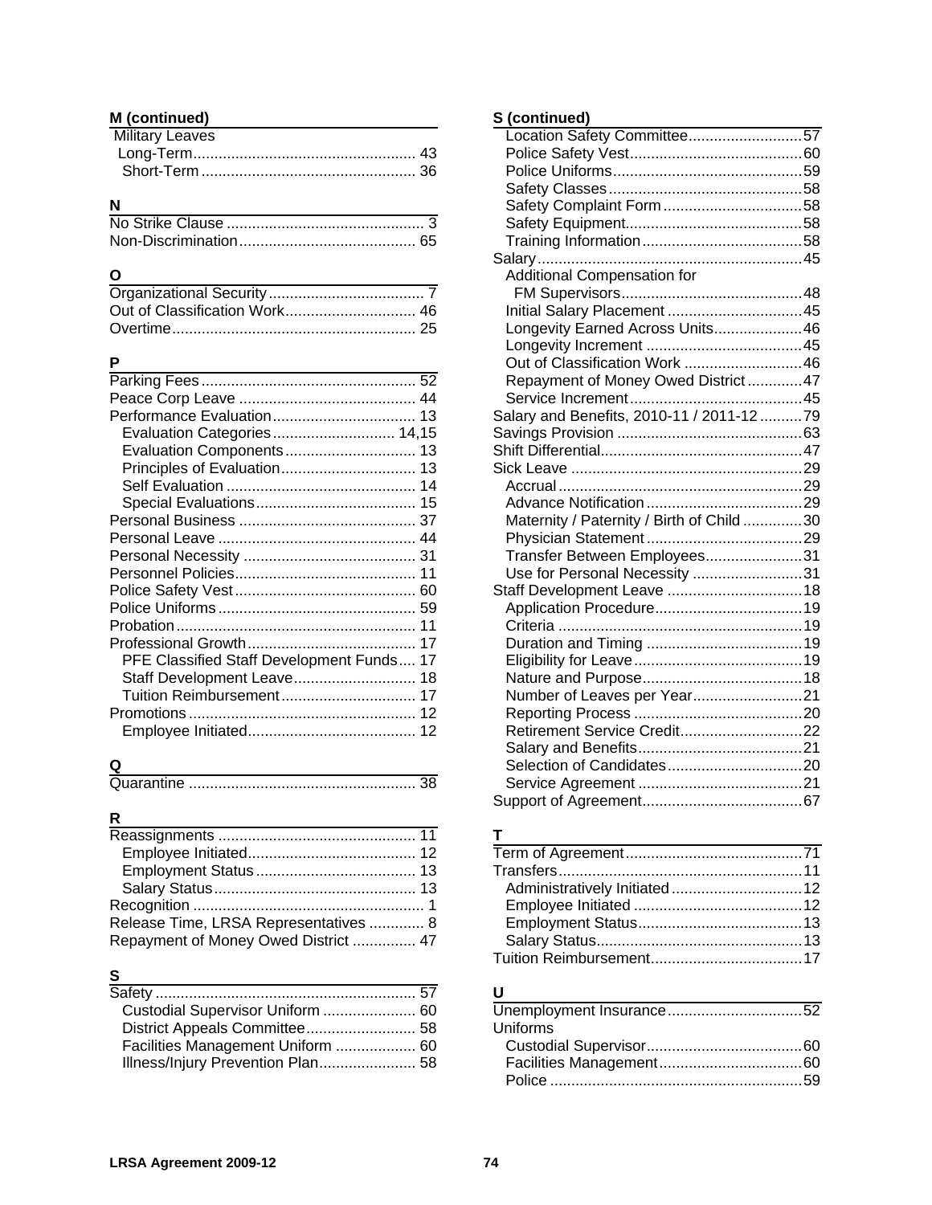**M (continued)**

Military Leaves
- Long-Term ..... 43
- Short-Term ..... 36

**N**

No Strike Clause ..... 3
Non-Discrimination ..... 65

**O**

Organizational Security ..... 7
Out of Classification Work ..... 46
Overtime ..... 25

**P**

Parking Fees ..... 52
Peace Corp Leave ..... 44
Performance Evaluation ..... 13
- Evaluation Categories ..... 14,15
- Evaluation Components ..... 13
- Principles of Evaluation ..... 13
- Self Evaluation ..... 14
- Special Evaluations ..... 15

Personal Business ..... 37
Personal Leave ..... 44
Personal Necessity ..... 31
Personnel Policies ..... 11
Police Safety Vest ..... 60
Police Uniforms ..... 59
Probation ..... 11
Professional Growth ..... 17
- PFE Classified Staff Development Funds ..... 17
- Staff Development Leave ..... 18
- Tuition Reimbursement ..... 17

Promotions ..... 12
- Employee Initiated ..... 12

**Q**

Quarantine ..... 38

**R**

Reassignments ..... 11
- Employee Initiated ..... 12
- Employment Status ..... 13
- Salary Status ..... 13

Recognition ..... 1
Release Time, LRSA Representatives ..... 8
Repayment of Money Owed District ..... 47

**S**

Safety ..... 57
- Custodial Supervisor Uniform ..... 60
- District Appeals Committee ..... 58
- Facilities Management Uniform ..... 60
- Illness/Injury Prevention Plan ..... 58

**S (continued)**

- Location Safety Committee ..... 57
- Police Safety Vest ..... 60
- Police Uniforms ..... 59
- Safety Classes ..... 58
- Safety Complaint Form ..... 58
- Safety Equipment ..... 58
- Training Information ..... 58

Salary ..... 45
- Additional Compensation for FM Supervisors ..... 48
- Initial Salary Placement ..... 45
- Longevity Earned Across Units ..... 46
- Longevity Increment ..... 45
- Out of Classification Work ..... 46
- Repayment of Money Owed District ..... 47
- Service Increment ..... 45

Salary and Benefits, 2010-11 / 2011-12 ..... 79
Savings Provision ..... 63
Shift Differential ..... 47
Sick Leave ..... 29
- Accrual ..... 29
- Advance Notification ..... 29
- Maternity / Paternity / Birth of Child ..... 30
- Physician Statement ..... 29
- Transfer Between Employees ..... 31
- Use for Personal Necessity ..... 31

Staff Development Leave ..... 18
- Application Procedure ..... 19
- Criteria ..... 19
- Duration and Timing ..... 19
- Eligibility for Leave ..... 19
- Nature and Purpose ..... 18
- Number of Leaves per Year ..... 21
- Reporting Process ..... 20
- Retirement Service Credit ..... 22
- Salary and Benefits ..... 21
- Selection of Candidates ..... 20
- Service Agreement ..... 21

Support of Agreement ..... 67

**T**

Term of Agreement ..... 71
Transfers ..... 11
- Administratively Initiated ..... 12
- Employee Initiated ..... 12
- Employment Status ..... 13
- Salary Status ..... 13

Tuition Reimbursement ..... 17

**U**

Unemployment Insurance ..... 52
Uniforms
- Custodial Supervisor ..... 60
- Facilities Management ..... 60
- Police ..... 59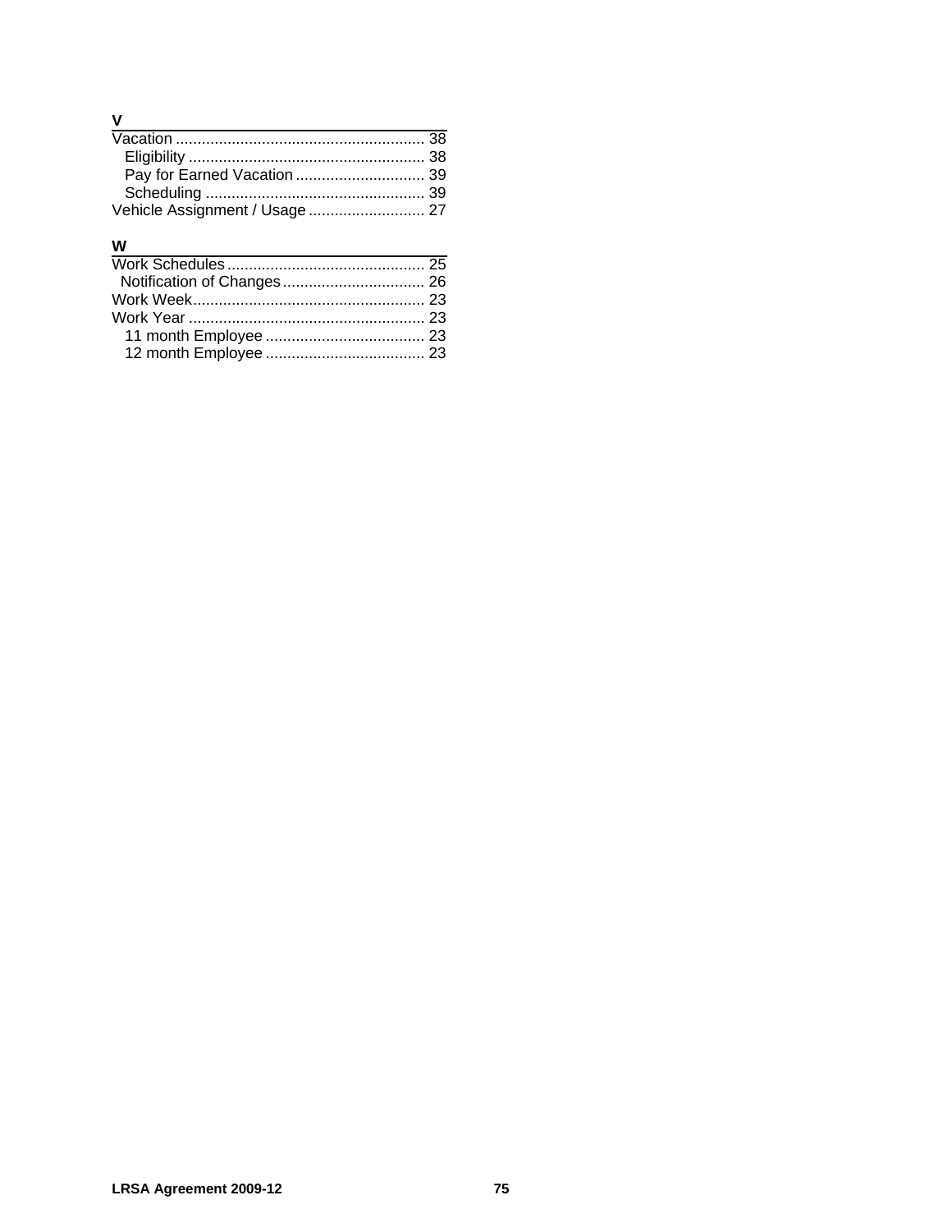**V**

Vacation .......................................................... 38
  Eligibility ...................................................... 38
  Pay for Earned Vacation .............................. 39
  Scheduling .................................................. 39
Vehicle Assignment / Usage ........................... 27

**W**

Work Schedules .............................................. 25
  Notification of Changes ................................. 26
Work Week...................................................... 23
Work Year ....................................................... 23
  11 month Employee ..................................... 23
  12 month Employee ..................................... 23